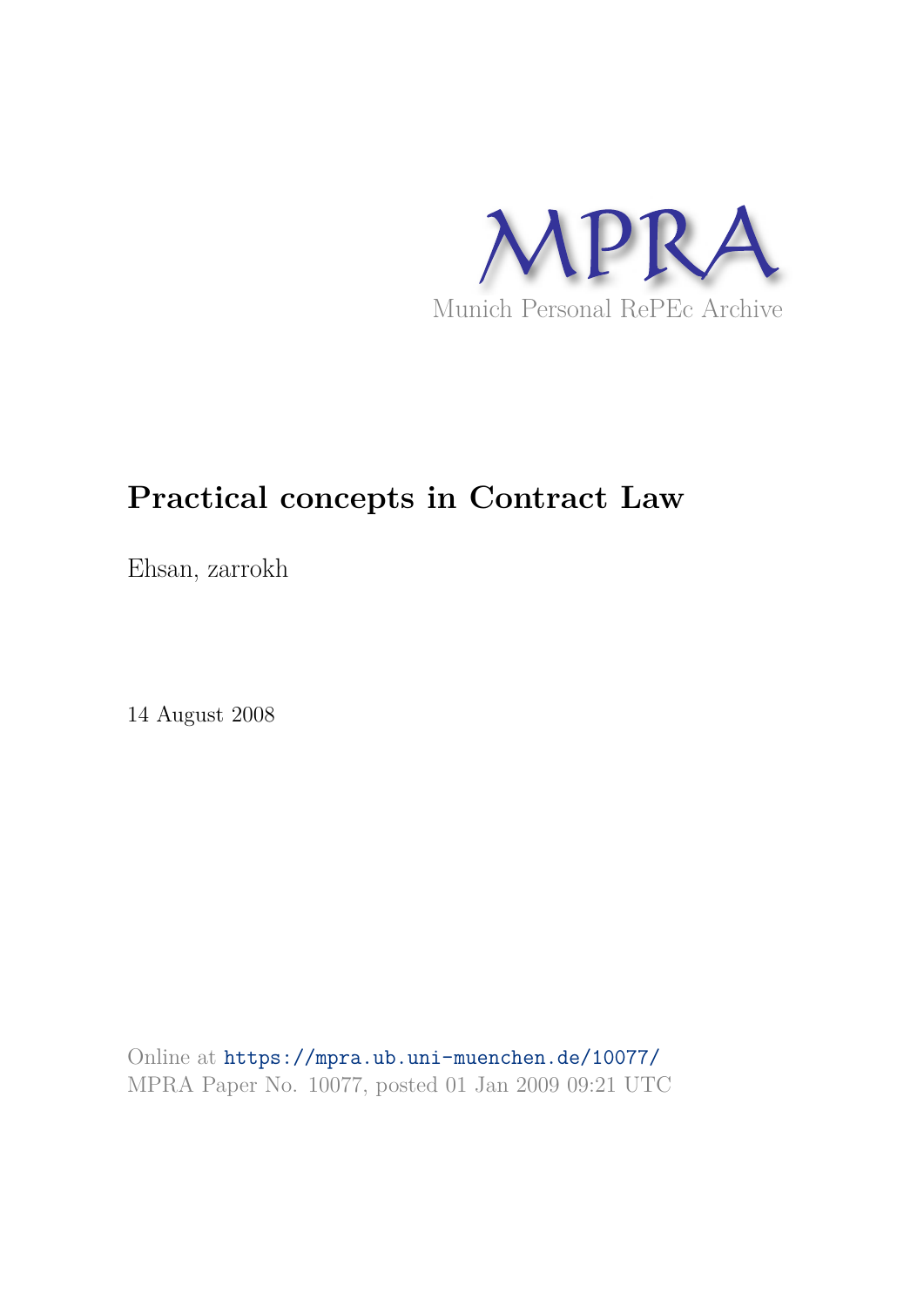MPRA

Munich Personal RePEc Archive

# Practical concepts in Contract Law

Ehsan, zarrokh

14 August 2008

Online at https://mpra.ub.uni-muenchen.de/10077/
MPRA Paper No. 10077, posted 01 Jan 2009 09:21 UTC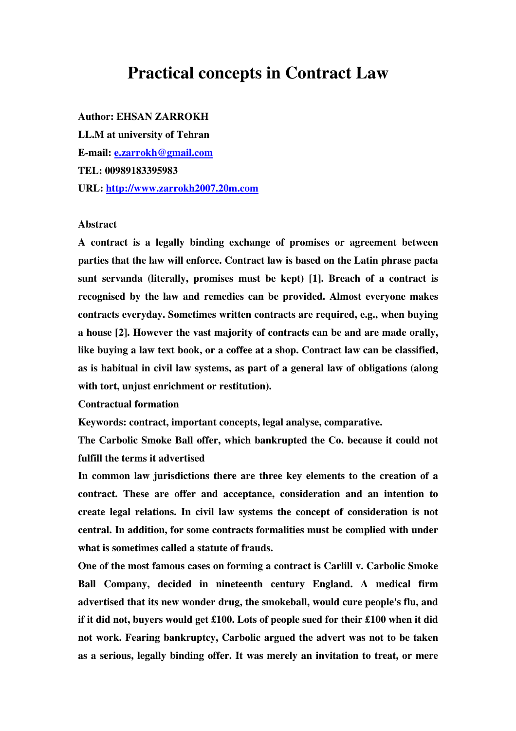# Practical concepts in Contract Law

**Author: EHSAN ZARROKH**

**LL.M at university of Tehran**

**E-mail: [e.zarrokh@gmail.com](mailto:e.zarrokh@gmail.com)**

**TEL: 00989183395983**

**URL: [http://www.zarrokh2007.20m.com](http://www.zarrokh2007.20m.com)**

**Abstract**

**A contract is a legally binding exchange of promises or agreement between parties that the law will enforce. Contract law is based on the Latin phrase pacta sunt servanda (literally, promises must be kept) [1]. Breach of a contract is recognised by the law and remedies can be provided. Almost everyone makes contracts everyday. Sometimes written contracts are required, e.g., when buying a house [2]. However the vast majority of contracts can be and are made orally, like buying a law text book, or a coffee at a shop. Contract law can be classified, as is habitual in civil law systems, as part of a general law of obligations (along with tort, unjust enrichment or restitution).**

**Contractual formation**

**Keywords: contract, important concepts, legal analyse, comparative.**

**The Carbolic Smoke Ball offer, which bankrupted the Co. because it could not fulfill the terms it advertised**

**In common law jurisdictions there are three key elements to the creation of a contract. These are offer and acceptance, consideration and an intention to create legal relations. In civil law systems the concept of consideration is not central. In addition, for some contracts formalities must be complied with under what is sometimes called a statute of frauds.**

**One of the most famous cases on forming a contract is Carlill v. Carbolic Smoke Ball Company, decided in nineteenth century England. A medical firm advertised that its new wonder drug, the smokeball, would cure people's flu, and if it did not, buyers would get £100. Lots of people sued for their £100 when it did not work. Fearing bankruptcy, Carbolic argued the advert was not to be taken as a serious, legally binding offer. It was merely an invitation to treat, or mere**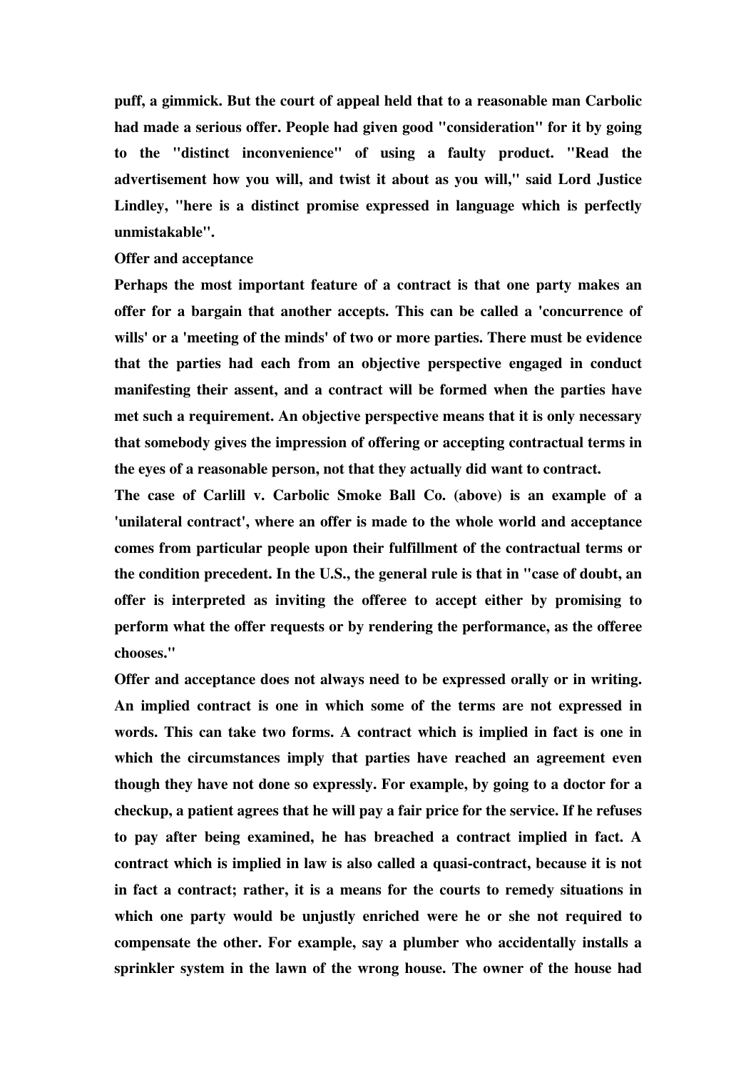puff, a gimmick. But the court of appeal held that to a reasonable man Carbolic had made a serious offer. People had given good "consideration" for it by going to the "distinct inconvenience" of using a faulty product. "Read the advertisement how you will, and twist it about as you will," said Lord Justice Lindley, "here is a distinct promise expressed in language which is perfectly unmistakable".

## Offer and acceptance

Perhaps the most important feature of a contract is that one party makes an offer for a bargain that another accepts. This can be called a 'concurrence of wills' or a 'meeting of the minds' of two or more parties. There must be evidence that the parties had each from an objective perspective engaged in conduct manifesting their assent, and a contract will be formed when the parties have met such a requirement. An objective perspective means that it is only necessary that somebody gives the impression of offering or accepting contractual terms in the eyes of a reasonable person, not that they actually did want to contract.

The case of Carlill v. Carbolic Smoke Ball Co. (above) is an example of a 'unilateral contract', where an offer is made to the whole world and acceptance comes from particular people upon their fulfillment of the contractual terms or the condition precedent. In the U.S., the general rule is that in "case of doubt, an offer is interpreted as inviting the offeree to accept either by promising to perform what the offer requests or by rendering the performance, as the offeree chooses."

Offer and acceptance does not always need to be expressed orally or in writing. An implied contract is one in which some of the terms are not expressed in words. This can take two forms. A contract which is implied in fact is one in which the circumstances imply that parties have reached an agreement even though they have not done so expressly. For example, by going to a doctor for a checkup, a patient agrees that he will pay a fair price for the service. If he refuses to pay after being examined, he has breached a contract implied in fact. A contract which is implied in law is also called a quasi-contract, because it is not in fact a contract; rather, it is a means for the courts to remedy situations in which one party would be unjustly enriched were he or she not required to compensate the other. For example, say a plumber who accidentally installs a sprinkler system in the lawn of the wrong house. The owner of the house had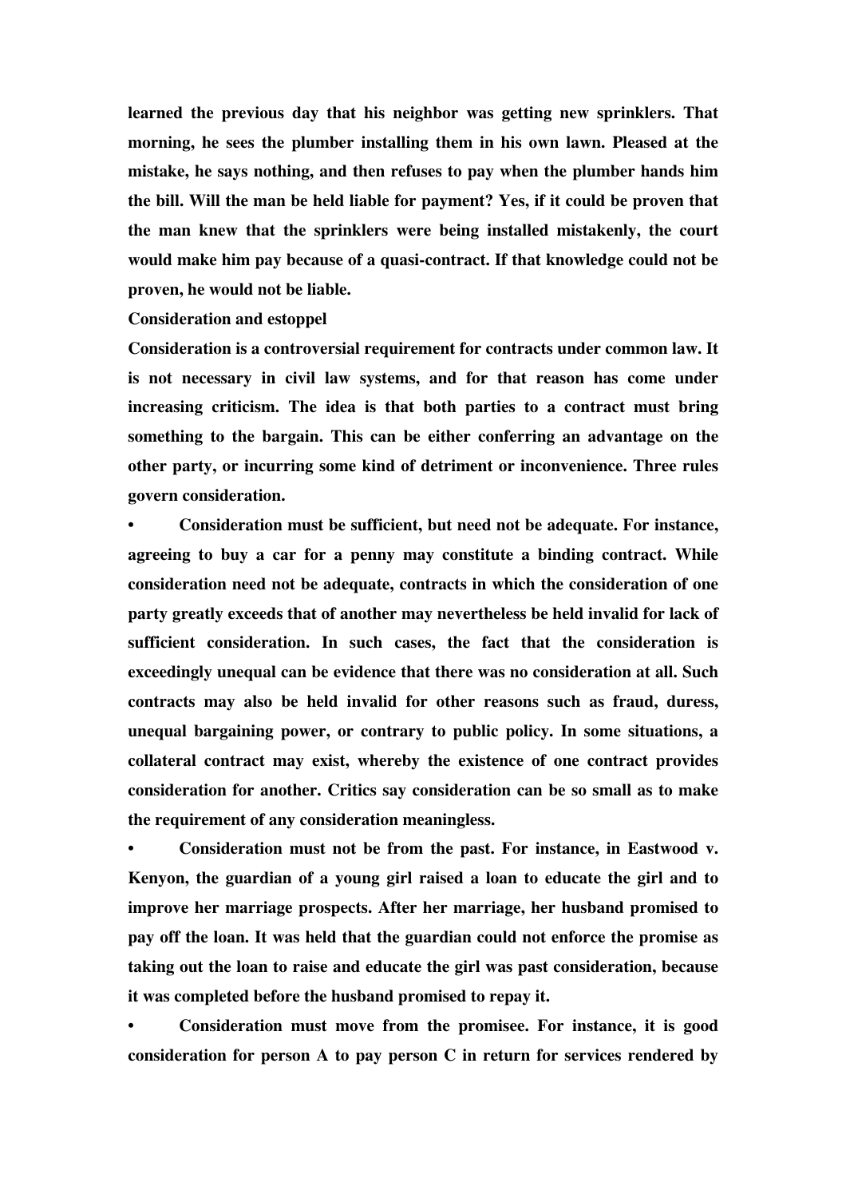learned the previous day that his neighbor was getting new sprinklers. That morning, he sees the plumber installing them in his own lawn. Pleased at the mistake, he says nothing, and then refuses to pay when the plumber hands him the bill. Will the man be held liable for payment? Yes, if it could be proven that the man knew that the sprinklers were being installed mistakenly, the court would make him pay because of a quasi-contract. If that knowledge could not be proven, he would not be liable.

## Consideration and estoppel

Consideration is a controversial requirement for contracts under common law. It is not necessary in civil law systems, and for that reason has come under increasing criticism. The idea is that both parties to a contract must bring something to the bargain. This can be either conferring an advantage on the other party, or incurring some kind of detriment or inconvenience. Three rules govern consideration.

- Consideration must be sufficient, but need not be adequate. For instance, agreeing to buy a car for a penny may constitute a binding contract. While consideration need not be adequate, contracts in which the consideration of one party greatly exceeds that of another may nevertheless be held invalid for lack of sufficient consideration. In such cases, the fact that the consideration is exceedingly unequal can be evidence that there was no consideration at all. Such contracts may also be held invalid for other reasons such as fraud, duress, unequal bargaining power, or contrary to public policy. In some situations, a collateral contract may exist, whereby the existence of one contract provides consideration for another. Critics say consideration can be so small as to make the requirement of any consideration meaningless.
- Consideration must not be from the past. For instance, in Eastwood v. Kenyon, the guardian of a young girl raised a loan to educate the girl and to improve her marriage prospects. After her marriage, her husband promised to pay off the loan. It was held that the guardian could not enforce the promise as taking out the loan to raise and educate the girl was past consideration, because it was completed before the husband promised to repay it.
- Consideration must move from the promisee. For instance, it is good consideration for person A to pay person C in return for services rendered by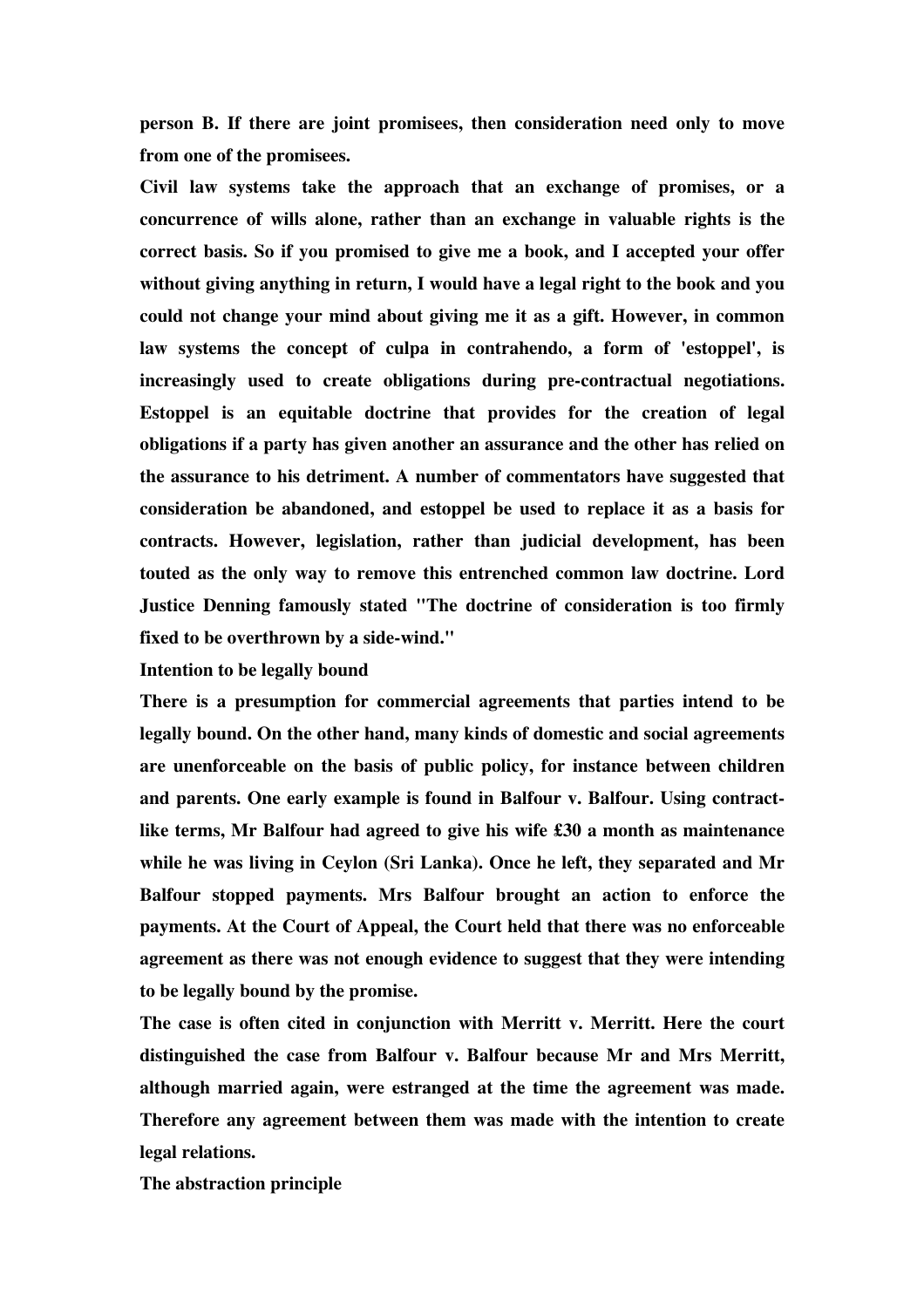person B. If there are joint promisees, then consideration need only to move from one of the promisees.

Civil law systems take the approach that an exchange of promises, or a concurrence of wills alone, rather than an exchange in valuable rights is the correct basis. So if you promised to give me a book, and I accepted your offer without giving anything in return, I would have a legal right to the book and you could not change your mind about giving me it as a gift. However, in common law systems the concept of culpa in contrahendo, a form of 'estoppel', is increasingly used to create obligations during pre-contractual negotiations. Estoppel is an equitable doctrine that provides for the creation of legal obligations if a party has given another an assurance and the other has relied on the assurance to his detriment. A number of commentators have suggested that consideration be abandoned, and estoppel be used to replace it as a basis for contracts. However, legislation, rather than judicial development, has been touted as the only way to remove this entrenched common law doctrine. Lord Justice Denning famously stated "The doctrine of consideration is too firmly fixed to be overthrown by a side-wind."

## Intention to be legally bound

There is a presumption for commercial agreements that parties intend to be legally bound. On the other hand, many kinds of domestic and social agreements are unenforceable on the basis of public policy, for instance between children and parents. One early example is found in Balfour v. Balfour. Using contract-like terms, Mr Balfour had agreed to give his wife £30 a month as maintenance while he was living in Ceylon (Sri Lanka). Once he left, they separated and Mr Balfour stopped payments. Mrs Balfour brought an action to enforce the payments. At the Court of Appeal, the Court held that there was no enforceable agreement as there was not enough evidence to suggest that they were intending to be legally bound by the promise.

The case is often cited in conjunction with Merritt v. Merritt. Here the court distinguished the case from Balfour v. Balfour because Mr and Mrs Merritt, although married again, were estranged at the time the agreement was made. Therefore any agreement between them was made with the intention to create legal relations.

## The abstraction principle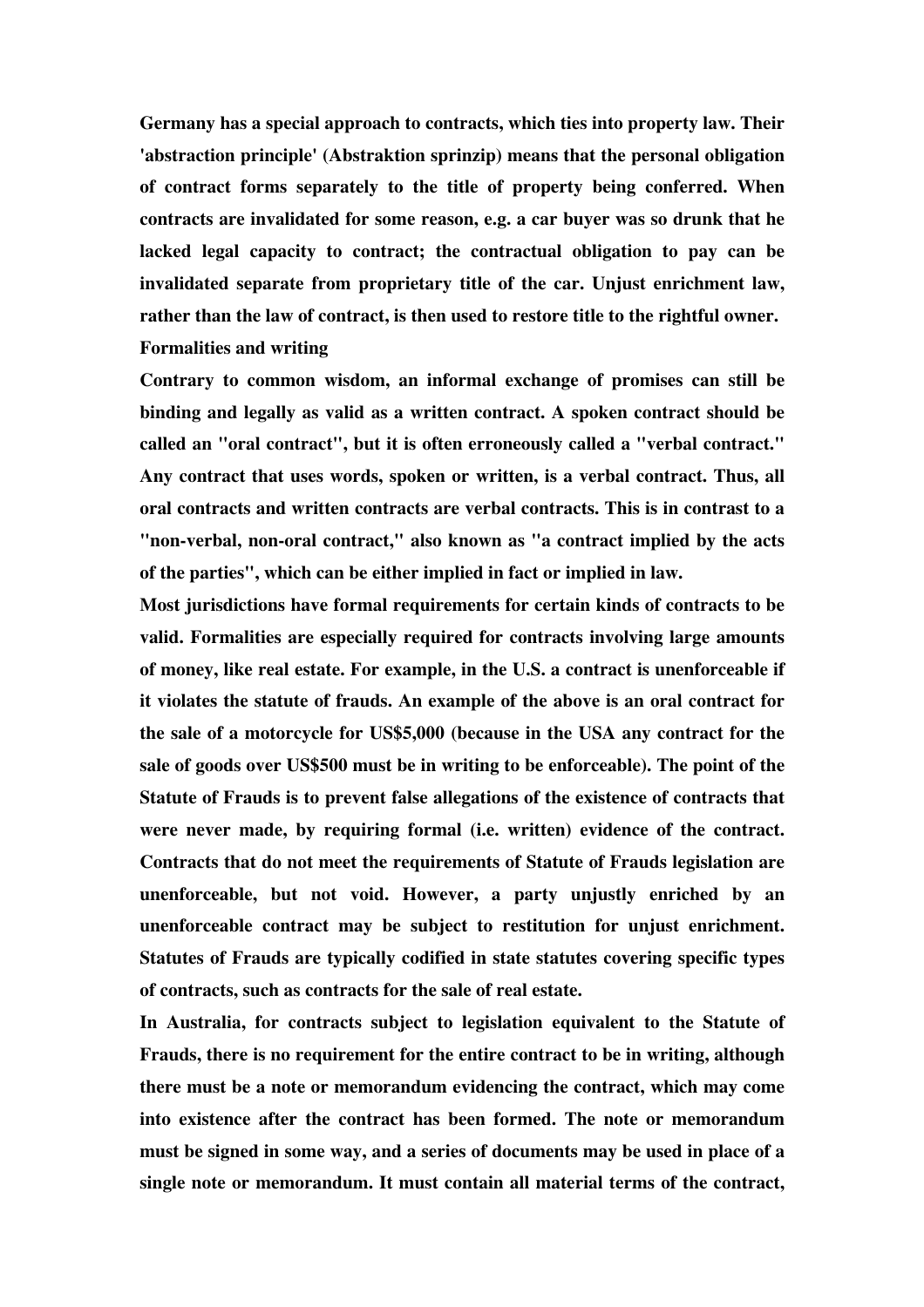Germany has a special approach to contracts, which ties into property law. Their 'abstraction principle' (Abstraktion sprinzip) means that the personal obligation of contract forms separately to the title of property being conferred. When contracts are invalidated for some reason, e.g. a car buyer was so drunk that he lacked legal capacity to contract; the contractual obligation to pay can be invalidated separate from proprietary title of the car. Unjust enrichment law, rather than the law of contract, is then used to restore title to the rightful owner.

## Formalities and writing

Contrary to common wisdom, an informal exchange of promises can still be binding and legally as valid as a written contract. A spoken contract should be called an "oral contract", but it is often erroneously called a "verbal contract." Any contract that uses words, spoken or written, is a verbal contract. Thus, all oral contracts and written contracts are verbal contracts. This is in contrast to a "non-verbal, non-oral contract," also known as "a contract implied by the acts of the parties", which can be either implied in fact or implied in law.

Most jurisdictions have formal requirements for certain kinds of contracts to be valid. Formalities are especially required for contracts involving large amounts of money, like real estate. For example, in the U.S. a contract is unenforceable if it violates the statute of frauds. An example of the above is an oral contract for the sale of a motorcycle for US$5,000 (because in the USA any contract for the sale of goods over US$500 must be in writing to be enforceable). The point of the Statute of Frauds is to prevent false allegations of the existence of contracts that were never made, by requiring formal (i.e. written) evidence of the contract. Contracts that do not meet the requirements of Statute of Frauds legislation are unenforceable, but not void. However, a party unjustly enriched by an unenforceable contract may be subject to restitution for unjust enrichment. Statutes of Frauds are typically codified in state statutes covering specific types of contracts, such as contracts for the sale of real estate.

In Australia, for contracts subject to legislation equivalent to the Statute of Frauds, there is no requirement for the entire contract to be in writing, although there must be a note or memorandum evidencing the contract, which may come into existence after the contract has been formed. The note or memorandum must be signed in some way, and a series of documents may be used in place of a single note or memorandum. It must contain all material terms of the contract,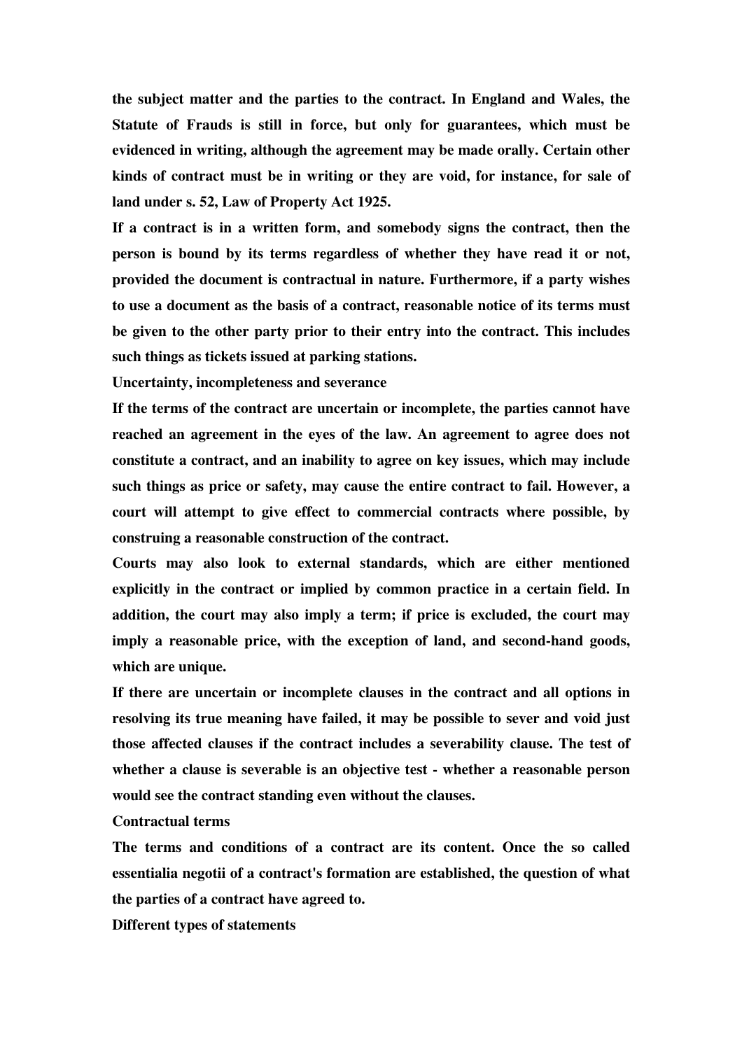the subject matter and the parties to the contract. In England and Wales, the Statute of Frauds is still in force, but only for guarantees, which must be evidenced in writing, although the agreement may be made orally. Certain other kinds of contract must be in writing or they are void, for instance, for sale of land under s. 52, Law of Property Act 1925.

If a contract is in a written form, and somebody signs the contract, then the person is bound by its terms regardless of whether they have read it or not, provided the document is contractual in nature. Furthermore, if a party wishes to use a document as the basis of a contract, reasonable notice of its terms must be given to the other party prior to their entry into the contract. This includes such things as tickets issued at parking stations.

## Uncertainty, incompleteness and severance

If the terms of the contract are uncertain or incomplete, the parties cannot have reached an agreement in the eyes of the law. An agreement to agree does not constitute a contract, and an inability to agree on key issues, which may include such things as price or safety, may cause the entire contract to fail. However, a court will attempt to give effect to commercial contracts where possible, by construing a reasonable construction of the contract.

Courts may also look to external standards, which are either mentioned explicitly in the contract or implied by common practice in a certain field. In addition, the court may also imply a term; if price is excluded, the court may imply a reasonable price, with the exception of land, and second-hand goods, which are unique.

If there are uncertain or incomplete clauses in the contract and all options in resolving its true meaning have failed, it may be possible to sever and void just those affected clauses if the contract includes a severability clause. The test of whether a clause is severable is an objective test - whether a reasonable person would see the contract standing even without the clauses.

## Contractual terms

The terms and conditions of a contract are its content. Once the so called essentialia negotii of a contract's formation are established, the question of what the parties of a contract have agreed to.

## Different types of statements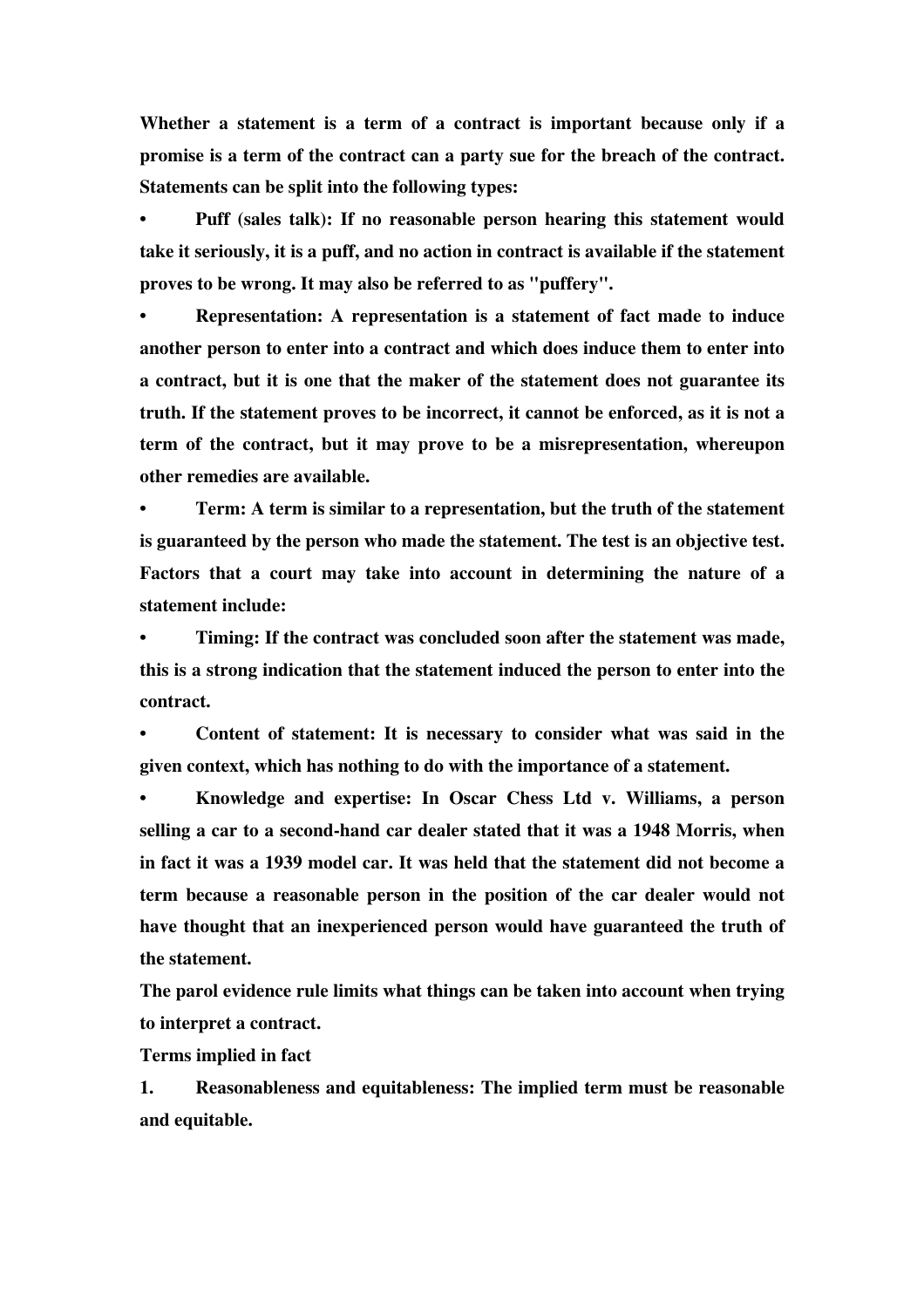**Whether a statement is a term of a contract is important because only if a promise is a term of the contract can a party sue for the breach of the contract. Statements can be split into the following types:**

- **Puff (sales talk): If no reasonable person hearing this statement would take it seriously, it is a puff, and no action in contract is available if the statement proves to be wrong. It may also be referred to as "puffery".**
- **Representation: A representation is a statement of fact made to induce another person to enter into a contract and which does induce them to enter into a contract, but it is one that the maker of the statement does not guarantee its truth. If the statement proves to be incorrect, it cannot be enforced, as it is not a term of the contract, but it may prove to be a misrepresentation, whereupon other remedies are available.**
- **Term: A term is similar to a representation, but the truth of the statement is guaranteed by the person who made the statement. The test is an objective test. Factors that a court may take into account in determining the nature of a statement include:**
- **Timing: If the contract was concluded soon after the statement was made, this is a strong indication that the statement induced the person to enter into the contract.**
- **Content of statement: It is necessary to consider what was said in the given context, which has nothing to do with the importance of a statement.**
- **Knowledge and expertise: In Oscar Chess Ltd v. Williams, a person selling a car to a second-hand car dealer stated that it was a 1948 Morris, when in fact it was a 1939 model car. It was held that the statement did not become a term because a reasonable person in the position of the car dealer would not have thought that an inexperienced person would have guaranteed the truth of the statement.**

**The parol evidence rule limits what things can be taken into account when trying to interpret a contract.**

**Terms implied in fact**

1. **Reasonableness and equitableness: The implied term must be reasonable and equitable.**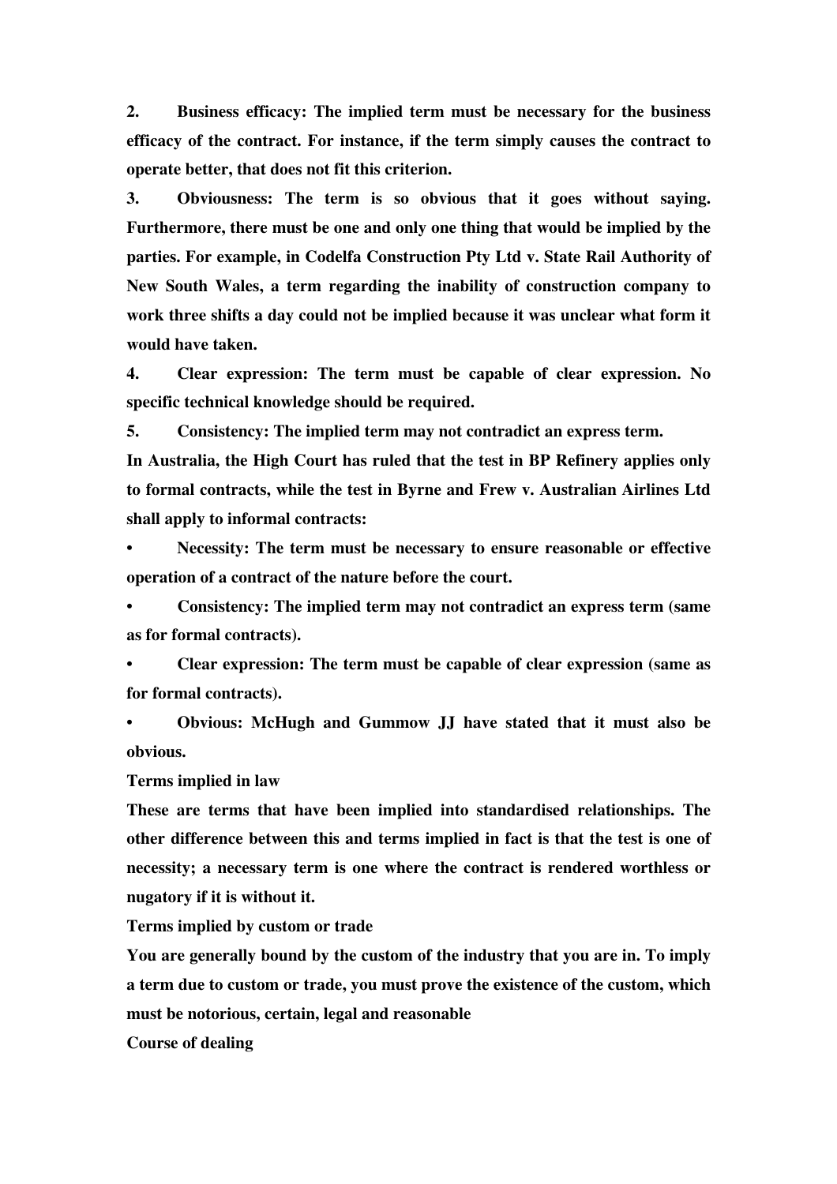2. **Business efficacy: The implied term must be necessary for the business efficacy of the contract. For instance, if the term simply causes the contract to operate better, that does not fit this criterion.**

3. **Obviousness: The term is so obvious that it goes without saying. Furthermore, there must be one and only one thing that would be implied by the parties. For example, in Codelfa Construction Pty Ltd v. State Rail Authority of New South Wales, a term regarding the inability of construction company to work three shifts a day could not be implied because it was unclear what form it would have taken.**

4. **Clear expression: The term must be capable of clear expression. No specific technical knowledge should be required.**

5. **Consistency: The implied term may not contradict an express term.**

**In Australia, the High Court has ruled that the test in BP Refinery applies only to formal contracts, while the test in Byrne and Frew v. Australian Airlines Ltd shall apply to informal contracts:**

- **Necessity: The term must be necessary to ensure reasonable or effective operation of a contract of the nature before the court.**
- **Consistency: The implied term may not contradict an express term (same as for formal contracts).**
- **Clear expression: The term must be capable of clear expression (same as for formal contracts).**
- **Obvious: McHugh and Gummow JJ have stated that it must also be obvious.**

**Terms implied in law**

**These are terms that have been implied into standardised relationships. The other difference between this and terms implied in fact is that the test is one of necessity; a necessary term is one where the contract is rendered worthless or nugatory if it is without it.**

**Terms implied by custom or trade**

**You are generally bound by the custom of the industry that you are in. To imply a term due to custom or trade, you must prove the existence of the custom, which must be notorious, certain, legal and reasonable**

**Course of dealing**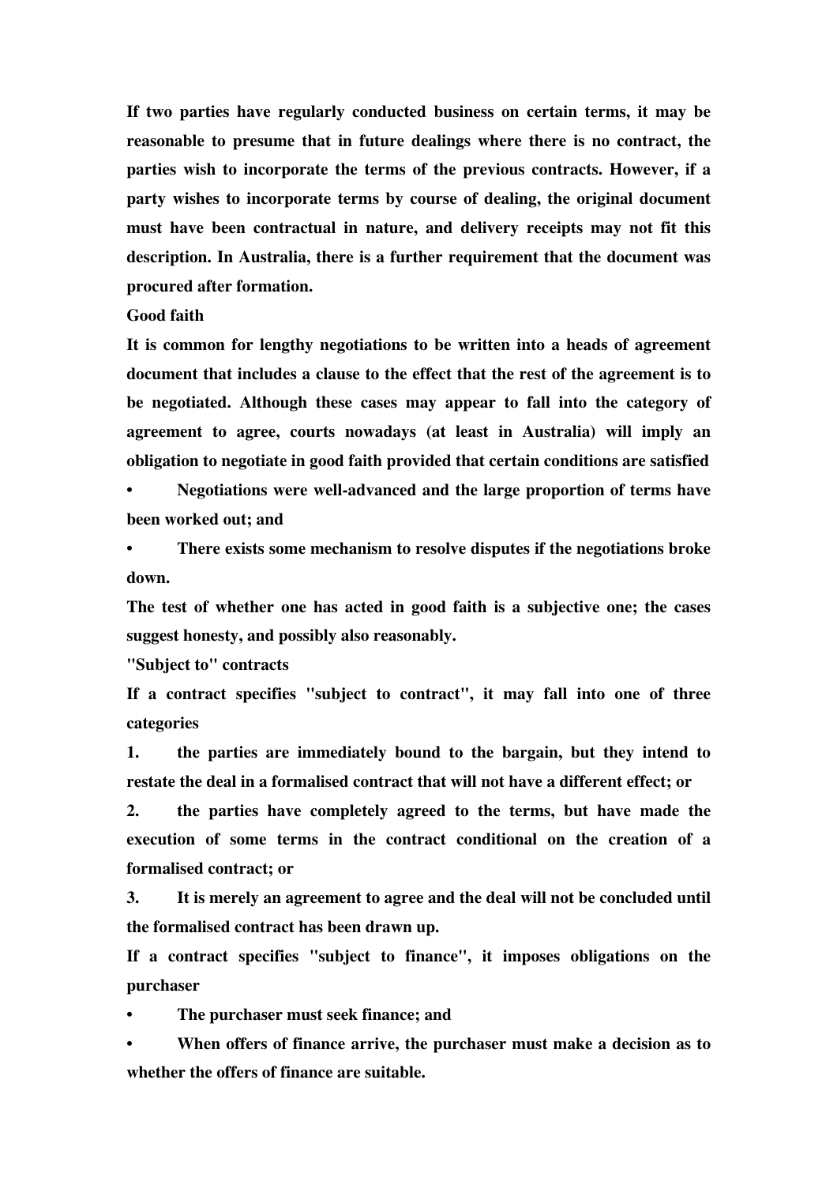If two parties have regularly conducted business on certain terms, it may be reasonable to presume that in future dealings where there is no contract, the parties wish to incorporate the terms of the previous contracts. However, if a party wishes to incorporate terms by course of dealing, the original document must have been contractual in nature, and delivery receipts may not fit this description. In Australia, there is a further requirement that the document was procured after formation.

## Good faith

It is common for lengthy negotiations to be written into a heads of agreement document that includes a clause to the effect that the rest of the agreement is to be negotiated. Although these cases may appear to fall into the category of agreement to agree, courts nowadays (at least in Australia) will imply an obligation to negotiate in good faith provided that certain conditions are satisfied

- Negotiations were well-advanced and the large proportion of terms have been worked out; and
- There exists some mechanism to resolve disputes if the negotiations broke down.

The test of whether one has acted in good faith is a subjective one; the cases suggest honesty, and possibly also reasonably.

## "Subject to" contracts

If a contract specifies "subject to contract", it may fall into one of three categories

1. the parties are immediately bound to the bargain, but they intend to restate the deal in a formalised contract that will not have a different effect; or
2. the parties have completely agreed to the terms, but have made the execution of some terms in the contract conditional on the creation of a formalised contract; or
3. It is merely an agreement to agree and the deal will not be concluded until the formalised contract has been drawn up.

If a contract specifies "subject to finance", it imposes obligations on the purchaser

- The purchaser must seek finance; and
- When offers of finance arrive, the purchaser must make a decision as to whether the offers of finance are suitable.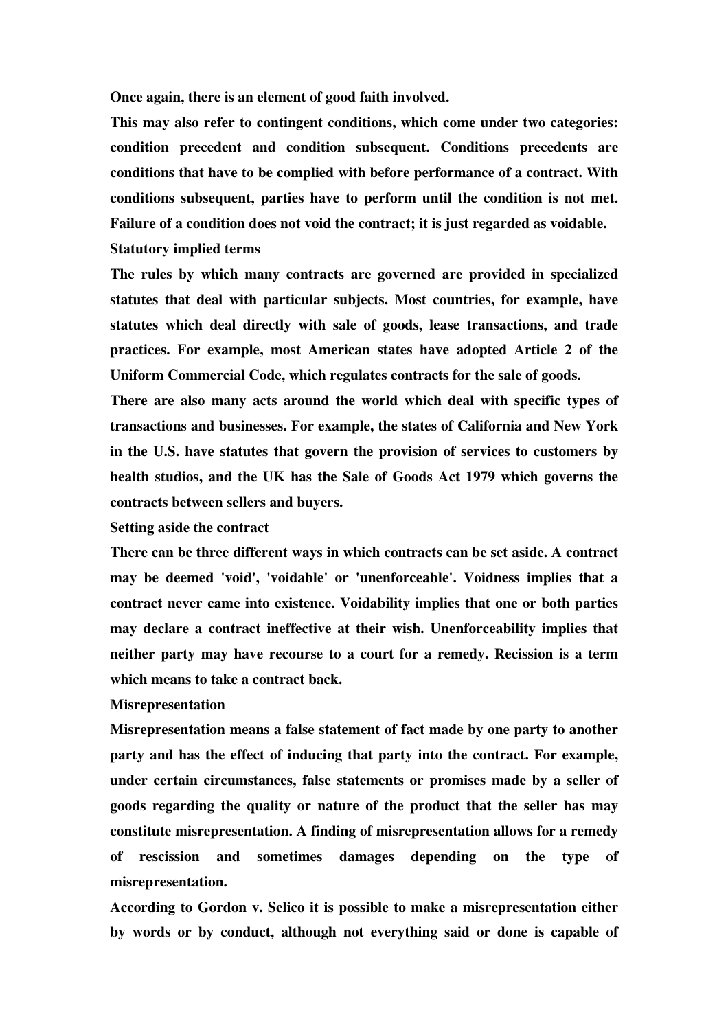Once again, there is an element of good faith involved.

This may also refer to contingent conditions, which come under two categories: condition precedent and condition subsequent. Conditions precedents are conditions that have to be complied with before performance of a contract. With conditions subsequent, parties have to perform until the condition is not met. Failure of a condition does not void the contract; it is just regarded as voidable.

### Statutory implied terms

The rules by which many contracts are governed are provided in specialized statutes that deal with particular subjects. Most countries, for example, have statutes which deal directly with sale of goods, lease transactions, and trade practices. For example, most American states have adopted Article 2 of the Uniform Commercial Code, which regulates contracts for the sale of goods.

There are also many acts around the world which deal with specific types of transactions and businesses. For example, the states of California and New York in the U.S. have statutes that govern the provision of services to customers by health studios, and the UK has the Sale of Goods Act 1979 which governs the contracts between sellers and buyers.

### Setting aside the contract

There can be three different ways in which contracts can be set aside. A contract may be deemed 'void', 'voidable' or 'unenforceable'. Voidness implies that a contract never came into existence. Voidability implies that one or both parties may declare a contract ineffective at their wish. Unenforceability implies that neither party may have recourse to a court for a remedy. Recission is a term which means to take a contract back.

### Misrepresentation

Misrepresentation means a false statement of fact made by one party to another party and has the effect of inducing that party into the contract. For example, under certain circumstances, false statements or promises made by a seller of goods regarding the quality or nature of the product that the seller has may constitute misrepresentation. A finding of misrepresentation allows for a remedy of rescission and sometimes damages depending on the type of misrepresentation.

According to Gordon v. Selico it is possible to make a misrepresentation either by words or by conduct, although not everything said or done is capable of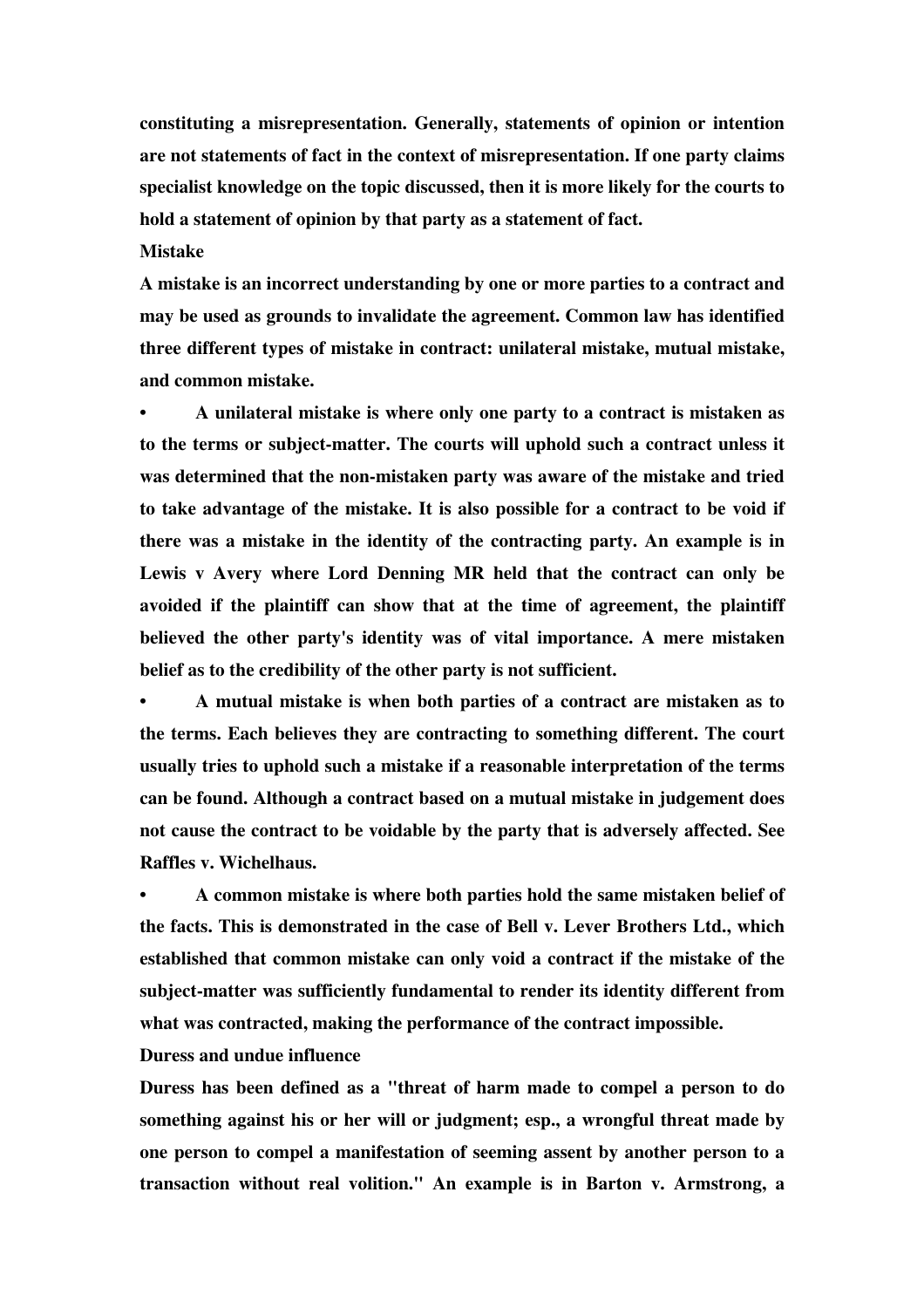**constituting a misrepresentation. Generally, statements of opinion or intention are not statements of fact in the context of misrepresentation. If one party claims specialist knowledge on the topic discussed, then it is more likely for the courts to hold a statement of opinion by that party as a statement of fact.**

**Mistake**

**A mistake is an incorrect understanding by one or more parties to a contract and may be used as grounds to invalidate the agreement. Common law has identified three different types of mistake in contract: unilateral mistake, mutual mistake, and common mistake.**

- **A unilateral mistake is where only one party to a contract is mistaken as to the terms or subject-matter. The courts will uphold such a contract unless it was determined that the non-mistaken party was aware of the mistake and tried to take advantage of the mistake. It is also possible for a contract to be void if there was a mistake in the identity of the contracting party. An example is in Lewis v Avery where Lord Denning MR held that the contract can only be avoided if the plaintiff can show that at the time of agreement, the plaintiff believed the other party's identity was of vital importance. A mere mistaken belief as to the credibility of the other party is not sufficient.**
- **A mutual mistake is when both parties of a contract are mistaken as to the terms. Each believes they are contracting to something different. The court usually tries to uphold such a mistake if a reasonable interpretation of the terms can be found. Although a contract based on a mutual mistake in judgement does not cause the contract to be voidable by the party that is adversely affected. See Raffles v. Wichelhaus.**
- **A common mistake is where both parties hold the same mistaken belief of the facts. This is demonstrated in the case of Bell v. Lever Brothers Ltd., which established that common mistake can only void a contract if the mistake of the subject-matter was sufficiently fundamental to render its identity different from what was contracted, making the performance of the contract impossible.**

**Duress and undue influence**

**Duress has been defined as a "threat of harm made to compel a person to do something against his or her will or judgment; esp., a wrongful threat made by one person to compel a manifestation of seeming assent by another person to a transaction without real volition." An example is in Barton v. Armstrong, a**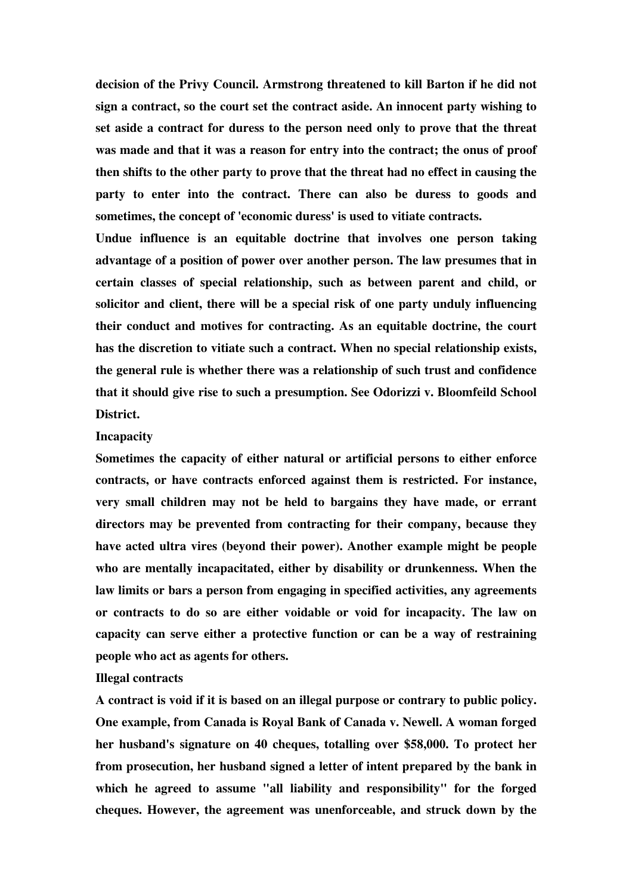decision of the Privy Council. Armstrong threatened to kill Barton if he did not sign a contract, so the court set the contract aside. An innocent party wishing to set aside a contract for duress to the person need only to prove that the threat was made and that it was a reason for entry into the contract; the onus of proof then shifts to the other party to prove that the threat had no effect in causing the party to enter into the contract. There can also be duress to goods and sometimes, the concept of 'economic duress' is used to vitiate contracts.

Undue influence is an equitable doctrine that involves one person taking advantage of a position of power over another person. The law presumes that in certain classes of special relationship, such as between parent and child, or solicitor and client, there will be a special risk of one party unduly influencing their conduct and motives for contracting. As an equitable doctrine, the court has the discretion to vitiate such a contract. When no special relationship exists, the general rule is whether there was a relationship of such trust and confidence that it should give rise to such a presumption. See Odorizzi v. Bloomfeild School District.

### Incapacity

Sometimes the capacity of either natural or artificial persons to either enforce contracts, or have contracts enforced against them is restricted. For instance, very small children may not be held to bargains they have made, or errant directors may be prevented from contracting for their company, because they have acted ultra vires (beyond their power). Another example might be people who are mentally incapacitated, either by disability or drunkenness. When the law limits or bars a person from engaging in specified activities, any agreements or contracts to do so are either voidable or void for incapacity. The law on capacity can serve either a protective function or can be a way of restraining people who act as agents for others.

### Illegal contracts

A contract is void if it is based on an illegal purpose or contrary to public policy. One example, from Canada is Royal Bank of Canada v. Newell. A woman forged her husband's signature on 40 cheques, totalling over $58,000. To protect her from prosecution, her husband signed a letter of intent prepared by the bank in which he agreed to assume "all liability and responsibility" for the forged cheques. However, the agreement was unenforceable, and struck down by the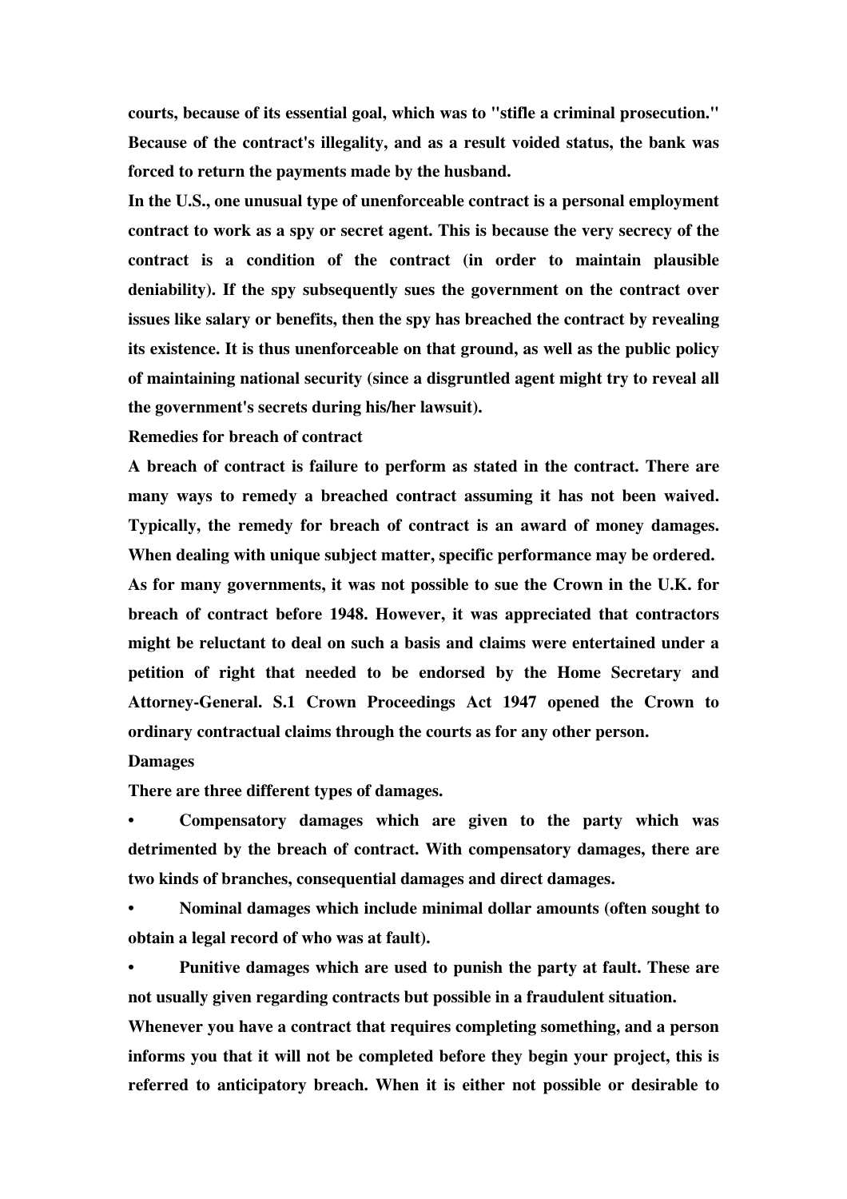courts, because of its essential goal, which was to "stifle a criminal prosecution." Because of the contract's illegality, and as a result voided status, the bank was forced to return the payments made by the husband.

In the U.S., one unusual type of unenforceable contract is a personal employment contract to work as a spy or secret agent. This is because the very secrecy of the contract is a condition of the contract (in order to maintain plausible deniability). If the spy subsequently sues the government on the contract over issues like salary or benefits, then the spy has breached the contract by revealing its existence. It is thus unenforceable on that ground, as well as the public policy of maintaining national security (since a disgruntled agent might try to reveal all the government's secrets during his/her lawsuit).

## Remedies for breach of contract

A breach of contract is failure to perform as stated in the contract. There are many ways to remedy a breached contract assuming it has not been waived. Typically, the remedy for breach of contract is an award of money damages. When dealing with unique subject matter, specific performance may be ordered.

As for many governments, it was not possible to sue the Crown in the U.K. for breach of contract before 1948. However, it was appreciated that contractors might be reluctant to deal on such a basis and claims were entertained under a petition of right that needed to be endorsed by the Home Secretary and Attorney-General. S.1 Crown Proceedings Act 1947 opened the Crown to ordinary contractual claims through the courts as for any other person.

### Damages

There are three different types of damages.

- Compensatory damages which are given to the party which was detrimented by the breach of contract. With compensatory damages, there are two kinds of branches, consequential damages and direct damages.
- Nominal damages which include minimal dollar amounts (often sought to obtain a legal record of who was at fault).
- Punitive damages which are used to punish the party at fault. These are not usually given regarding contracts but possible in a fraudulent situation.

Whenever you have a contract that requires completing something, and a person informs you that it will not be completed before they begin your project, this is referred to anticipatory breach. When it is either not possible or desirable to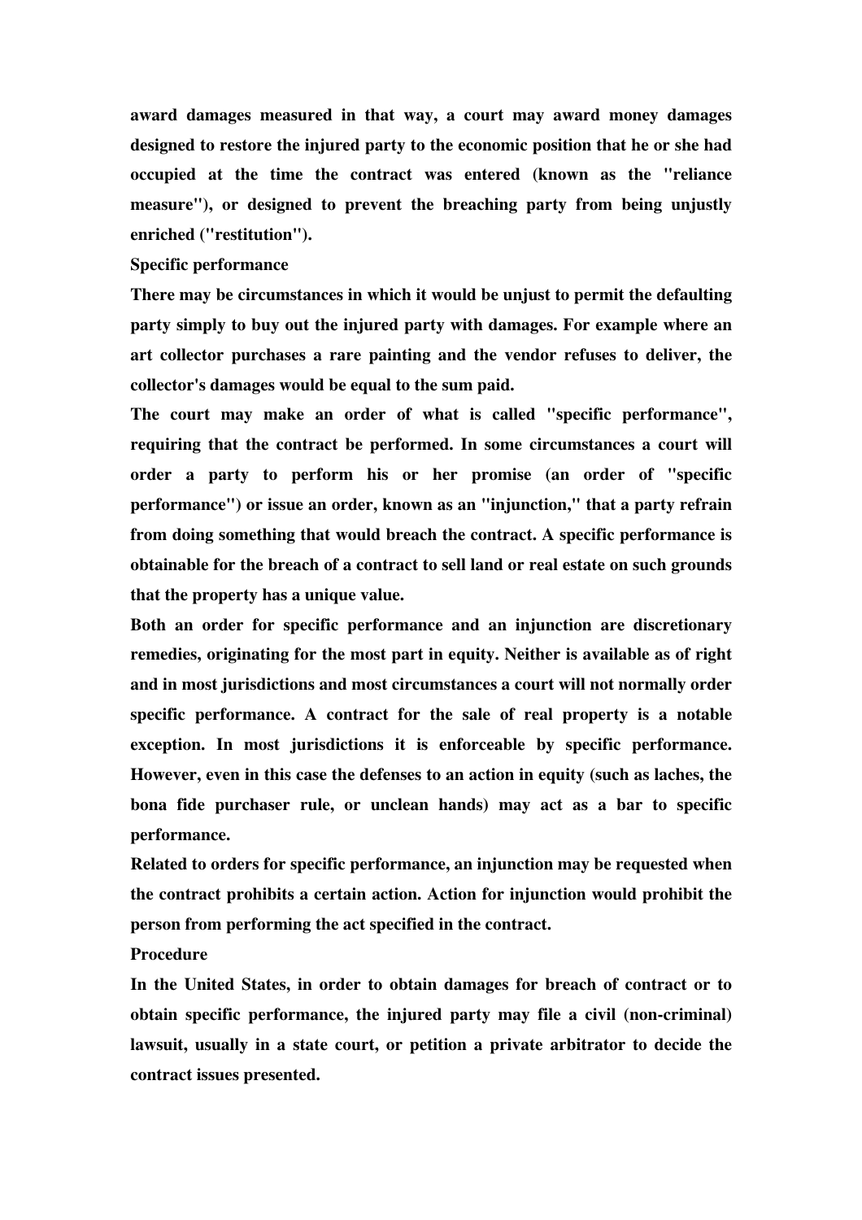award damages measured in that way, a court may award money damages designed to restore the injured party to the economic position that he or she had occupied at the time the contract was entered (known as the "reliance measure"), or designed to prevent the breaching party from being unjustly enriched ("restitution").

### Specific performance

There may be circumstances in which it would be unjust to permit the defaulting party simply to buy out the injured party with damages. For example where an art collector purchases a rare painting and the vendor refuses to deliver, the collector's damages would be equal to the sum paid.

The court may make an order of what is called "specific performance", requiring that the contract be performed. In some circumstances a court will order a party to perform his or her promise (an order of "specific performance") or issue an order, known as an "injunction," that a party refrain from doing something that would breach the contract. A specific performance is obtainable for the breach of a contract to sell land or real estate on such grounds that the property has a unique value.

Both an order for specific performance and an injunction are discretionary remedies, originating for the most part in equity. Neither is available as of right and in most jurisdictions and most circumstances a court will not normally order specific performance. A contract for the sale of real property is a notable exception. In most jurisdictions it is enforceable by specific performance. However, even in this case the defenses to an action in equity (such as laches, the bona fide purchaser rule, or unclean hands) may act as a bar to specific performance.

Related to orders for specific performance, an injunction may be requested when the contract prohibits a certain action. Action for injunction would prohibit the person from performing the act specified in the contract.

### Procedure

In the United States, in order to obtain damages for breach of contract or to obtain specific performance, the injured party may file a civil (non-criminal) lawsuit, usually in a state court, or petition a private arbitrator to decide the contract issues presented.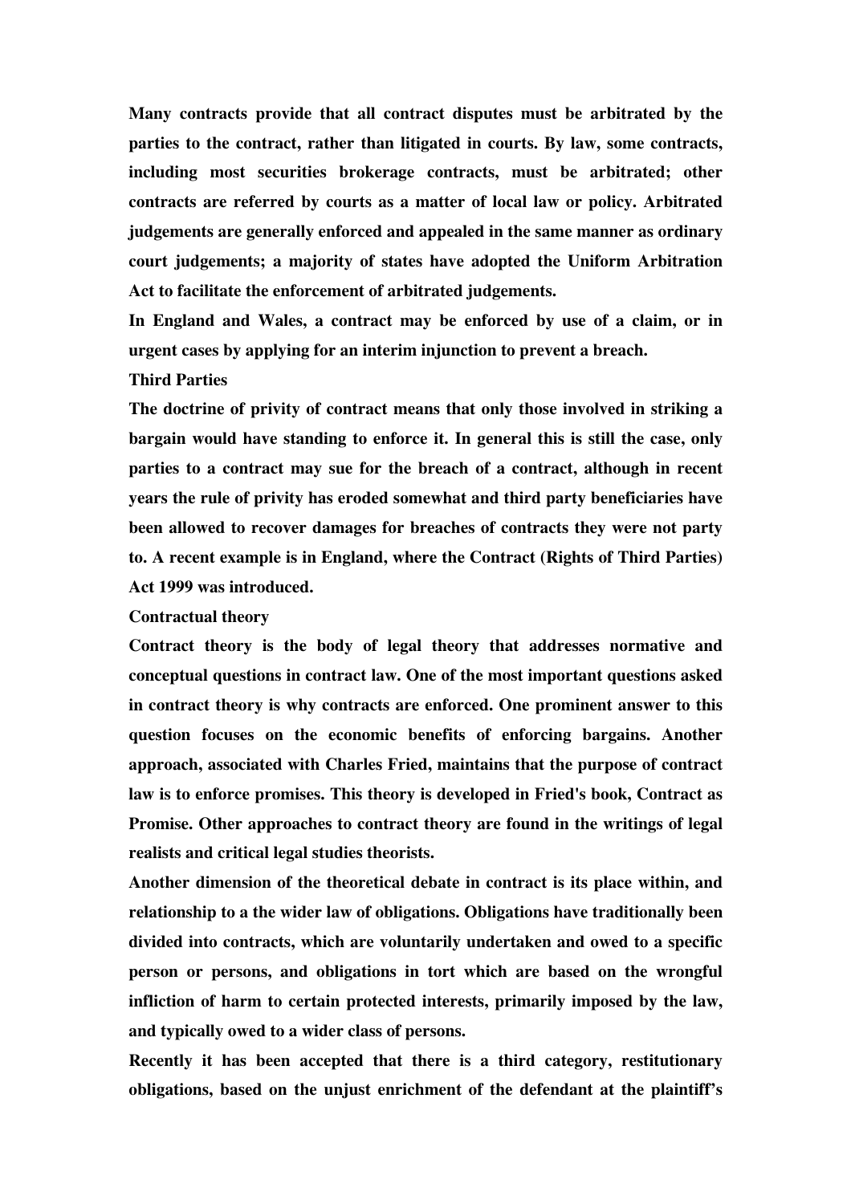Many contracts provide that all contract disputes must be arbitrated by the parties to the contract, rather than litigated in courts. By law, some contracts, including most securities brokerage contracts, must be arbitrated; other contracts are referred by courts as a matter of local law or policy. Arbitrated judgements are generally enforced and appealed in the same manner as ordinary court judgements; a majority of states have adopted the Uniform Arbitration Act to facilitate the enforcement of arbitrated judgements.

In England and Wales, a contract may be enforced by use of a claim, or in urgent cases by applying for an interim injunction to prevent a breach.

### Third Parties

The doctrine of privity of contract means that only those involved in striking a bargain would have standing to enforce it. In general this is still the case, only parties to a contract may sue for the breach of a contract, although in recent years the rule of privity has eroded somewhat and third party beneficiaries have been allowed to recover damages for breaches of contracts they were not party to. A recent example is in England, where the Contract (Rights of Third Parties) Act 1999 was introduced.

### Contractual theory

Contract theory is the body of legal theory that addresses normative and conceptual questions in contract law. One of the most important questions asked in contract theory is why contracts are enforced. One prominent answer to this question focuses on the economic benefits of enforcing bargains. Another approach, associated with Charles Fried, maintains that the purpose of contract law is to enforce promises. This theory is developed in Fried's book, Contract as Promise. Other approaches to contract theory are found in the writings of legal realists and critical legal studies theorists.

Another dimension of the theoretical debate in contract is its place within, and relationship to a the wider law of obligations. Obligations have traditionally been divided into contracts, which are voluntarily undertaken and owed to a specific person or persons, and obligations in tort which are based on the wrongful infliction of harm to certain protected interests, primarily imposed by the law, and typically owed to a wider class of persons.

Recently it has been accepted that there is a third category, restitutionary obligations, based on the unjust enrichment of the defendant at the plaintiff's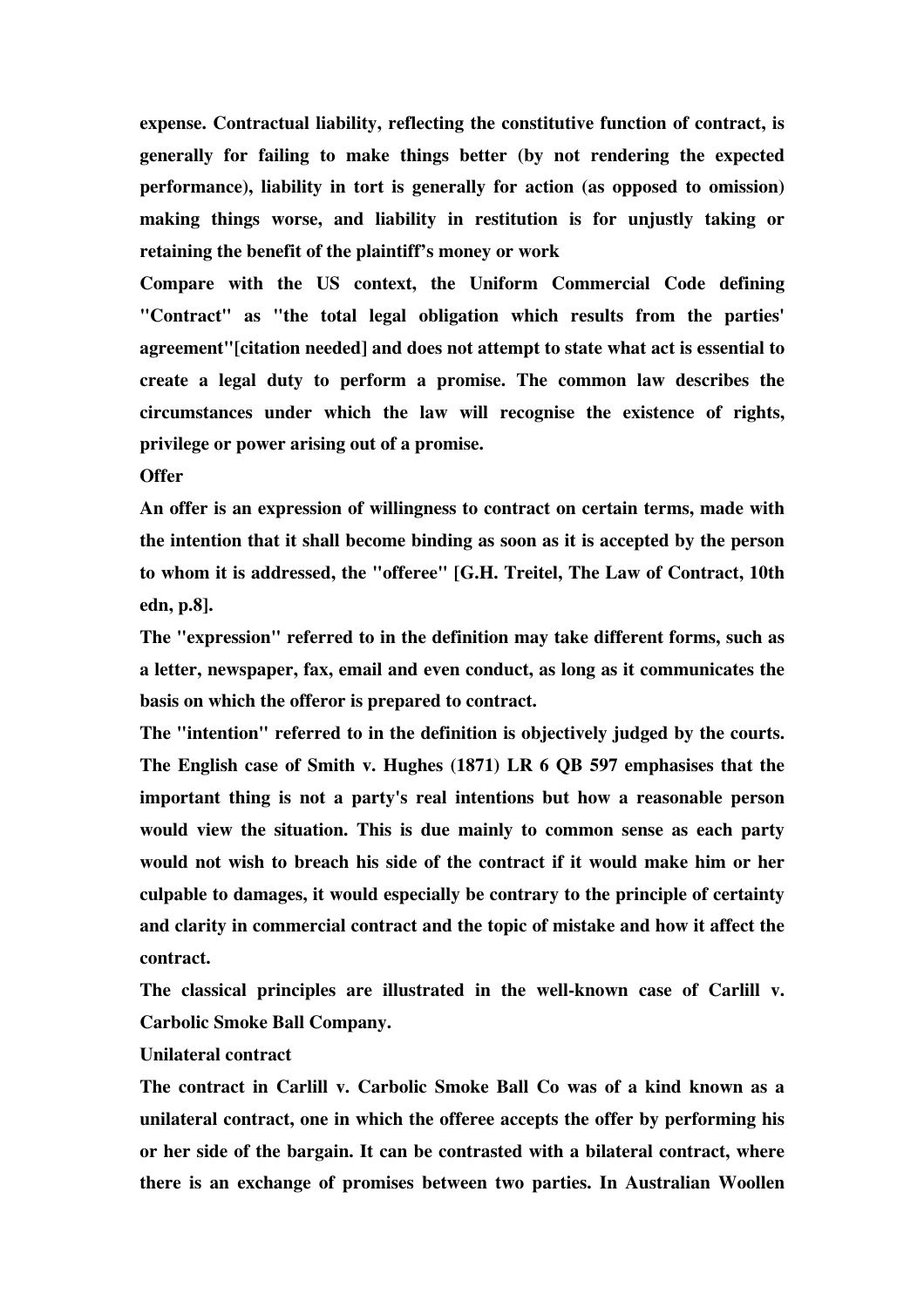**expense. Contractual liability, reflecting the constitutive function of contract, is generally for failing to make things better (by not rendering the expected performance), liability in tort is generally for action (as opposed to omission) making things worse, and liability in restitution is for unjustly taking or retaining the benefit of the plaintiff's money or work**

**Compare with the US context, the Uniform Commercial Code defining "Contract" as "the total legal obligation which results from the parties' agreement"[citation needed] and does not attempt to state what act is essential to create a legal duty to perform a promise. The common law describes the circumstances under which the law will recognise the existence of rights, privilege or power arising out of a promise.**

**Offer**

**An offer is an expression of willingness to contract on certain terms, made with the intention that it shall become binding as soon as it is accepted by the person to whom it is addressed, the "offeree" [G.H. Treitel, The Law of Contract, 10th edn, p.8].**

**The "expression" referred to in the definition may take different forms, such as a letter, newspaper, fax, email and even conduct, as long as it communicates the basis on which the offeror is prepared to contract.**

**The "intention" referred to in the definition is objectively judged by the courts. The English case of Smith v. Hughes (1871) LR 6 QB 597 emphasises that the important thing is not a party's real intentions but how a reasonable person would view the situation. This is due mainly to common sense as each party would not wish to breach his side of the contract if it would make him or her culpable to damages, it would especially be contrary to the principle of certainty and clarity in commercial contract and the topic of mistake and how it affect the contract.**

**The classical principles are illustrated in the well-known case of Carlill v. Carbolic Smoke Ball Company.**

**Unilateral contract**

**The contract in Carlill v. Carbolic Smoke Ball Co was of a kind known as a unilateral contract, one in which the offeree accepts the offer by performing his or her side of the bargain. It can be contrasted with a bilateral contract, where there is an exchange of promises between two parties. In Australian Woollen**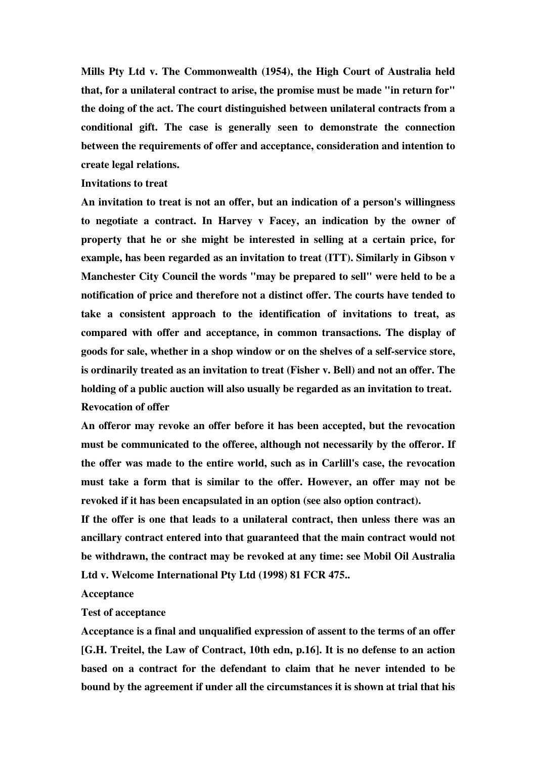Mills Pty Ltd v. The Commonwealth (1954), the High Court of Australia held that, for a unilateral contract to arise, the promise must be made "in return for" the doing of the act. The court distinguished between unilateral contracts from a conditional gift. The case is generally seen to demonstrate the connection between the requirements of offer and acceptance, consideration and intention to create legal relations.

### Invitations to treat

An invitation to treat is not an offer, but an indication of a person's willingness to negotiate a contract. In Harvey v Facey, an indication by the owner of property that he or she might be interested in selling at a certain price, for example, has been regarded as an invitation to treat (ITT). Similarly in Gibson v Manchester City Council the words "may be prepared to sell" were held to be a notification of price and therefore not a distinct offer. The courts have tended to take a consistent approach to the identification of invitations to treat, as compared with offer and acceptance, in common transactions. The display of goods for sale, whether in a shop window or on the shelves of a self-service store, is ordinarily treated as an invitation to treat (Fisher v. Bell) and not an offer. The holding of a public auction will also usually be regarded as an invitation to treat.

### Revocation of offer

An offeror may revoke an offer before it has been accepted, but the revocation must be communicated to the offeree, although not necessarily by the offeror. If the offer was made to the entire world, such as in Carlill's case, the revocation must take a form that is similar to the offer. However, an offer may not be revoked if it has been encapsulated in an option (see also option contract).

If the offer is one that leads to a unilateral contract, then unless there was an ancillary contract entered into that guaranteed that the main contract would not be withdrawn, the contract may be revoked at any time: see Mobil Oil Australia Ltd v. Welcome International Pty Ltd (1998) 81 FCR 475..

## Acceptance

### Test of acceptance

Acceptance is a final and unqualified expression of assent to the terms of an offer [G.H. Treitel, the Law of Contract, 10th edn, p.16]. It is no defense to an action based on a contract for the defendant to claim that he never intended to be bound by the agreement if under all the circumstances it is shown at trial that his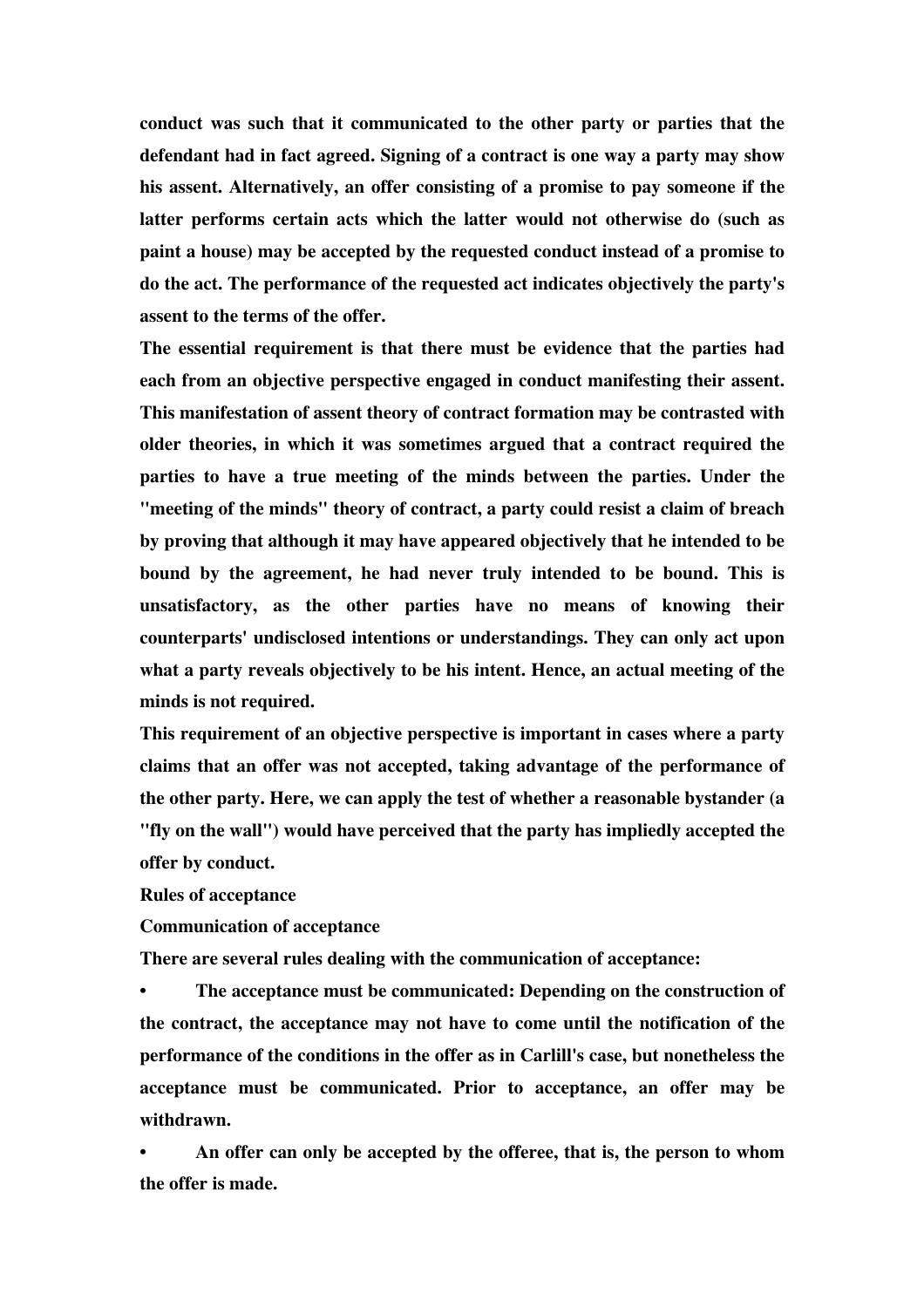conduct was such that it communicated to the other party or parties that the defendant had in fact agreed. Signing of a contract is one way a party may show his assent. Alternatively, an offer consisting of a promise to pay someone if the latter performs certain acts which the latter would not otherwise do (such as paint a house) may be accepted by the requested conduct instead of a promise to do the act. The performance of the requested act indicates objectively the party's assent to the terms of the offer.

The essential requirement is that there must be evidence that the parties had each from an objective perspective engaged in conduct manifesting their assent. This manifestation of assent theory of contract formation may be contrasted with older theories, in which it was sometimes argued that a contract required the parties to have a true meeting of the minds between the parties. Under the "meeting of the minds" theory of contract, a party could resist a claim of breach by proving that although it may have appeared objectively that he intended to be bound by the agreement, he had never truly intended to be bound. This is unsatisfactory, as the other parties have no means of knowing their counterparts' undisclosed intentions or understandings. They can only act upon what a party reveals objectively to be his intent. Hence, an actual meeting of the minds is not required.

This requirement of an objective perspective is important in cases where a party claims that an offer was not accepted, taking advantage of the performance of the other party. Here, we can apply the test of whether a reasonable bystander (a "fly on the wall") would have perceived that the party has impliedly accepted the offer by conduct.

**Rules of acceptance**

**Communication of acceptance**

There are several rules dealing with the communication of acceptance:

- The acceptance must be communicated: Depending on the construction of the contract, the acceptance may not have to come until the notification of the performance of the conditions in the offer as in Carlill's case, but nonetheless the acceptance must be communicated. Prior to acceptance, an offer may be withdrawn.
- An offer can only be accepted by the offeree, that is, the person to whom the offer is made.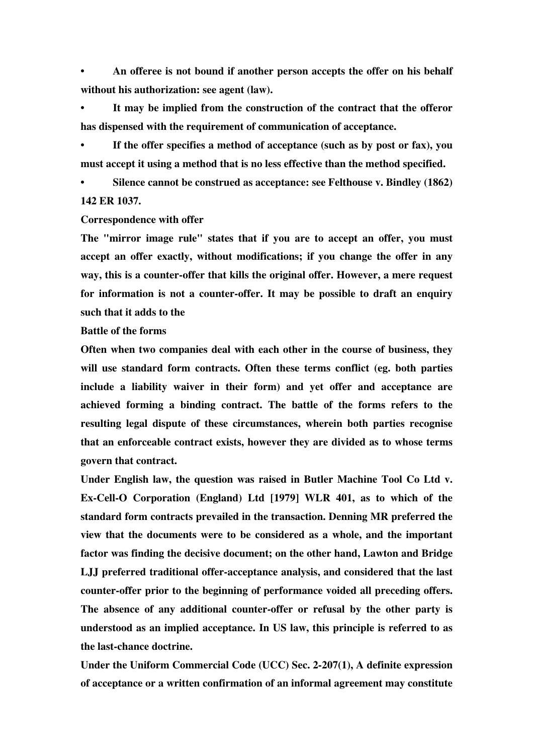- An offeree is not bound if another person accepts the offer on his behalf without his authorization: see agent (law).
- It may be implied from the construction of the contract that the offeror has dispensed with the requirement of communication of acceptance.
- If the offer specifies a method of acceptance (such as by post or fax), you must accept it using a method that is no less effective than the method specified.
- Silence cannot be construed as acceptance: see Felthouse v. Bindley (1862) 142 ER 1037.

**Correspondence with offer**

The "mirror image rule" states that if you are to accept an offer, you must accept an offer exactly, without modifications; if you change the offer in any way, this is a counter-offer that kills the original offer. However, a mere request for information is not a counter-offer. It may be possible to draft an enquiry such that it adds to the

**Battle of the forms**

Often when two companies deal with each other in the course of business, they will use standard form contracts. Often these terms conflict (eg. both parties include a liability waiver in their form) and yet offer and acceptance are achieved forming a binding contract. The battle of the forms refers to the resulting legal dispute of these circumstances, wherein both parties recognise that an enforceable contract exists, however they are divided as to whose terms govern that contract.

Under English law, the question was raised in Butler Machine Tool Co Ltd v. Ex-Cell-O Corporation (England) Ltd [1979] WLR 401, as to which of the standard form contracts prevailed in the transaction. Denning MR preferred the view that the documents were to be considered as a whole, and the important factor was finding the decisive document; on the other hand, Lawton and Bridge LJJ preferred traditional offer-acceptance analysis, and considered that the last counter-offer prior to the beginning of performance voided all preceding offers. The absence of any additional counter-offer or refusal by the other party is understood as an implied acceptance. In US law, this principle is referred to as the last-chance doctrine.

Under the Uniform Commercial Code (UCC) Sec. 2-207(1), A definite expression of acceptance or a written confirmation of an informal agreement may constitute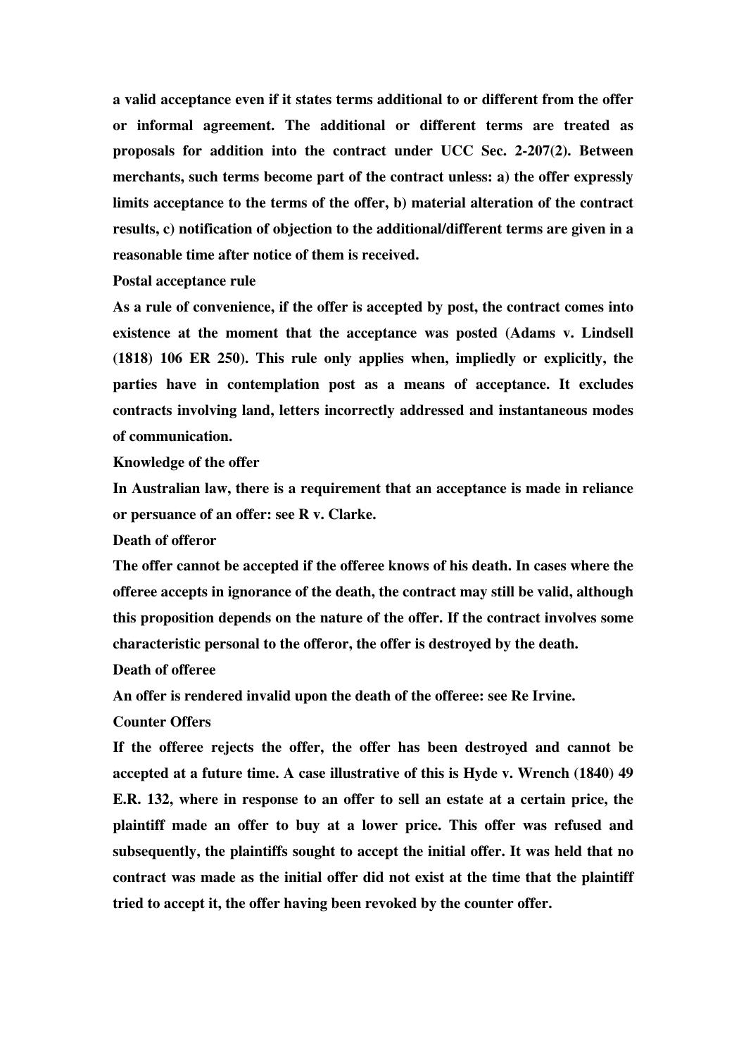**a valid acceptance even if it states terms additional to or different from the offer or informal agreement. The additional or different terms are treated as proposals for addition into the contract under UCC Sec. 2-207(2). Between merchants, such terms become part of the contract unless: a) the offer expressly limits acceptance to the terms of the offer, b) material alteration of the contract results, c) notification of objection to the additional/different terms are given in a reasonable time after notice of them is received.**

**Postal acceptance rule**

**As a rule of convenience, if the offer is accepted by post, the contract comes into existence at the moment that the acceptance was posted (Adams v. Lindsell (1818) 106 ER 250). This rule only applies when, impliedly or explicitly, the parties have in contemplation post as a means of acceptance. It excludes contracts involving land, letters incorrectly addressed and instantaneous modes of communication.**

**Knowledge of the offer**

**In Australian law, there is a requirement that an acceptance is made in reliance or persuance of an offer: see R v. Clarke.**

**Death of offeror**

**The offer cannot be accepted if the offeree knows of his death. In cases where the offeree accepts in ignorance of the death, the contract may still be valid, although this proposition depends on the nature of the offer. If the contract involves some characteristic personal to the offeror, the offer is destroyed by the death.**

**Death of offeree**

**An offer is rendered invalid upon the death of the offeree: see Re Irvine.**

**Counter Offers**

**If the offeree rejects the offer, the offer has been destroyed and cannot be accepted at a future time. A case illustrative of this is Hyde v. Wrench (1840) 49 E.R. 132, where in response to an offer to sell an estate at a certain price, the plaintiff made an offer to buy at a lower price. This offer was refused and subsequently, the plaintiffs sought to accept the initial offer. It was held that no contract was made as the initial offer did not exist at the time that the plaintiff tried to accept it, the offer having been revoked by the counter offer.**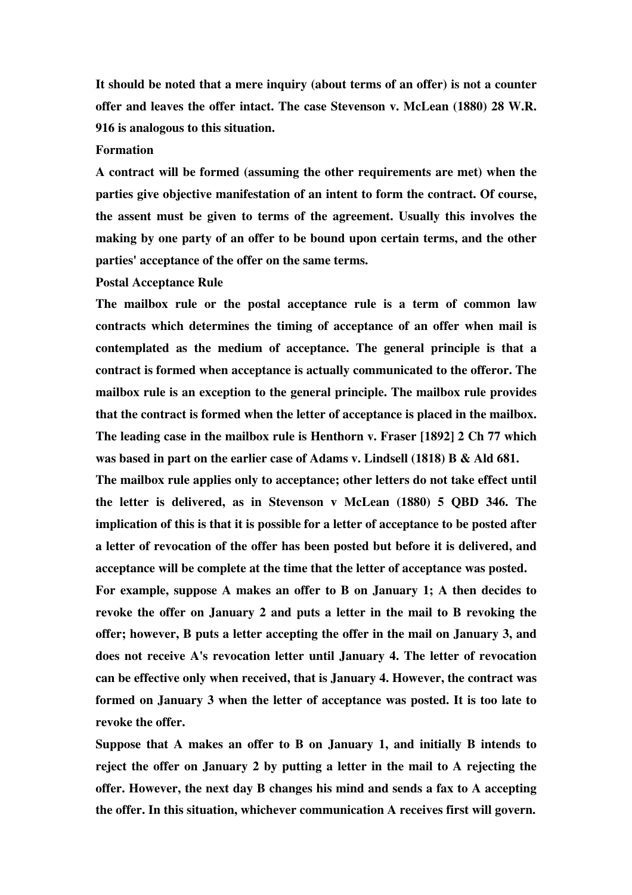**It should be noted that a mere inquiry (about terms of an offer) is not a counter offer and leaves the offer intact. The case Stevenson v. McLean (1880) 28 W.R. 916 is analogous to this situation.**

## Formation

**A contract will be formed (assuming the other requirements are met) when the parties give objective manifestation of an intent to form the contract. Of course, the assent must be given to terms of the agreement. Usually this involves the making by one party of an offer to be bound upon certain terms, and the other parties' acceptance of the offer on the same terms.**

## Postal Acceptance Rule

**The mailbox rule or the postal acceptance rule is a term of common law contracts which determines the timing of acceptance of an offer when mail is contemplated as the medium of acceptance. The general principle is that a contract is formed when acceptance is actually communicated to the offeror. The mailbox rule is an exception to the general principle. The mailbox rule provides that the contract is formed when the letter of acceptance is placed in the mailbox. The leading case in the mailbox rule is Henthorn v. Fraser [1892] 2 Ch 77 which was based in part on the earlier case of Adams v. Lindsell (1818) B & Ald 681.**

**The mailbox rule applies only to acceptance; other letters do not take effect until the letter is delivered, as in Stevenson v McLean (1880) 5 QBD 346. The implication of this is that it is possible for a letter of acceptance to be posted after a letter of revocation of the offer has been posted but before it is delivered, and acceptance will be complete at the time that the letter of acceptance was posted.**

**For example, suppose A makes an offer to B on January 1; A then decides to revoke the offer on January 2 and puts a letter in the mail to B revoking the offer; however, B puts a letter accepting the offer in the mail on January 3, and does not receive A's revocation letter until January 4. The letter of revocation can be effective only when received, that is January 4. However, the contract was formed on January 3 when the letter of acceptance was posted. It is too late to revoke the offer.**

**Suppose that A makes an offer to B on January 1, and initially B intends to reject the offer on January 2 by putting a letter in the mail to A rejecting the offer. However, the next day B changes his mind and sends a fax to A accepting the offer. In this situation, whichever communication A receives first will govern.**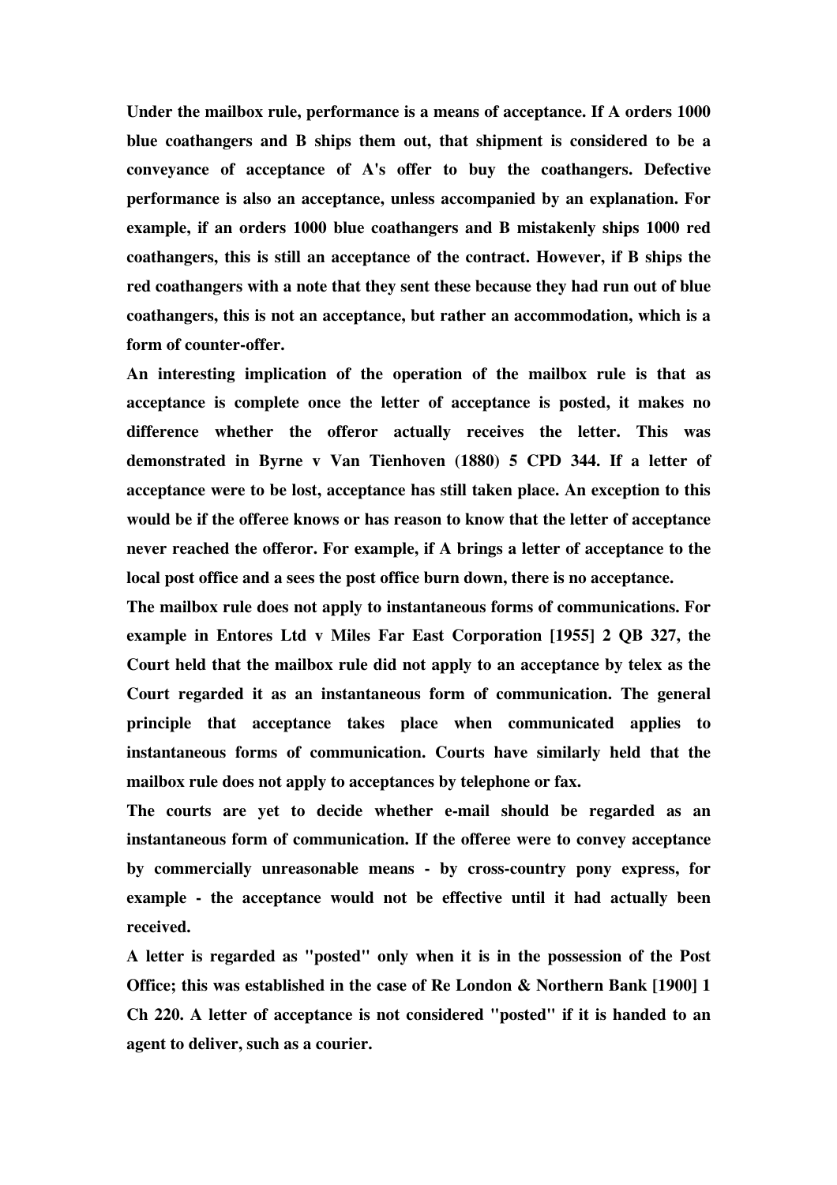**Under the mailbox rule, performance is a means of acceptance. If A orders 1000 blue coathangers and B ships them out, that shipment is considered to be a conveyance of acceptance of A's offer to buy the coathangers. Defective performance is also an acceptance, unless accompanied by an explanation. For example, if an orders 1000 blue coathangers and B mistakenly ships 1000 red coathangers, this is still an acceptance of the contract. However, if B ships the red coathangers with a note that they sent these because they had run out of blue coathangers, this is not an acceptance, but rather an accommodation, which is a form of counter-offer.**

**An interesting implication of the operation of the mailbox rule is that as acceptance is complete once the letter of acceptance is posted, it makes no difference whether the offeror actually receives the letter. This was demonstrated in Byrne v Van Tienhoven (1880) 5 CPD 344. If a letter of acceptance were to be lost, acceptance has still taken place. An exception to this would be if the offeree knows or has reason to know that the letter of acceptance never reached the offeror. For example, if A brings a letter of acceptance to the local post office and a sees the post office burn down, there is no acceptance.**

**The mailbox rule does not apply to instantaneous forms of communications. For example in Entores Ltd v Miles Far East Corporation [1955] 2 QB 327, the Court held that the mailbox rule did not apply to an acceptance by telex as the Court regarded it as an instantaneous form of communication. The general principle that acceptance takes place when communicated applies to instantaneous forms of communication. Courts have similarly held that the mailbox rule does not apply to acceptances by telephone or fax.**

**The courts are yet to decide whether e-mail should be regarded as an instantaneous form of communication. If the offeree were to convey acceptance by commercially unreasonable means - by cross-country pony express, for example - the acceptance would not be effective until it had actually been received.**

**A letter is regarded as "posted" only when it is in the possession of the Post Office; this was established in the case of Re London & Northern Bank [1900] 1 Ch 220. A letter of acceptance is not considered "posted" if it is handed to an agent to deliver, such as a courier.**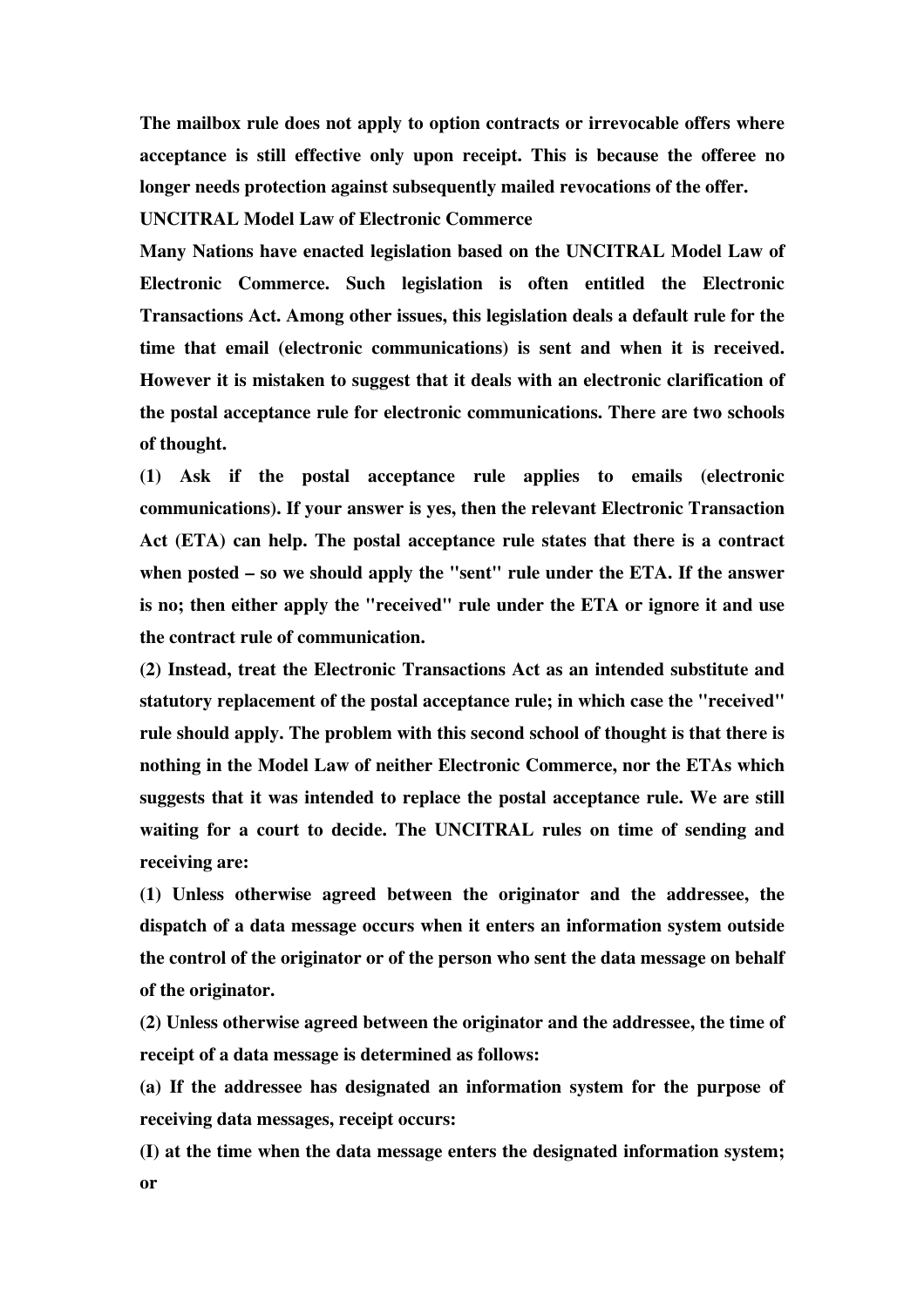The mailbox rule does not apply to option contracts or irrevocable offers where acceptance is still effective only upon receipt. This is because the offeree no longer needs protection against subsequently mailed revocations of the offer.

## UNCITRAL Model Law of Electronic Commerce

Many Nations have enacted legislation based on the UNCITRAL Model Law of Electronic Commerce. Such legislation is often entitled the Electronic Transactions Act. Among other issues, this legislation deals a default rule for the time that email (electronic communications) is sent and when it is received. However it is mistaken to suggest that it deals with an electronic clarification of the postal acceptance rule for electronic communications. There are two schools of thought.

(1) Ask if the postal acceptance rule applies to emails (electronic communications). If your answer is yes, then the relevant Electronic Transaction Act (ETA) can help. The postal acceptance rule states that there is a contract when posted – so we should apply the "sent" rule under the ETA. If the answer is no; then either apply the "received" rule under the ETA or ignore it and use the contract rule of communication.

(2) Instead, treat the Electronic Transactions Act as an intended substitute and statutory replacement of the postal acceptance rule; in which case the "received" rule should apply. The problem with this second school of thought is that there is nothing in the Model Law of neither Electronic Commerce, nor the ETAs which suggests that it was intended to replace the postal acceptance rule. We are still waiting for a court to decide. The UNCITRAL rules on time of sending and receiving are:

(1) Unless otherwise agreed between the originator and the addressee, the dispatch of a data message occurs when it enters an information system outside the control of the originator or of the person who sent the data message on behalf of the originator.

(2) Unless otherwise agreed between the originator and the addressee, the time of receipt of a data message is determined as follows:

(a) If the addressee has designated an information system for the purpose of receiving data messages, receipt occurs:

(I) at the time when the data message enters the designated information system; or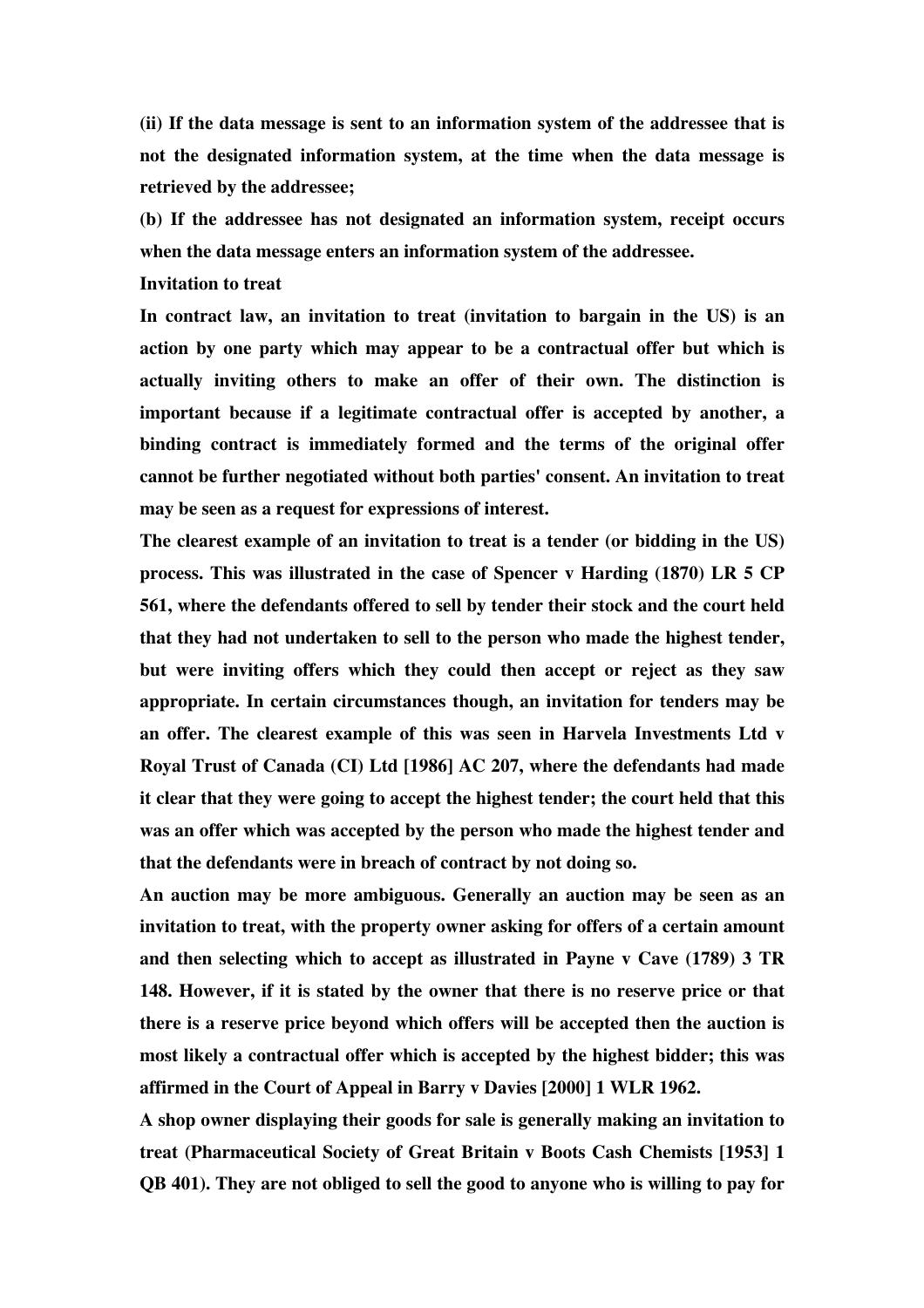(ii) If the data message is sent to an information system of the addressee that is not the designated information system, at the time when the data message is retrieved by the addressee;

(b) If the addressee has not designated an information system, receipt occurs when the data message enters an information system of the addressee.

## Invitation to treat

In contract law, an invitation to treat (invitation to bargain in the US) is an action by one party which may appear to be a contractual offer but which is actually inviting others to make an offer of their own. The distinction is important because if a legitimate contractual offer is accepted by another, a binding contract is immediately formed and the terms of the original offer cannot be further negotiated without both parties' consent. An invitation to treat may be seen as a request for expressions of interest.

The clearest example of an invitation to treat is a tender (or bidding in the US) process. This was illustrated in the case of Spencer v Harding (1870) LR 5 CP 561, where the defendants offered to sell by tender their stock and the court held that they had not undertaken to sell to the person who made the highest tender, but were inviting offers which they could then accept or reject as they saw appropriate. In certain circumstances though, an invitation for tenders may be an offer. The clearest example of this was seen in Harvela Investments Ltd v Royal Trust of Canada (CI) Ltd [1986] AC 207, where the defendants had made it clear that they were going to accept the highest tender; the court held that this was an offer which was accepted by the person who made the highest tender and that the defendants were in breach of contract by not doing so.

An auction may be more ambiguous. Generally an auction may be seen as an invitation to treat, with the property owner asking for offers of a certain amount and then selecting which to accept as illustrated in Payne v Cave (1789) 3 TR 148. However, if it is stated by the owner that there is no reserve price or that there is a reserve price beyond which offers will be accepted then the auction is most likely a contractual offer which is accepted by the highest bidder; this was affirmed in the Court of Appeal in Barry v Davies [2000] 1 WLR 1962.

A shop owner displaying their goods for sale is generally making an invitation to treat (Pharmaceutical Society of Great Britain v Boots Cash Chemists [1953] 1 QB 401). They are not obliged to sell the good to anyone who is willing to pay for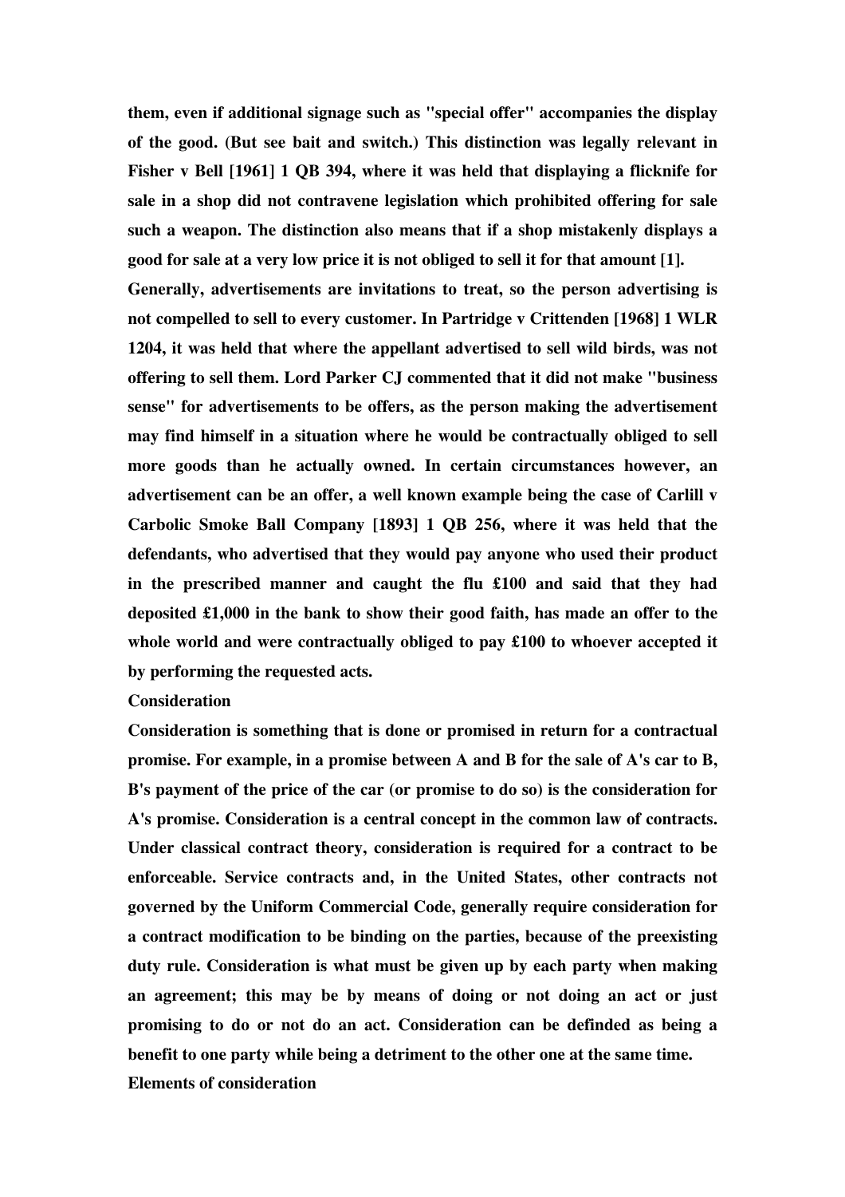them, even if additional signage such as "special offer" accompanies the display of the good. (But see bait and switch.) This distinction was legally relevant in Fisher v Bell [1961] 1 QB 394, where it was held that displaying a flicknife for sale in a shop did not contravene legislation which prohibited offering for sale such a weapon. The distinction also means that if a shop mistakenly displays a good for sale at a very low price it is not obliged to sell it for that amount [1].

Generally, advertisements are invitations to treat, so the person advertising is not compelled to sell to every customer. In Partridge v Crittenden [1968] 1 WLR 1204, it was held that where the appellant advertised to sell wild birds, was not offering to sell them. Lord Parker CJ commented that it did not make "business sense" for advertisements to be offers, as the person making the advertisement may find himself in a situation where he would be contractually obliged to sell more goods than he actually owned. In certain circumstances however, an advertisement can be an offer, a well known example being the case of Carlill v Carbolic Smoke Ball Company [1893] 1 QB 256, where it was held that the defendants, who advertised that they would pay anyone who used their product in the prescribed manner and caught the flu £100 and said that they had deposited £1,000 in the bank to show their good faith, has made an offer to the whole world and were contractually obliged to pay £100 to whoever accepted it by performing the requested acts.

## Consideration

Consideration is something that is done or promised in return for a contractual promise. For example, in a promise between A and B for the sale of A's car to B, B's payment of the price of the car (or promise to do so) is the consideration for A's promise. Consideration is a central concept in the common law of contracts. Under classical contract theory, consideration is required for a contract to be enforceable. Service contracts and, in the United States, other contracts not governed by the Uniform Commercial Code, generally require consideration for a contract modification to be binding on the parties, because of the preexisting duty rule. Consideration is what must be given up by each party when making an agreement; this may be by means of doing or not doing an act or just promising to do or not do an act. Consideration can be definded as being a benefit to one party while being a detriment to the other one at the same time.

### Elements of consideration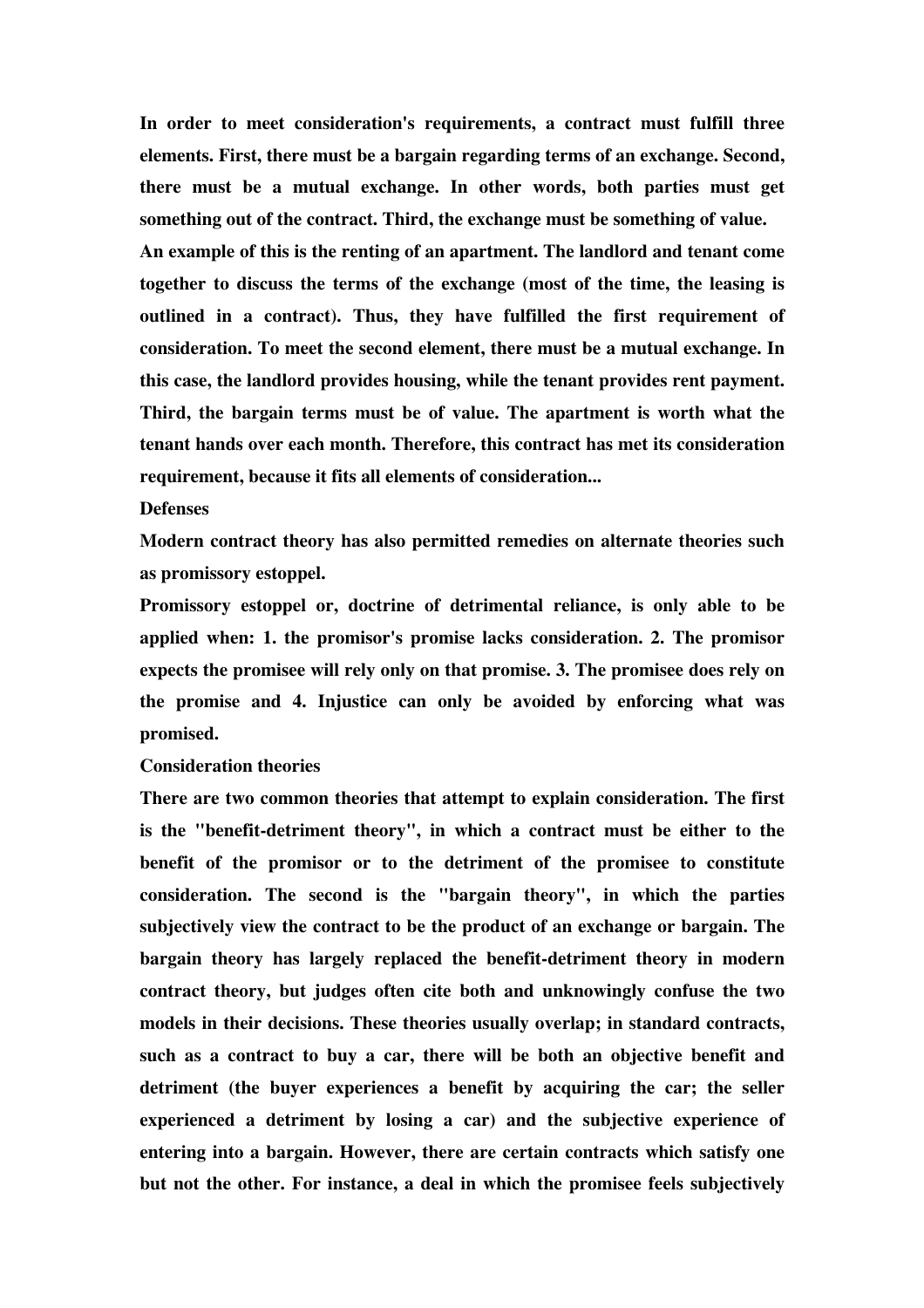In order to meet consideration's requirements, a contract must fulfill three elements. First, there must be a bargain regarding terms of an exchange. Second, there must be a mutual exchange. In other words, both parties must get something out of the contract. Third, the exchange must be something of value.

An example of this is the renting of an apartment. The landlord and tenant come together to discuss the terms of the exchange (most of the time, the leasing is outlined in a contract). Thus, they have fulfilled the first requirement of consideration. To meet the second element, there must be a mutual exchange. In this case, the landlord provides housing, while the tenant provides rent payment. Third, the bargain terms must be of value. The apartment is worth what the tenant hands over each month. Therefore, this contract has met its consideration requirement, because it fits all elements of consideration...

## Defenses

Modern contract theory has also permitted remedies on alternate theories such as promissory estoppel.

Promissory estoppel or, doctrine of detrimental reliance, is only able to be applied when: 1. the promisor's promise lacks consideration. 2. The promisor expects the promisee will rely only on that promise. 3. The promisee does rely on the promise and 4. Injustice can only be avoided by enforcing what was promised.

## Consideration theories

There are two common theories that attempt to explain consideration. The first is the "benefit-detriment theory", in which a contract must be either to the benefit of the promisor or to the detriment of the promisee to constitute consideration. The second is the "bargain theory", in which the parties subjectively view the contract to be the product of an exchange or bargain. The bargain theory has largely replaced the benefit-detriment theory in modern contract theory, but judges often cite both and unknowingly confuse the two models in their decisions. These theories usually overlap; in standard contracts, such as a contract to buy a car, there will be both an objective benefit and detriment (the buyer experiences a benefit by acquiring the car; the seller experienced a detriment by losing a car) and the subjective experience of entering into a bargain. However, there are certain contracts which satisfy one but not the other. For instance, a deal in which the promisee feels subjectively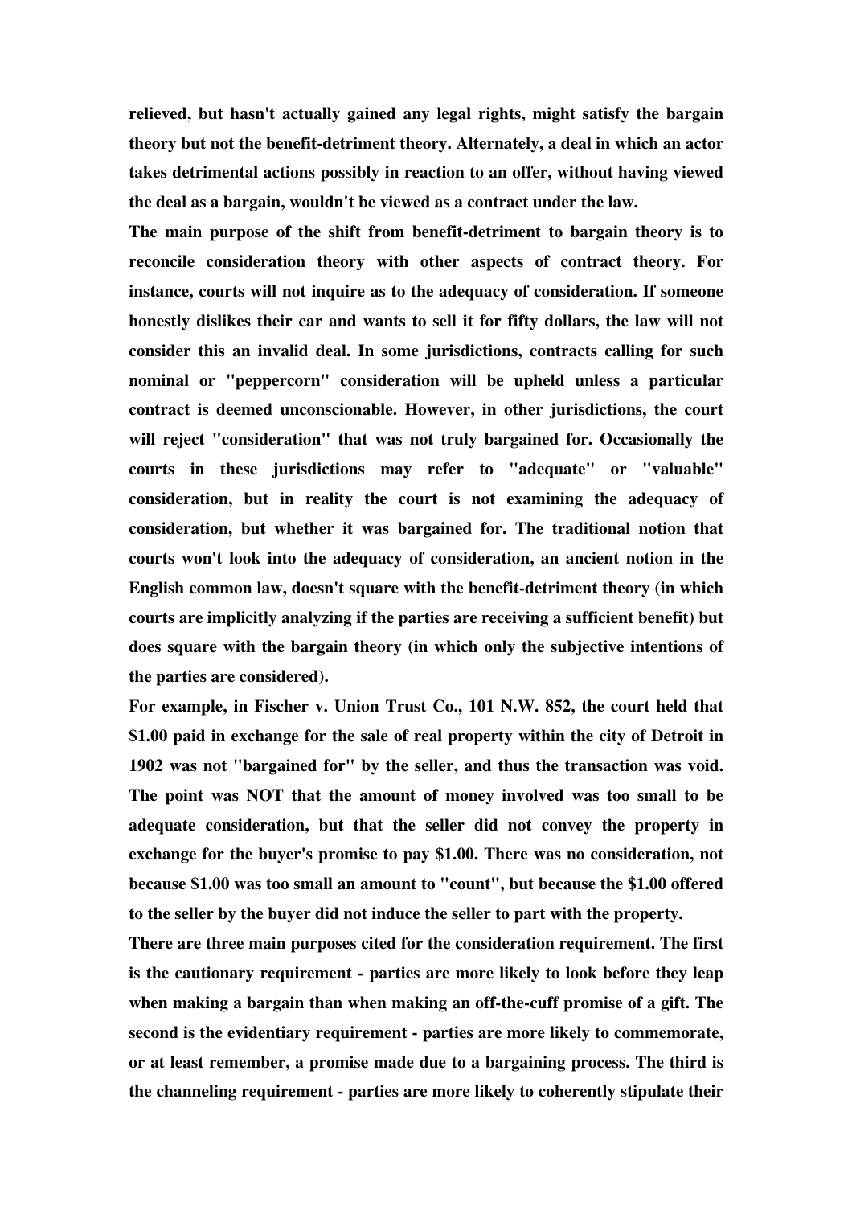relieved, but hasn't actually gained any legal rights, might satisfy the bargain theory but not the benefit-detriment theory. Alternately, a deal in which an actor takes detrimental actions possibly in reaction to an offer, without having viewed the deal as a bargain, wouldn't be viewed as a contract under the law.

The main purpose of the shift from benefit-detriment to bargain theory is to reconcile consideration theory with other aspects of contract theory. For instance, courts will not inquire as to the adequacy of consideration. If someone honestly dislikes their car and wants to sell it for fifty dollars, the law will not consider this an invalid deal. In some jurisdictions, contracts calling for such nominal or "peppercorn" consideration will be upheld unless a particular contract is deemed unconscionable. However, in other jurisdictions, the court will reject "consideration" that was not truly bargained for. Occasionally the courts in these jurisdictions may refer to "adequate" or "valuable" consideration, but in reality the court is not examining the adequacy of consideration, but whether it was bargained for. The traditional notion that courts won't look into the adequacy of consideration, an ancient notion in the English common law, doesn't square with the benefit-detriment theory (in which courts are implicitly analyzing if the parties are receiving a sufficient benefit) but does square with the bargain theory (in which only the subjective intentions of the parties are considered).

For example, in Fischer v. Union Trust Co., 101 N.W. 852, the court held that $1.00 paid in exchange for the sale of real property within the city of Detroit in 1902 was not "bargained for" by the seller, and thus the transaction was void. The point was NOT that the amount of money involved was too small to be adequate consideration, but that the seller did not convey the property in exchange for the buyer's promise to pay $1.00. There was no consideration, not because $1.00 was too small an amount to "count", but because the $1.00 offered to the seller by the buyer did not induce the seller to part with the property.

There are three main purposes cited for the consideration requirement. The first is the cautionary requirement - parties are more likely to look before they leap when making a bargain than when making an off-the-cuff promise of a gift. The second is the evidentiary requirement - parties are more likely to commemorate, or at least remember, a promise made due to a bargaining process. The third is the channeling requirement - parties are more likely to coherently stipulate their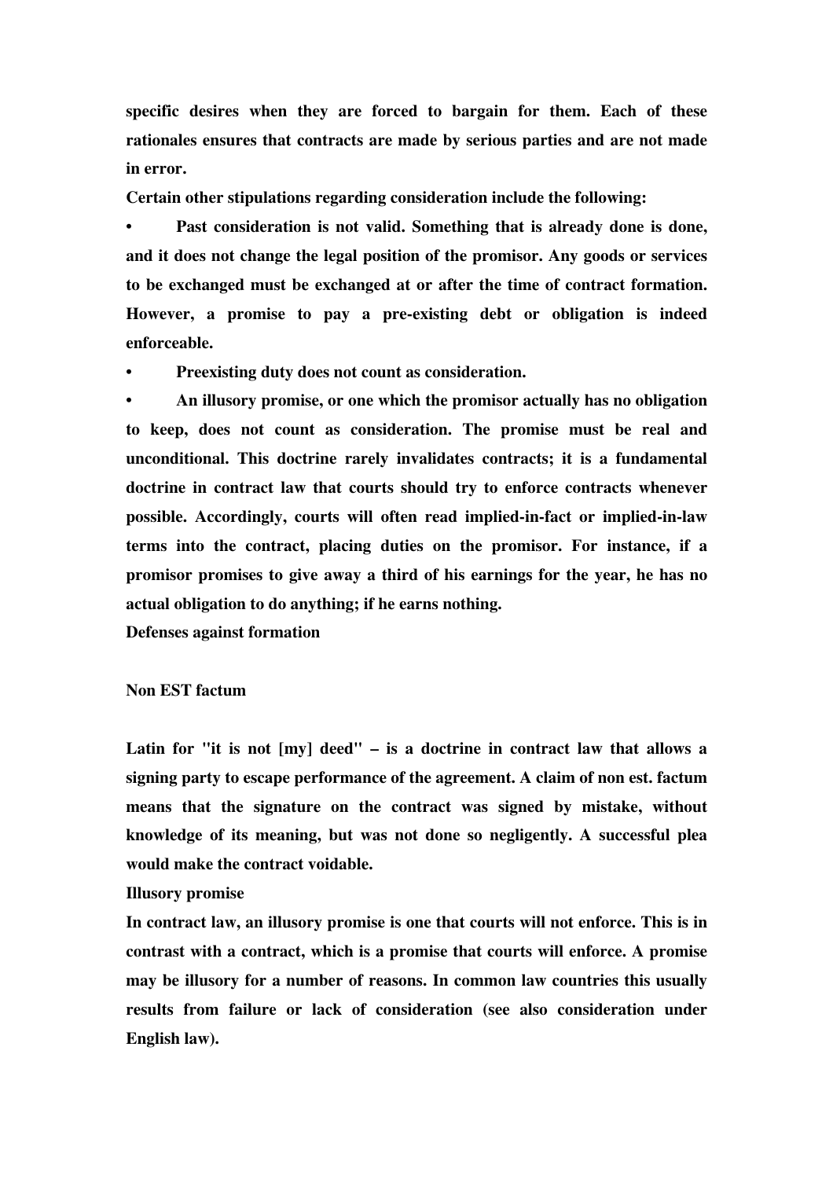specific desires when they are forced to bargain for them. Each of these rationales ensures that contracts are made by serious parties and are not made in error.

Certain other stipulations regarding consideration include the following:

- Past consideration is not valid. Something that is already done is done, and it does not change the legal position of the promisor. Any goods or services to be exchanged must be exchanged at or after the time of contract formation. However, a promise to pay a pre-existing debt or obligation is indeed enforceable.
- Preexisting duty does not count as consideration.
- An illusory promise, or one which the promisor actually has no obligation to keep, does not count as consideration. The promise must be real and unconditional. This doctrine rarely invalidates contracts; it is a fundamental doctrine in contract law that courts should try to enforce contracts whenever possible. Accordingly, courts will often read implied-in-fact or implied-in-law terms into the contract, placing duties on the promisor. For instance, if a promisor promises to give away a third of his earnings for the year, he has no actual obligation to do anything; if he earns nothing.

## Defenses against formation

### Non EST factum

Latin for "it is not [my] deed" – is a doctrine in contract law that allows a signing party to escape performance of the agreement. A claim of non est. factum means that the signature on the contract was signed by mistake, without knowledge of its meaning, but was not done so negligently. A successful plea would make the contract voidable.

### Illusory promise

In contract law, an illusory promise is one that courts will not enforce. This is in contrast with a contract, which is a promise that courts will enforce. A promise may be illusory for a number of reasons. In common law countries this usually results from failure or lack of consideration (see also consideration under English law).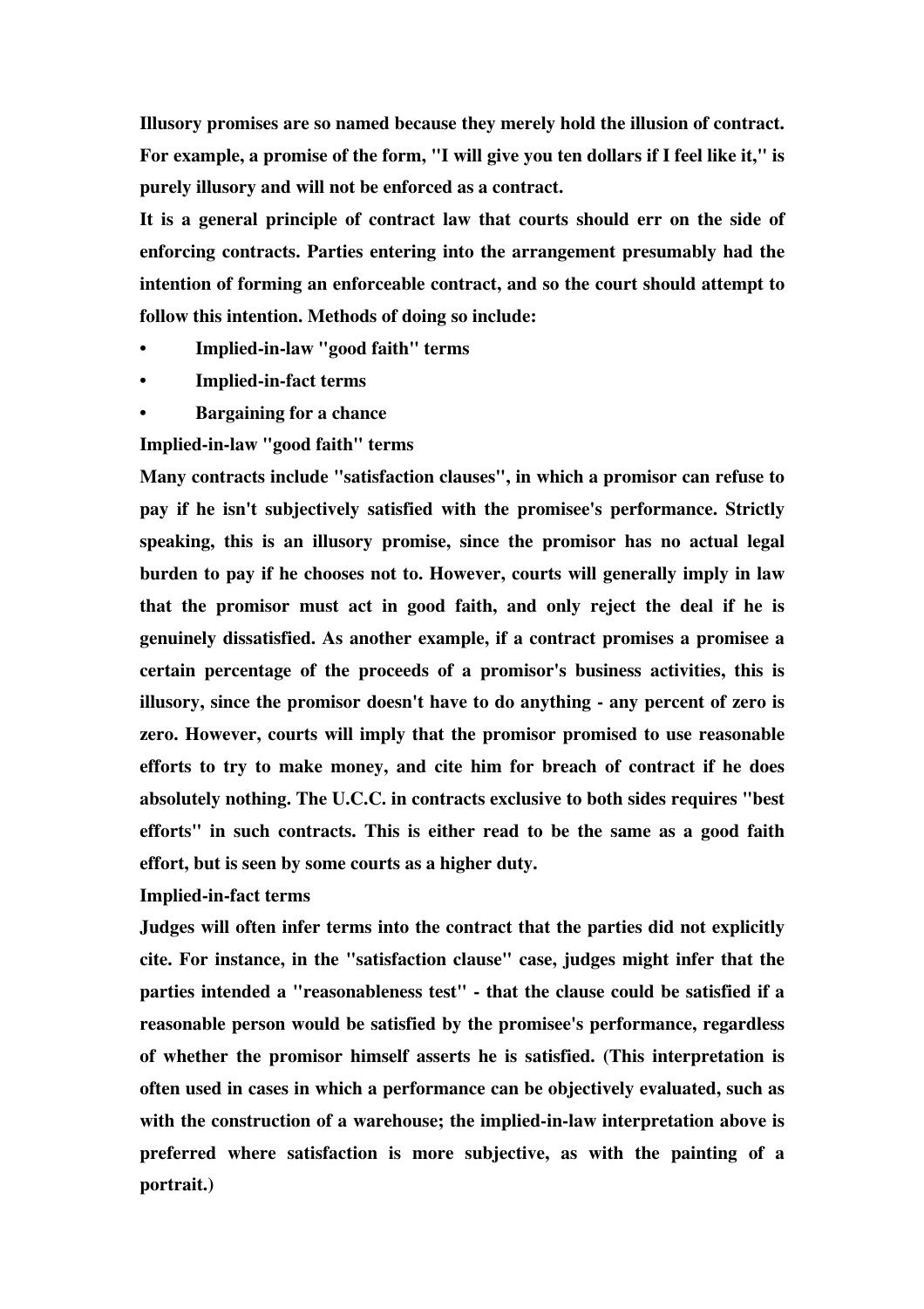Illusory promises are so named because they merely hold the illusion of contract. For example, a promise of the form, "I will give you ten dollars if I feel like it," is purely illusory and will not be enforced as a contract.

It is a general principle of contract law that courts should err on the side of enforcing contracts. Parties entering into the arrangement presumably had the intention of forming an enforceable contract, and so the court should attempt to follow this intention. Methods of doing so include:

- Implied-in-law "good faith" terms
- Implied-in-fact terms
- Bargaining for a chance

### Implied-in-law "good faith" terms

Many contracts include "satisfaction clauses", in which a promisor can refuse to pay if he isn't subjectively satisfied with the promisee's performance. Strictly speaking, this is an illusory promise, since the promisor has no actual legal burden to pay if he chooses not to. However, courts will generally imply in law that the promisor must act in good faith, and only reject the deal if he is genuinely dissatisfied. As another example, if a contract promises a promisee a certain percentage of the proceeds of a promisor's business activities, this is illusory, since the promisor doesn't have to do anything - any percent of zero is zero. However, courts will imply that the promisor promised to use reasonable efforts to try to make money, and cite him for breach of contract if he does absolutely nothing. The U.C.C. in contracts exclusive to both sides requires "best efforts" in such contracts. This is either read to be the same as a good faith effort, but is seen by some courts as a higher duty.

### Implied-in-fact terms

Judges will often infer terms into the contract that the parties did not explicitly cite. For instance, in the "satisfaction clause" case, judges might infer that the parties intended a "reasonableness test" - that the clause could be satisfied if a reasonable person would be satisfied by the promisee's performance, regardless of whether the promisor himself asserts he is satisfied. (This interpretation is often used in cases in which a performance can be objectively evaluated, such as with the construction of a warehouse; the implied-in-law interpretation above is preferred where satisfaction is more subjective, as with the painting of a portrait.)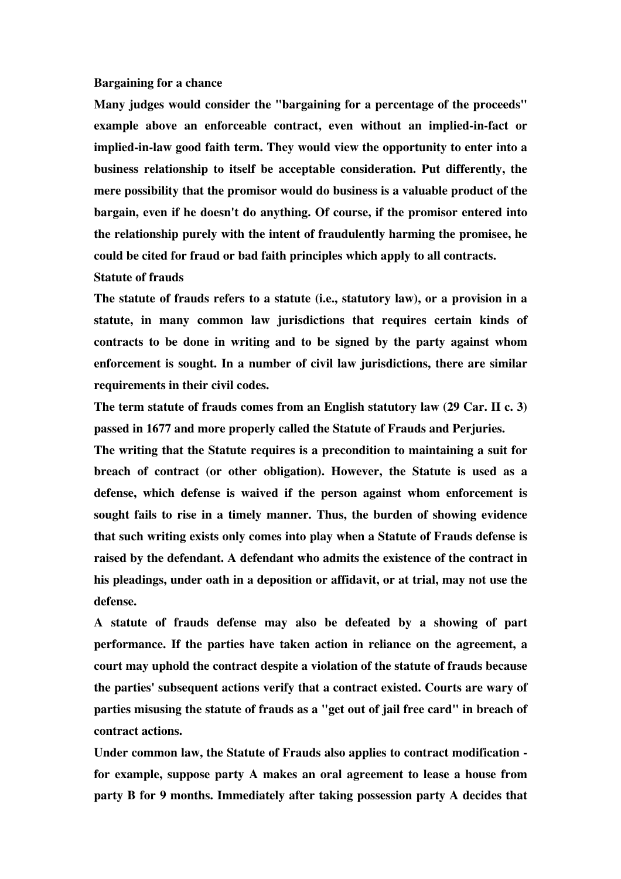### Bargaining for a chance

Many judges would consider the "bargaining for a percentage of the proceeds" example above an enforceable contract, even without an implied-in-fact or implied-in-law good faith term. They would view the opportunity to enter into a business relationship to itself be acceptable consideration. Put differently, the mere possibility that the promisor would do business is a valuable product of the bargain, even if he doesn't do anything. Of course, if the promisor entered into the relationship purely with the intent of fraudulently harming the promisee, he could be cited for fraud or bad faith principles which apply to all contracts.

### Statute of frauds

The statute of frauds refers to a statute (i.e., statutory law), or a provision in a statute, in many common law jurisdictions that requires certain kinds of contracts to be done in writing and to be signed by the party against whom enforcement is sought. In a number of civil law jurisdictions, there are similar requirements in their civil codes.

The term statute of frauds comes from an English statutory law (29 Car. II c. 3) passed in 1677 and more properly called the Statute of Frauds and Perjuries.

The writing that the Statute requires is a precondition to maintaining a suit for breach of contract (or other obligation). However, the Statute is used as a defense, which defense is waived if the person against whom enforcement is sought fails to rise in a timely manner. Thus, the burden of showing evidence that such writing exists only comes into play when a Statute of Frauds defense is raised by the defendant. A defendant who admits the existence of the contract in his pleadings, under oath in a deposition or affidavit, or at trial, may not use the defense.

A statute of frauds defense may also be defeated by a showing of part performance. If the parties have taken action in reliance on the agreement, a court may uphold the contract despite a violation of the statute of frauds because the parties' subsequent actions verify that a contract existed. Courts are wary of parties misusing the statute of frauds as a "get out of jail free card" in breach of contract actions.

Under common law, the Statute of Frauds also applies to contract modification - for example, suppose party A makes an oral agreement to lease a house from party B for 9 months. Immediately after taking possession party A decides that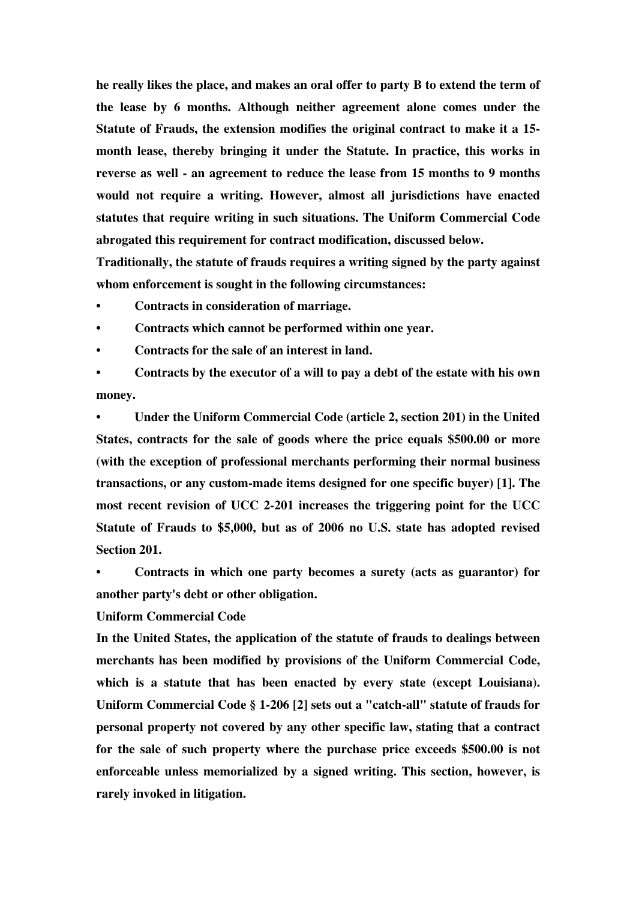he really likes the place, and makes an oral offer to party B to extend the term of the lease by 6 months. Although neither agreement alone comes under the Statute of Frauds, the extension modifies the original contract to make it a 15-month lease, thereby bringing it under the Statute. In practice, this works in reverse as well - an agreement to reduce the lease from 15 months to 9 months would not require a writing. However, almost all jurisdictions have enacted statutes that require writing in such situations. The Uniform Commercial Code abrogated this requirement for contract modification, discussed below.

Traditionally, the statute of frauds requires a writing signed by the party against whom enforcement is sought in the following circumstances:

- Contracts in consideration of marriage.
- Contracts which cannot be performed within one year.
- Contracts for the sale of an interest in land.
- Contracts by the executor of a will to pay a debt of the estate with his own money.
- Under the Uniform Commercial Code (article 2, section 201) in the United States, contracts for the sale of goods where the price equals $500.00 or more (with the exception of professional merchants performing their normal business transactions, or any custom-made items designed for one specific buyer) [1]. The most recent revision of UCC 2-201 increases the triggering point for the UCC Statute of Frauds to $5,000, but as of 2006 no U.S. state has adopted revised Section 201.
- Contracts in which one party becomes a surety (acts as guarantor) for another party's debt or other obligation.

**Uniform Commercial Code**

In the United States, the application of the statute of frauds to dealings between merchants has been modified by provisions of the Uniform Commercial Code, which is a statute that has been enacted by every state (except Louisiana). Uniform Commercial Code § 1-206 [2] sets out a "catch-all" statute of frauds for personal property not covered by any other specific law, stating that a contract for the sale of such property where the purchase price exceeds $500.00 is not enforceable unless memorialized by a signed writing. This section, however, is rarely invoked in litigation.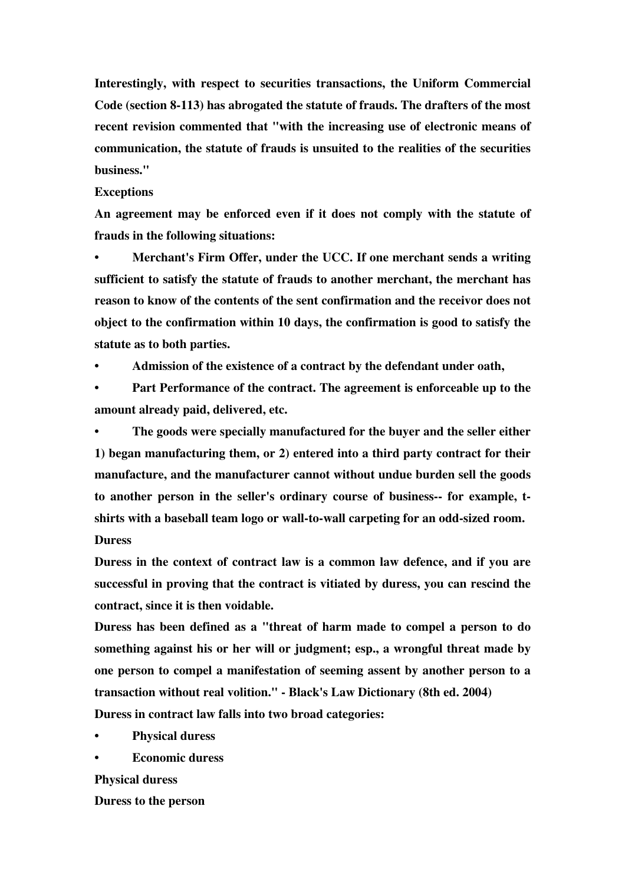**Interestingly, with respect to securities transactions, the Uniform Commercial Code (section 8-113) has abrogated the statute of frauds. The drafters of the most recent revision commented that "with the increasing use of electronic means of communication, the statute of frauds is unsuited to the realities of the securities business."**

**Exceptions**

**An agreement may be enforced even if it does not comply with the statute of frauds in the following situations:**

- **Merchant's Firm Offer, under the UCC. If one merchant sends a writing sufficient to satisfy the statute of frauds to another merchant, the merchant has reason to know of the contents of the sent confirmation and the receivor does not object to the confirmation within 10 days, the confirmation is good to satisfy the statute as to both parties.**
- **Admission of the existence of a contract by the defendant under oath,**
- **Part Performance of the contract. The agreement is enforceable up to the amount already paid, delivered, etc.**
- **The goods were specially manufactured for the buyer and the seller either 1) began manufacturing them, or 2) entered into a third party contract for their manufacture, and the manufacturer cannot without undue burden sell the goods to another person in the seller's ordinary course of business-- for example, t-shirts with a baseball team logo or wall-to-wall carpeting for an odd-sized room.**

**Duress**

**Duress in the context of contract law is a common law defence, and if you are successful in proving that the contract is vitiated by duress, you can rescind the contract, since it is then voidable.**

**Duress has been defined as a "threat of harm made to compel a person to do something against his or her will or judgment; esp., a wrongful threat made by one person to compel a manifestation of seeming assent by another person to a transaction without real volition." - Black's Law Dictionary (8th ed. 2004)**

**Duress in contract law falls into two broad categories:**

- **Physical duress**
- **Economic duress**

**Physical duress**

**Duress to the person**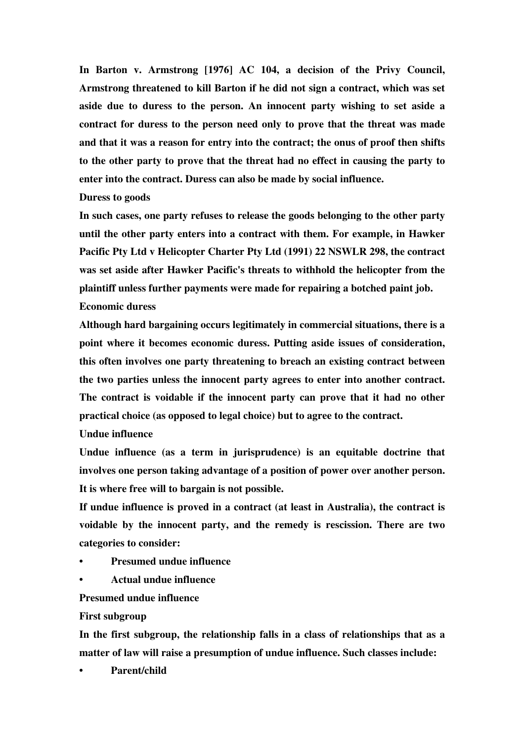In Barton v. Armstrong [1976] AC 104, a decision of the Privy Council, Armstrong threatened to kill Barton if he did not sign a contract, which was set aside due to duress to the person. An innocent party wishing to set aside a contract for duress to the person need only to prove that the threat was made and that it was a reason for entry into the contract; the onus of proof then shifts to the other party to prove that the threat had no effect in causing the party to enter into the contract. Duress can also be made by social influence.

### Duress to goods

In such cases, one party refuses to release the goods belonging to the other party until the other party enters into a contract with them. For example, in Hawker Pacific Pty Ltd v Helicopter Charter Pty Ltd (1991) 22 NSWLR 298, the contract was set aside after Hawker Pacific's threats to withhold the helicopter from the plaintiff unless further payments were made for repairing a botched paint job.

### Economic duress

Although hard bargaining occurs legitimately in commercial situations, there is a point where it becomes economic duress. Putting aside issues of consideration, this often involves one party threatening to breach an existing contract between the two parties unless the innocent party agrees to enter into another contract. The contract is voidable if the innocent party can prove that it had no other practical choice (as opposed to legal choice) but to agree to the contract.

### Undue influence

Undue influence (as a term in jurisprudence) is an equitable doctrine that involves one person taking advantage of a position of power over another person. It is where free will to bargain is not possible.

If undue influence is proved in a contract (at least in Australia), the contract is voidable by the innocent party, and the remedy is rescission. There are two categories to consider:

- Presumed undue influence
- Actual undue influence

### Presumed undue influence

#### First subgroup

In the first subgroup, the relationship falls in a class of relationships that as a matter of law will raise a presumption of undue influence. Such classes include:

- Parent/child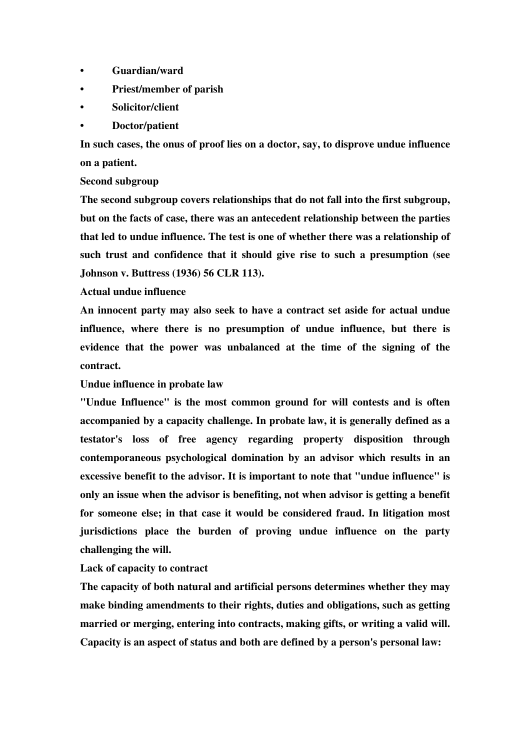- **Guardian/ward**
- **Priest/member of parish**
- **Solicitor/client**
- **Doctor/patient**

**In such cases, the onus of proof lies on a doctor, say, to disprove undue influence on a patient.**

**Second subgroup**

**The second subgroup covers relationships that do not fall into the first subgroup, but on the facts of case, there was an antecedent relationship between the parties that led to undue influence. The test is one of whether there was a relationship of such trust and confidence that it should give rise to such a presumption (see Johnson v. Buttress (1936) 56 CLR 113).**

**Actual undue influence**

**An innocent party may also seek to have a contract set aside for actual undue influence, where there is no presumption of undue influence, but there is evidence that the power was unbalanced at the time of the signing of the contract.**

**Undue influence in probate law**

**"Undue Influence" is the most common ground for will contests and is often accompanied by a capacity challenge. In probate law, it is generally defined as a testator's loss of free agency regarding property disposition through contemporaneous psychological domination by an advisor which results in an excessive benefit to the advisor. It is important to note that "undue influence" is only an issue when the advisor is benefiting, not when advisor is getting a benefit for someone else; in that case it would be considered fraud. In litigation most jurisdictions place the burden of proving undue influence on the party challenging the will.**

**Lack of capacity to contract**

**The capacity of both natural and artificial persons determines whether they may make binding amendments to their rights, duties and obligations, such as getting married or merging, entering into contracts, making gifts, or writing a valid will. Capacity is an aspect of status and both are defined by a person's personal law:**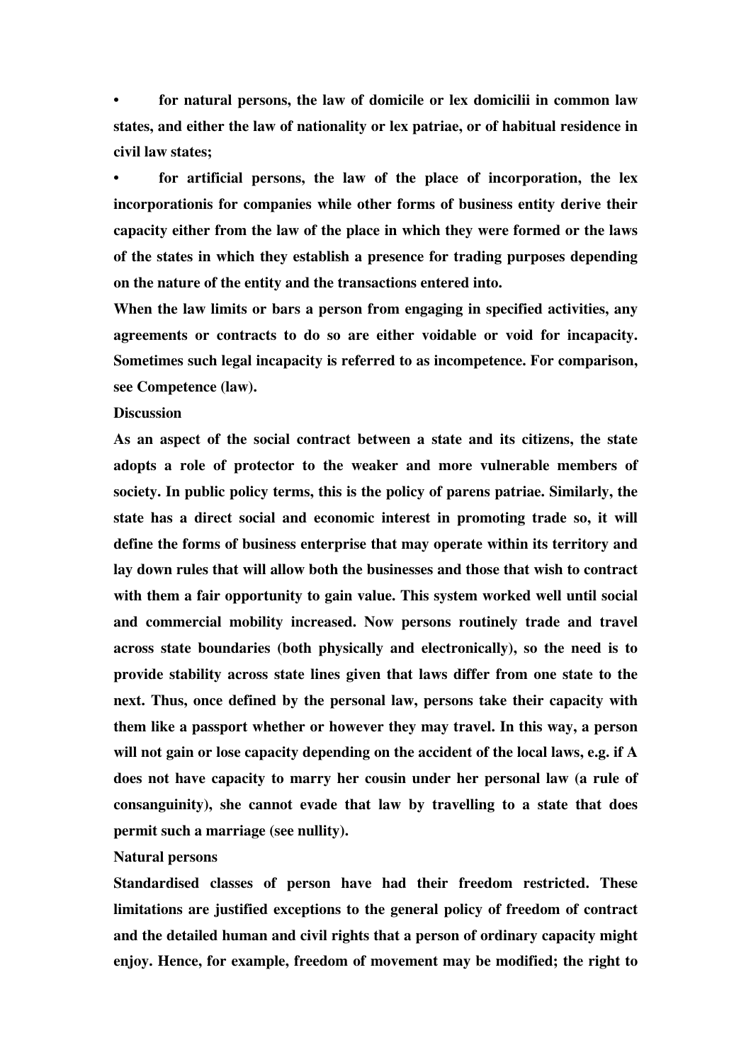- for natural persons, the law of domicile or lex domicilii in common law states, and either the law of nationality or lex patriae, or of habitual residence in civil law states;
- for artificial persons, the law of the place of incorporation, the lex incorporationis for companies while other forms of business entity derive their capacity either from the law of the place in which they were formed or the laws of the states in which they establish a presence for trading purposes depending on the nature of the entity and the transactions entered into.

When the law limits or bars a person from engaging in specified activities, any agreements or contracts to do so are either voidable or void for incapacity. Sometimes such legal incapacity is referred to as incompetence. For comparison, see Competence (law).

## Discussion

As an aspect of the social contract between a state and its citizens, the state adopts a role of protector to the weaker and more vulnerable members of society. In public policy terms, this is the policy of parens patriae. Similarly, the state has a direct social and economic interest in promoting trade so, it will define the forms of business enterprise that may operate within its territory and lay down rules that will allow both the businesses and those that wish to contract with them a fair opportunity to gain value. This system worked well until social and commercial mobility increased. Now persons routinely trade and travel across state boundaries (both physically and electronically), so the need is to provide stability across state lines given that laws differ from one state to the next. Thus, once defined by the personal law, persons take their capacity with them like a passport whether or however they may travel. In this way, a person will not gain or lose capacity depending on the accident of the local laws, e.g. if A does not have capacity to marry her cousin under her personal law (a rule of consanguinity), she cannot evade that law by travelling to a state that does permit such a marriage (see nullity).

## Natural persons

Standardised classes of person have had their freedom restricted. These limitations are justified exceptions to the general policy of freedom of contract and the detailed human and civil rights that a person of ordinary capacity might enjoy. Hence, for example, freedom of movement may be modified; the right to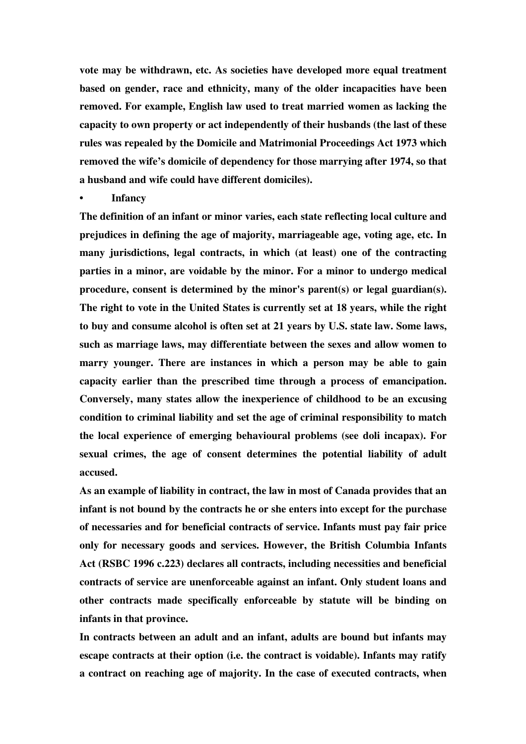vote may be withdrawn, etc. As societies have developed more equal treatment based on gender, race and ethnicity, many of the older incapacities have been removed. For example, English law used to treat married women as lacking the capacity to own property or act independently of their husbands (the last of these rules was repealed by the Domicile and Matrimonial Proceedings Act 1973 which removed the wife's domicile of dependency for those marrying after 1974, so that a husband and wife could have different domiciles).

- **Infancy**

The definition of an infant or minor varies, each state reflecting local culture and prejudices in defining the age of majority, marriageable age, voting age, etc. In many jurisdictions, legal contracts, in which (at least) one of the contracting parties in a minor, are voidable by the minor. For a minor to undergo medical procedure, consent is determined by the minor's parent(s) or legal guardian(s). The right to vote in the United States is currently set at 18 years, while the right to buy and consume alcohol is often set at 21 years by U.S. state law. Some laws, such as marriage laws, may differentiate between the sexes and allow women to marry younger. There are instances in which a person may be able to gain capacity earlier than the prescribed time through a process of emancipation. Conversely, many states allow the inexperience of childhood to be an excusing condition to criminal liability and set the age of criminal responsibility to match the local experience of emerging behavioural problems (see doli incapax). For sexual crimes, the age of consent determines the potential liability of adult accused.

As an example of liability in contract, the law in most of Canada provides that an infant is not bound by the contracts he or she enters into except for the purchase of necessaries and for beneficial contracts of service. Infants must pay fair price only for necessary goods and services. However, the British Columbia Infants Act (RSBC 1996 c.223) declares all contracts, including necessities and beneficial contracts of service are unenforceable against an infant. Only student loans and other contracts made specifically enforceable by statute will be binding on infants in that province.

In contracts between an adult and an infant, adults are bound but infants may escape contracts at their option (i.e. the contract is voidable). Infants may ratify a contract on reaching age of majority. In the case of executed contracts, when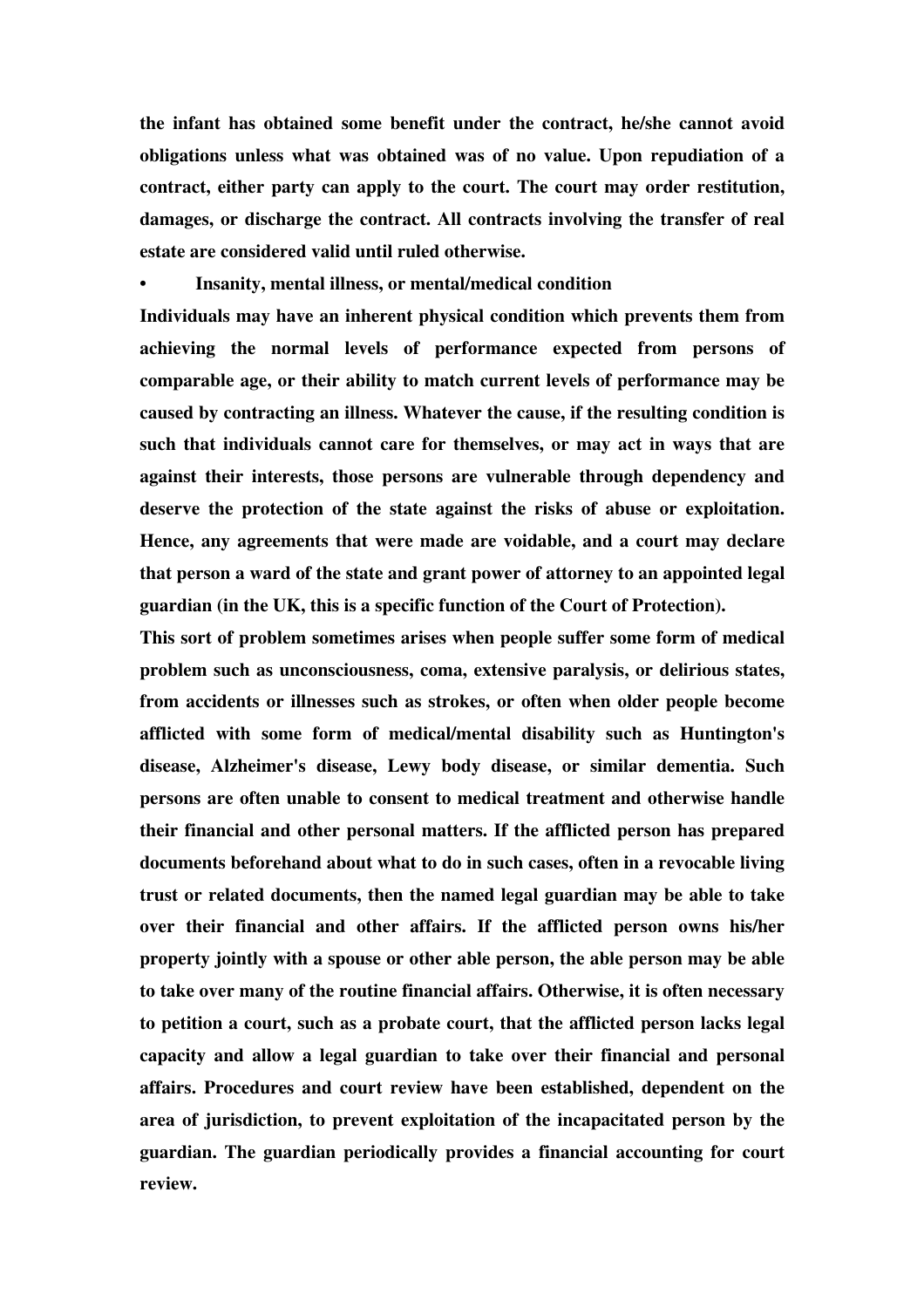**the infant has obtained some benefit under the contract, he/she cannot avoid obligations unless what was obtained was of no value. Upon repudiation of a contract, either party can apply to the court. The court may order restitution, damages, or discharge the contract. All contracts involving the transfer of real estate are considered valid until ruled otherwise.**

- **Insanity, mental illness, or mental/medical condition**

**Individuals may have an inherent physical condition which prevents them from achieving the normal levels of performance expected from persons of comparable age, or their ability to match current levels of performance may be caused by contracting an illness. Whatever the cause, if the resulting condition is such that individuals cannot care for themselves, or may act in ways that are against their interests, those persons are vulnerable through dependency and deserve the protection of the state against the risks of abuse or exploitation. Hence, any agreements that were made are voidable, and a court may declare that person a ward of the state and grant power of attorney to an appointed legal guardian (in the UK, this is a specific function of the Court of Protection).**

**This sort of problem sometimes arises when people suffer some form of medical problem such as unconsciousness, coma, extensive paralysis, or delirious states, from accidents or illnesses such as strokes, or often when older people become afflicted with some form of medical/mental disability such as Huntington's disease, Alzheimer's disease, Lewy body disease, or similar dementia. Such persons are often unable to consent to medical treatment and otherwise handle their financial and other personal matters. If the afflicted person has prepared documents beforehand about what to do in such cases, often in a revocable living trust or related documents, then the named legal guardian may be able to take over their financial and other affairs. If the afflicted person owns his/her property jointly with a spouse or other able person, the able person may be able to take over many of the routine financial affairs. Otherwise, it is often necessary to petition a court, such as a probate court, that the afflicted person lacks legal capacity and allow a legal guardian to take over their financial and personal affairs. Procedures and court review have been established, dependent on the area of jurisdiction, to prevent exploitation of the incapacitated person by the guardian. The guardian periodically provides a financial accounting for court review.**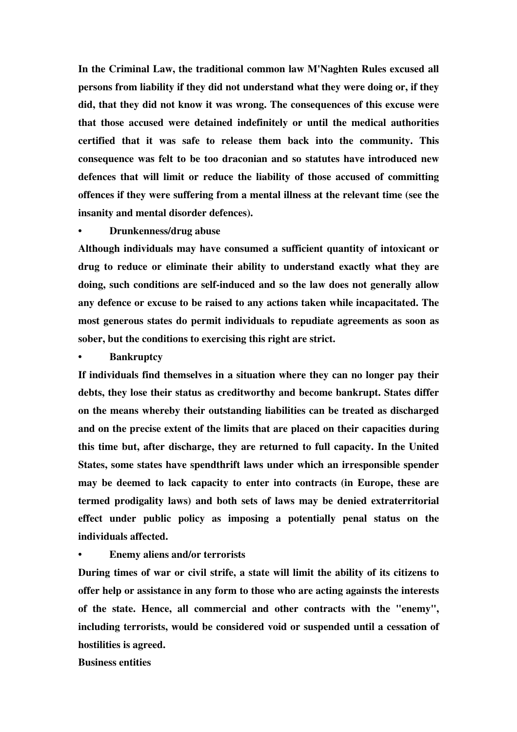**In the Criminal Law, the traditional common law M'Naghten Rules excused all persons from liability if they did not understand what they were doing or, if they did, that they did not know it was wrong. The consequences of this excuse were that those accused were detained indefinitely or until the medical authorities certified that it was safe to release them back into the community. This consequence was felt to be too draconian and so statutes have introduced new defences that will limit or reduce the liability of those accused of committing offences if they were suffering from a mental illness at the relevant time (see the insanity and mental disorder defences).**

- **Drunkenness/drug abuse**

**Although individuals may have consumed a sufficient quantity of intoxicant or drug to reduce or eliminate their ability to understand exactly what they are doing, such conditions are self-induced and so the law does not generally allow any defence or excuse to be raised to any actions taken while incapacitated. The most generous states do permit individuals to repudiate agreements as soon as sober, but the conditions to exercising this right are strict.**

- **Bankruptcy**

**If individuals find themselves in a situation where they can no longer pay their debts, they lose their status as creditworthy and become bankrupt. States differ on the means whereby their outstanding liabilities can be treated as discharged and on the precise extent of the limits that are placed on their capacities during this time but, after discharge, they are returned to full capacity. In the United States, some states have spendthrift laws under which an irresponsible spender may be deemed to lack capacity to enter into contracts (in Europe, these are termed prodigality laws) and both sets of laws may be denied extraterritorial effect under public policy as imposing a potentially penal status on the individuals affected.**

- **Enemy aliens and/or terrorists**

**During times of war or civil strife, a state will limit the ability of its citizens to offer help or assistance in any form to those who are acting againsts the interests of the state. Hence, all commercial and other contracts with the "enemy", including terrorists, would be considered void or suspended until a cessation of hostilities is agreed.**

**Business entities**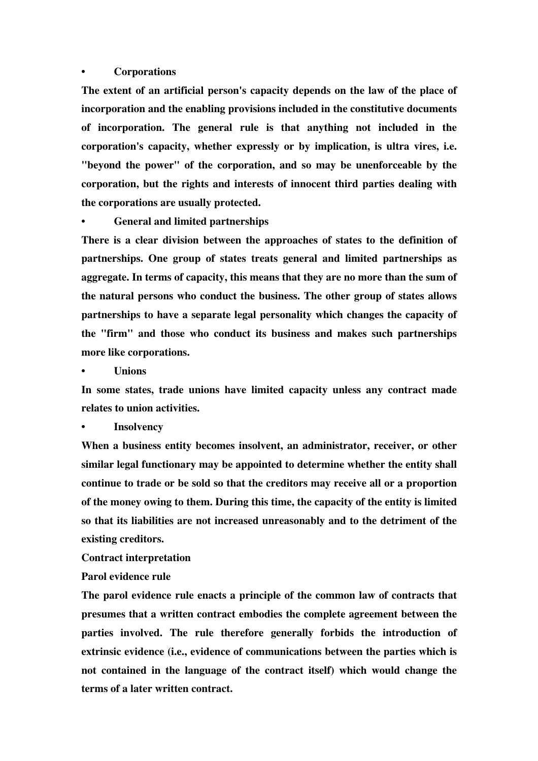- **Corporations**

**The extent of an artificial person's capacity depends on the law of the place of incorporation and the enabling provisions included in the constitutive documents of incorporation. The general rule is that anything not included in the corporation's capacity, whether expressly or by implication, is ultra vires, i.e. "beyond the power" of the corporation, and so may be unenforceable by the corporation, but the rights and interests of innocent third parties dealing with the corporations are usually protected.**

- **General and limited partnerships**

**There is a clear division between the approaches of states to the definition of partnerships. One group of states treats general and limited partnerships as aggregate. In terms of capacity, this means that they are no more than the sum of the natural persons who conduct the business. The other group of states allows partnerships to have a separate legal personality which changes the capacity of the "firm" and those who conduct its business and makes such partnerships more like corporations.**

- **Unions**

**In some states, trade unions have limited capacity unless any contract made relates to union activities.**

- **Insolvency**

**When a business entity becomes insolvent, an administrator, receiver, or other similar legal functionary may be appointed to determine whether the entity shall continue to trade or be sold so that the creditors may receive all or a proportion of the money owing to them. During this time, the capacity of the entity is limited so that its liabilities are not increased unreasonably and to the detriment of the existing creditors.**

**Contract interpretation**

**Parol evidence rule**

**The parol evidence rule enacts a principle of the common law of contracts that presumes that a written contract embodies the complete agreement between the parties involved. The rule therefore generally forbids the introduction of extrinsic evidence (i.e., evidence of communications between the parties which is not contained in the language of the contract itself) which would change the terms of a later written contract.**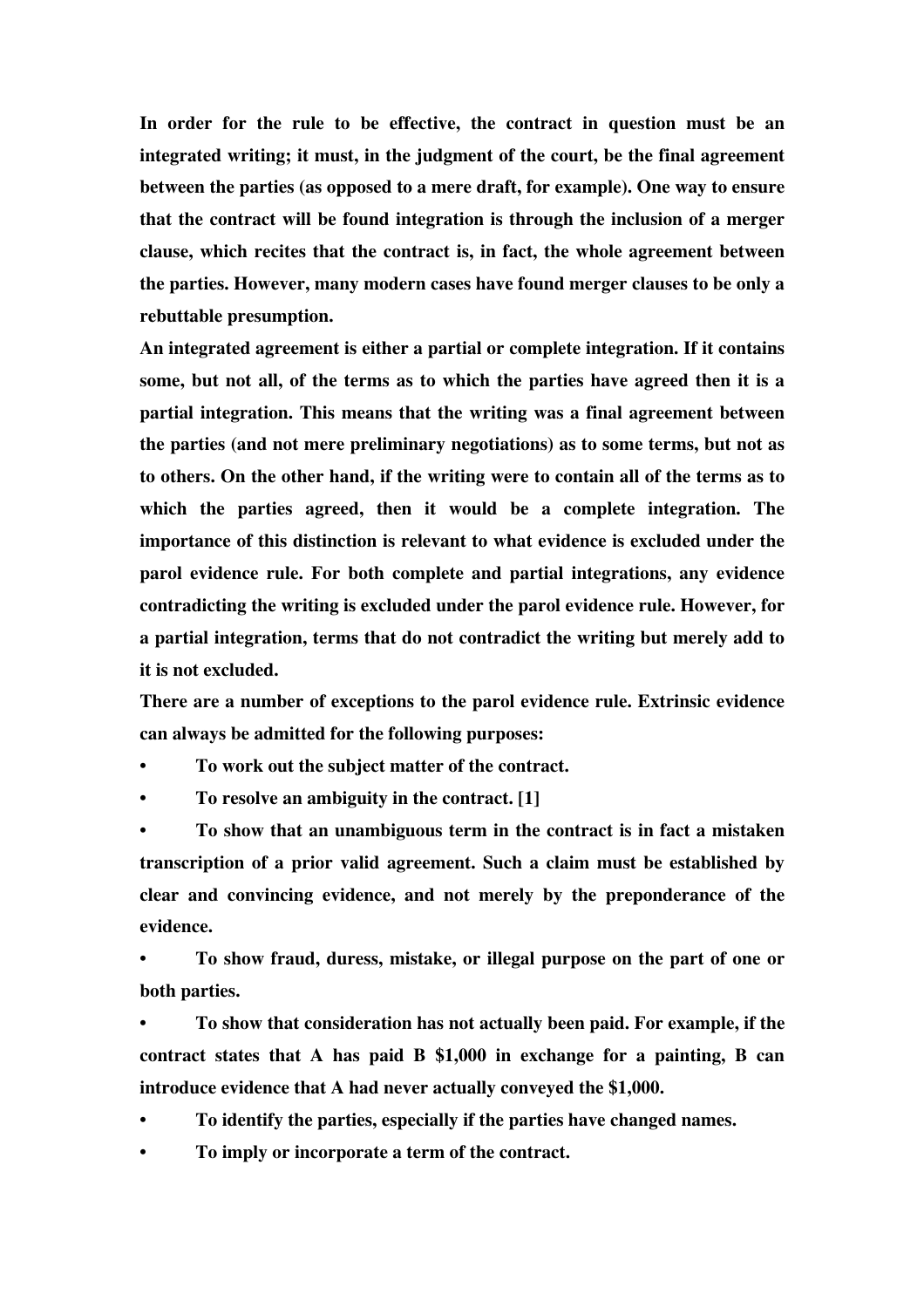**In order for the rule to be effective, the contract in question must be an integrated writing; it must, in the judgment of the court, be the final agreement between the parties (as opposed to a mere draft, for example). One way to ensure that the contract will be found integration is through the inclusion of a merger clause, which recites that the contract is, in fact, the whole agreement between the parties. However, many modern cases have found merger clauses to be only a rebuttable presumption.**

**An integrated agreement is either a partial or complete integration. If it contains some, but not all, of the terms as to which the parties have agreed then it is a partial integration. This means that the writing was a final agreement between the parties (and not mere preliminary negotiations) as to some terms, but not as to others. On the other hand, if the writing were to contain all of the terms as to which the parties agreed, then it would be a complete integration. The importance of this distinction is relevant to what evidence is excluded under the parol evidence rule. For both complete and partial integrations, any evidence contradicting the writing is excluded under the parol evidence rule. However, for a partial integration, terms that do not contradict the writing but merely add to it is not excluded.**

**There are a number of exceptions to the parol evidence rule. Extrinsic evidence can always be admitted for the following purposes:**

- **To work out the subject matter of the contract.**
- **To resolve an ambiguity in the contract. [1]**
- **To show that an unambiguous term in the contract is in fact a mistaken transcription of a prior valid agreement. Such a claim must be established by clear and convincing evidence, and not merely by the preponderance of the evidence.**
- **To show fraud, duress, mistake, or illegal purpose on the part of one or both parties.**
- **To show that consideration has not actually been paid. For example, if the contract states that A has paid B $1,000 in exchange for a painting, B can introduce evidence that A had never actually conveyed the $1,000.**
- **To identify the parties, especially if the parties have changed names.**
- **To imply or incorporate a term of the contract.**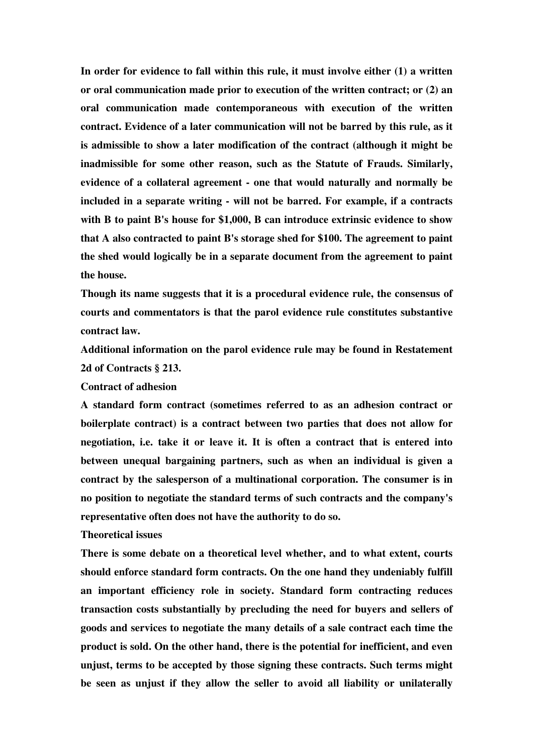In order for evidence to fall within this rule, it must involve either (1) a written or oral communication made prior to execution of the written contract; or (2) an oral communication made contemporaneous with execution of the written contract. Evidence of a later communication will not be barred by this rule, as it is admissible to show a later modification of the contract (although it might be inadmissible for some other reason, such as the Statute of Frauds. Similarly, evidence of a collateral agreement - one that would naturally and normally be included in a separate writing - will not be barred. For example, if a contracts with B to paint B's house for $1,000, B can introduce extrinsic evidence to show that A also contracted to paint B's storage shed for $100. The agreement to paint the shed would logically be in a separate document from the agreement to paint the house.

Though its name suggests that it is a procedural evidence rule, the consensus of courts and commentators is that the parol evidence rule constitutes substantive contract law.

Additional information on the parol evidence rule may be found in Restatement 2d of Contracts § 213.

**Contract of adhesion**

A standard form contract (sometimes referred to as an adhesion contract or boilerplate contract) is a contract between two parties that does not allow for negotiation, i.e. take it or leave it. It is often a contract that is entered into between unequal bargaining partners, such as when an individual is given a contract by the salesperson of a multinational corporation. The consumer is in no position to negotiate the standard terms of such contracts and the company's representative often does not have the authority to do so.

**Theoretical issues**

There is some debate on a theoretical level whether, and to what extent, courts should enforce standard form contracts. On the one hand they undeniably fulfill an important efficiency role in society. Standard form contracting reduces transaction costs substantially by precluding the need for buyers and sellers of goods and services to negotiate the many details of a sale contract each time the product is sold. On the other hand, there is the potential for inefficient, and even unjust, terms to be accepted by those signing these contracts. Such terms might be seen as unjust if they allow the seller to avoid all liability or unilaterally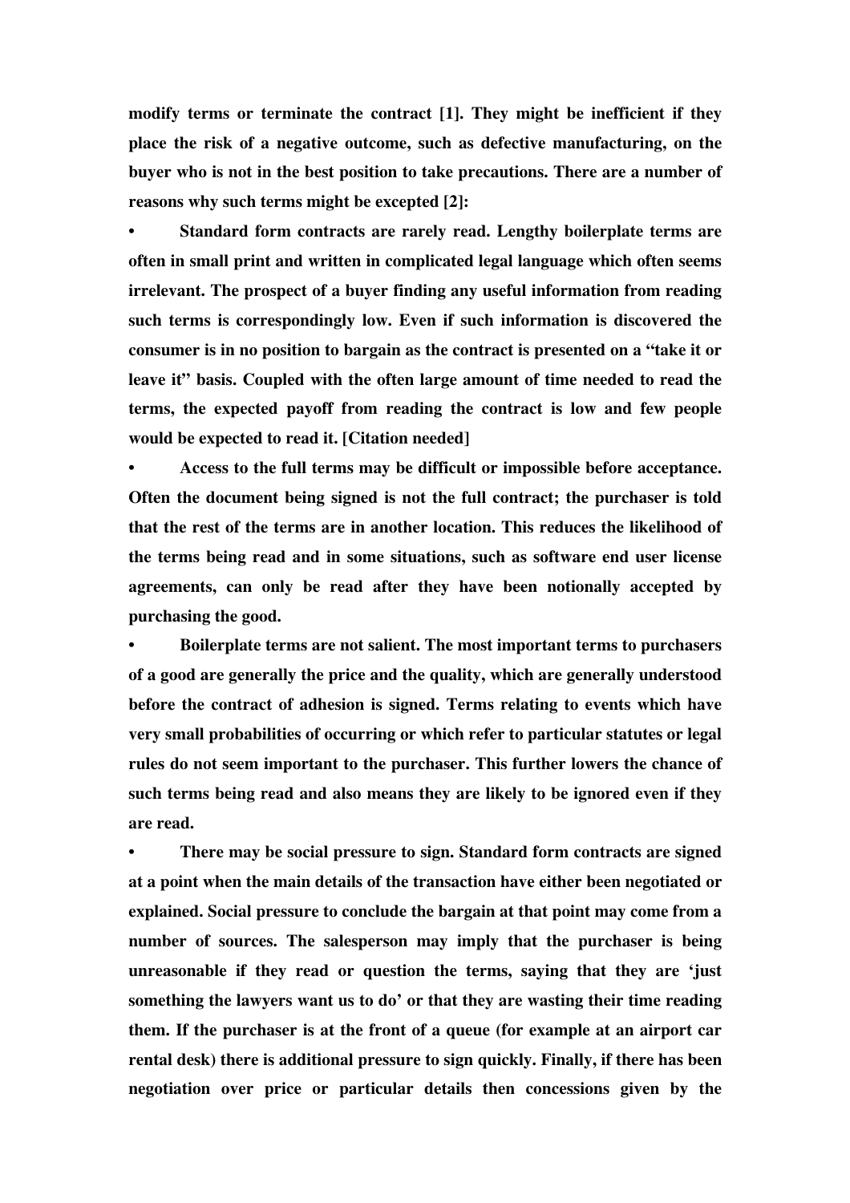**modify terms or terminate the contract [1]. They might be inefficient if they place the risk of a negative outcome, such as defective manufacturing, on the buyer who is not in the best position to take precautions. There are a number of reasons why such terms might be excepted [2]:**

- **Standard form contracts are rarely read. Lengthy boilerplate terms are often in small print and written in complicated legal language which often seems irrelevant. The prospect of a buyer finding any useful information from reading such terms is correspondingly low. Even if such information is discovered the consumer is in no position to bargain as the contract is presented on a "take it or leave it" basis. Coupled with the often large amount of time needed to read the terms, the expected payoff from reading the contract is low and few people would be expected to read it. [Citation needed]**
- **Access to the full terms may be difficult or impossible before acceptance. Often the document being signed is not the full contract; the purchaser is told that the rest of the terms are in another location. This reduces the likelihood of the terms being read and in some situations, such as software end user license agreements, can only be read after they have been notionally accepted by purchasing the good.**
- **Boilerplate terms are not salient. The most important terms to purchasers of a good are generally the price and the quality, which are generally understood before the contract of adhesion is signed. Terms relating to events which have very small probabilities of occurring or which refer to particular statutes or legal rules do not seem important to the purchaser. This further lowers the chance of such terms being read and also means they are likely to be ignored even if they are read.**
- **There may be social pressure to sign. Standard form contracts are signed at a point when the main details of the transaction have either been negotiated or explained. Social pressure to conclude the bargain at that point may come from a number of sources. The salesperson may imply that the purchaser is being unreasonable if they read or question the terms, saying that they are 'just something the lawyers want us to do' or that they are wasting their time reading them. If the purchaser is at the front of a queue (for example at an airport car rental desk) there is additional pressure to sign quickly. Finally, if there has been negotiation over price or particular details then concessions given by the**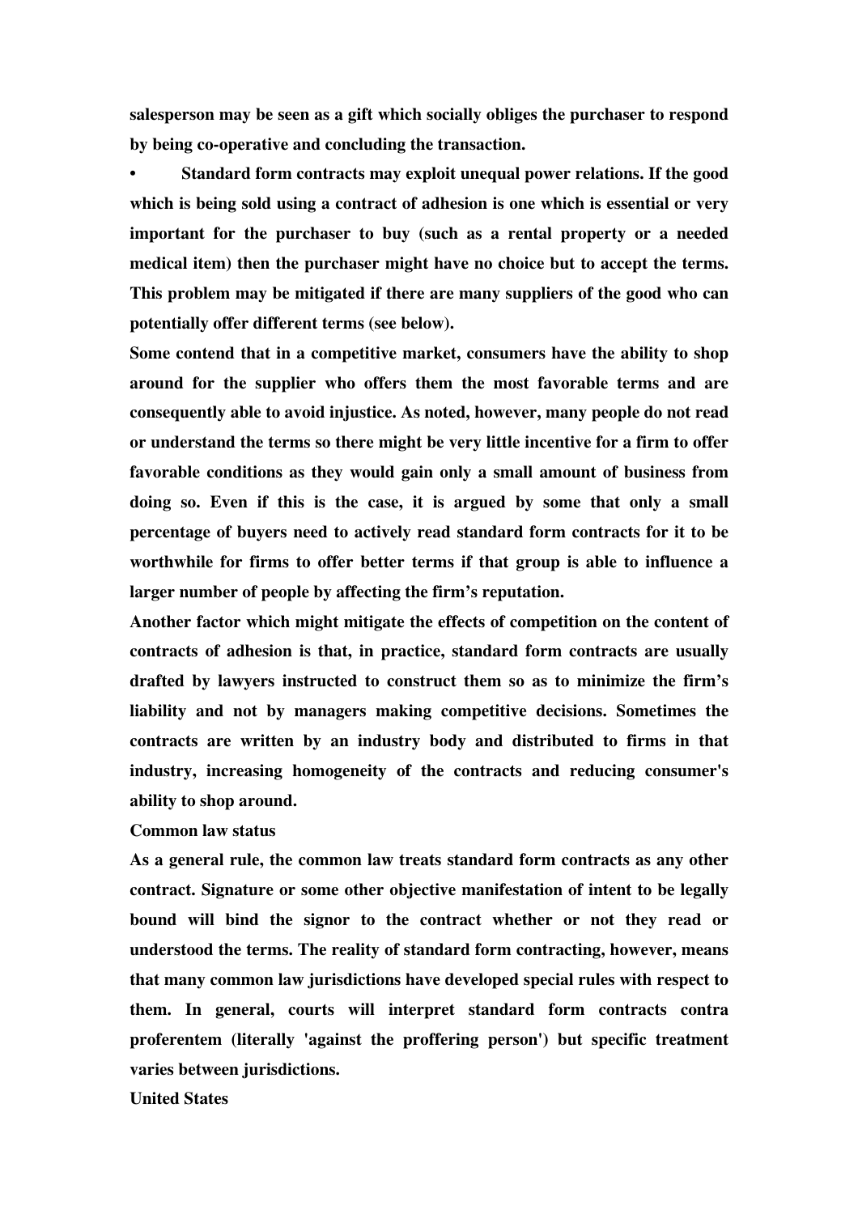**salesperson may be seen as a gift which socially obliges the purchaser to respond by being co-operative and concluding the transaction.**

- **Standard form contracts may exploit unequal power relations. If the good which is being sold using a contract of adhesion is one which is essential or very important for the purchaser to buy (such as a rental property or a needed medical item) then the purchaser might have no choice but to accept the terms. This problem may be mitigated if there are many suppliers of the good who can potentially offer different terms (see below).**

**Some contend that in a competitive market, consumers have the ability to shop around for the supplier who offers them the most favorable terms and are consequently able to avoid injustice. As noted, however, many people do not read or understand the terms so there might be very little incentive for a firm to offer favorable conditions as they would gain only a small amount of business from doing so. Even if this is the case, it is argued by some that only a small percentage of buyers need to actively read standard form contracts for it to be worthwhile for firms to offer better terms if that group is able to influence a larger number of people by affecting the firm's reputation.**

**Another factor which might mitigate the effects of competition on the content of contracts of adhesion is that, in practice, standard form contracts are usually drafted by lawyers instructed to construct them so as to minimize the firm's liability and not by managers making competitive decisions. Sometimes the contracts are written by an industry body and distributed to firms in that industry, increasing homogeneity of the contracts and reducing consumer's ability to shop around.**

**Common law status**

**As a general rule, the common law treats standard form contracts as any other contract. Signature or some other objective manifestation of intent to be legally bound will bind the signor to the contract whether or not they read or understood the terms. The reality of standard form contracting, however, means that many common law jurisdictions have developed special rules with respect to them. In general, courts will interpret standard form contracts contra proferentem (literally 'against the proffering person') but specific treatment varies between jurisdictions.**

**United States**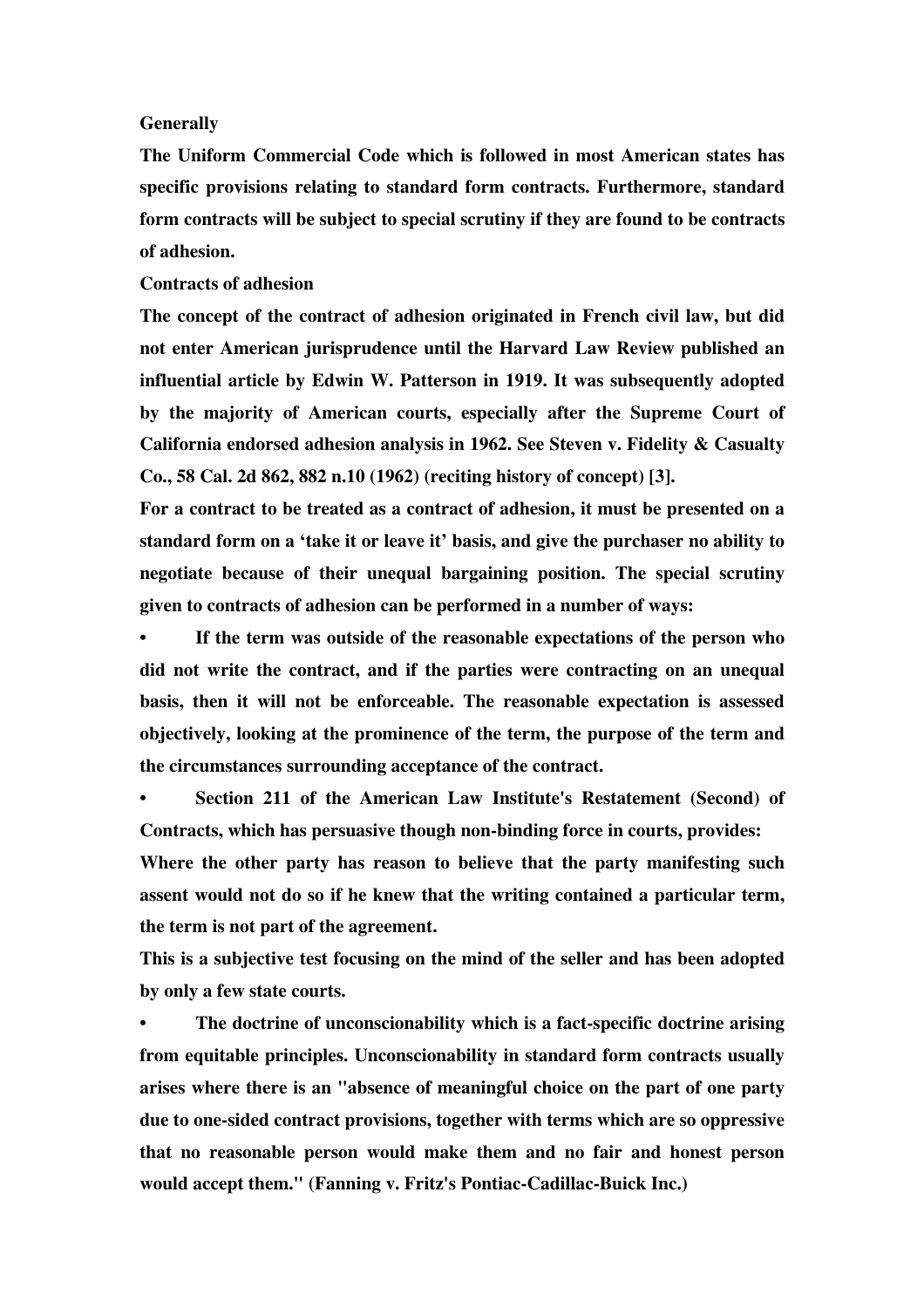**Generally**

**The Uniform Commercial Code which is followed in most American states has specific provisions relating to standard form contracts. Furthermore, standard form contracts will be subject to special scrutiny if they are found to be contracts of adhesion.**

**Contracts of adhesion**

**The concept of the contract of adhesion originated in French civil law, but did not enter American jurisprudence until the Harvard Law Review published an influential article by Edwin W. Patterson in 1919. It was subsequently adopted by the majority of American courts, especially after the Supreme Court of California endorsed adhesion analysis in 1962. See Steven v. Fidelity & Casualty Co., 58 Cal. 2d 862, 882 n.10 (1962) (reciting history of concept) [3].**

**For a contract to be treated as a contract of adhesion, it must be presented on a standard form on a 'take it or leave it' basis, and give the purchaser no ability to negotiate because of their unequal bargaining position. The special scrutiny given to contracts of adhesion can be performed in a number of ways:**

- **If the term was outside of the reasonable expectations of the person who did not write the contract, and if the parties were contracting on an unequal basis, then it will not be enforceable. The reasonable expectation is assessed objectively, looking at the prominence of the term, the purpose of the term and the circumstances surrounding acceptance of the contract.**
- **Section 211 of the American Law Institute's Restatement (Second) of Contracts, which has persuasive though non-binding force in courts, provides:**

**Where the other party has reason to believe that the party manifesting such assent would not do so if he knew that the writing contained a particular term, the term is not part of the agreement.**

**This is a subjective test focusing on the mind of the seller and has been adopted by only a few state courts.**

- **The doctrine of unconscionability which is a fact-specific doctrine arising from equitable principles. Unconscionability in standard form contracts usually arises where there is an "absence of meaningful choice on the part of one party due to one-sided contract provisions, together with terms which are so oppressive that no reasonable person would make them and no fair and honest person would accept them." (Fanning v. Fritz's Pontiac-Cadillac-Buick Inc.)**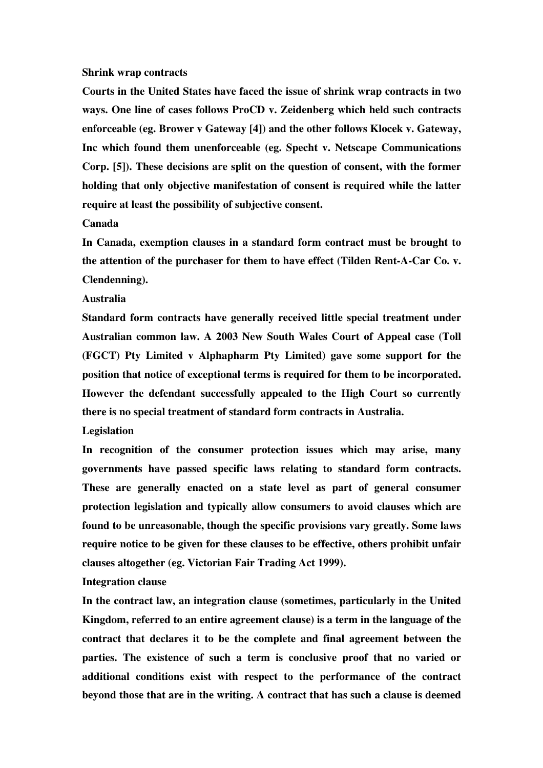**Shrink wrap contracts**

**Courts in the United States have faced the issue of shrink wrap contracts in two ways. One line of cases follows ProCD v. Zeidenberg which held such contracts enforceable (eg. Brower v Gateway [4]) and the other follows Klocek v. Gateway, Inc which found them unenforceable (eg. Specht v. Netscape Communications Corp. [5]). These decisions are split on the question of consent, with the former holding that only objective manifestation of consent is required while the latter require at least the possibility of subjective consent.**

**Canada**

**In Canada, exemption clauses in a standard form contract must be brought to the attention of the purchaser for them to have effect (Tilden Rent-A-Car Co. v. Clendenning).**

**Australia**

**Standard form contracts have generally received little special treatment under Australian common law. A 2003 New South Wales Court of Appeal case (Toll (FGCT) Pty Limited v Alphapharm Pty Limited) gave some support for the position that notice of exceptional terms is required for them to be incorporated. However the defendant successfully appealed to the High Court so currently there is no special treatment of standard form contracts in Australia.**

**Legislation**

**In recognition of the consumer protection issues which may arise, many governments have passed specific laws relating to standard form contracts. These are generally enacted on a state level as part of general consumer protection legislation and typically allow consumers to avoid clauses which are found to be unreasonable, though the specific provisions vary greatly. Some laws require notice to be given for these clauses to be effective, others prohibit unfair clauses altogether (eg. Victorian Fair Trading Act 1999).**

**Integration clause**

**In the contract law, an integration clause (sometimes, particularly in the United Kingdom, referred to an entire agreement clause) is a term in the language of the contract that declares it to be the complete and final agreement between the parties. The existence of such a term is conclusive proof that no varied or additional conditions exist with respect to the performance of the contract beyond those that are in the writing. A contract that has such a clause is deemed**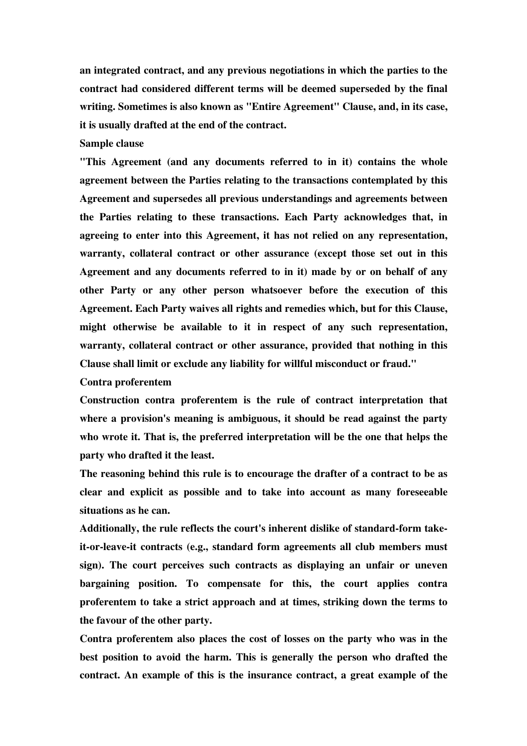**an integrated contract, and any previous negotiations in which the parties to the contract had considered different terms will be deemed superseded by the final writing. Sometimes is also known as "Entire Agreement" Clause, and, in its case, it is usually drafted at the end of the contract.**

**Sample clause**

**"This Agreement (and any documents referred to in it) contains the whole agreement between the Parties relating to the transactions contemplated by this Agreement and supersedes all previous understandings and agreements between the Parties relating to these transactions. Each Party acknowledges that, in agreeing to enter into this Agreement, it has not relied on any representation, warranty, collateral contract or other assurance (except those set out in this Agreement and any documents referred to in it) made by or on behalf of any other Party or any other person whatsoever before the execution of this Agreement. Each Party waives all rights and remedies which, but for this Clause, might otherwise be available to it in respect of any such representation, warranty, collateral contract or other assurance, provided that nothing in this Clause shall limit or exclude any liability for willful misconduct or fraud."**

**Contra proferentem**

**Construction contra proferentem is the rule of contract interpretation that where a provision's meaning is ambiguous, it should be read against the party who wrote it. That is, the preferred interpretation will be the one that helps the party who drafted it the least.**

**The reasoning behind this rule is to encourage the drafter of a contract to be as clear and explicit as possible and to take into account as many foreseeable situations as he can.**

**Additionally, the rule reflects the court's inherent dislike of standard-form take-it-or-leave-it contracts (e.g., standard form agreements all club members must sign). The court perceives such contracts as displaying an unfair or uneven bargaining position. To compensate for this, the court applies contra proferentem to take a strict approach and at times, striking down the terms to the favour of the other party.**

**Contra proferentem also places the cost of losses on the party who was in the best position to avoid the harm. This is generally the person who drafted the contract. An example of this is the insurance contract, a great example of the**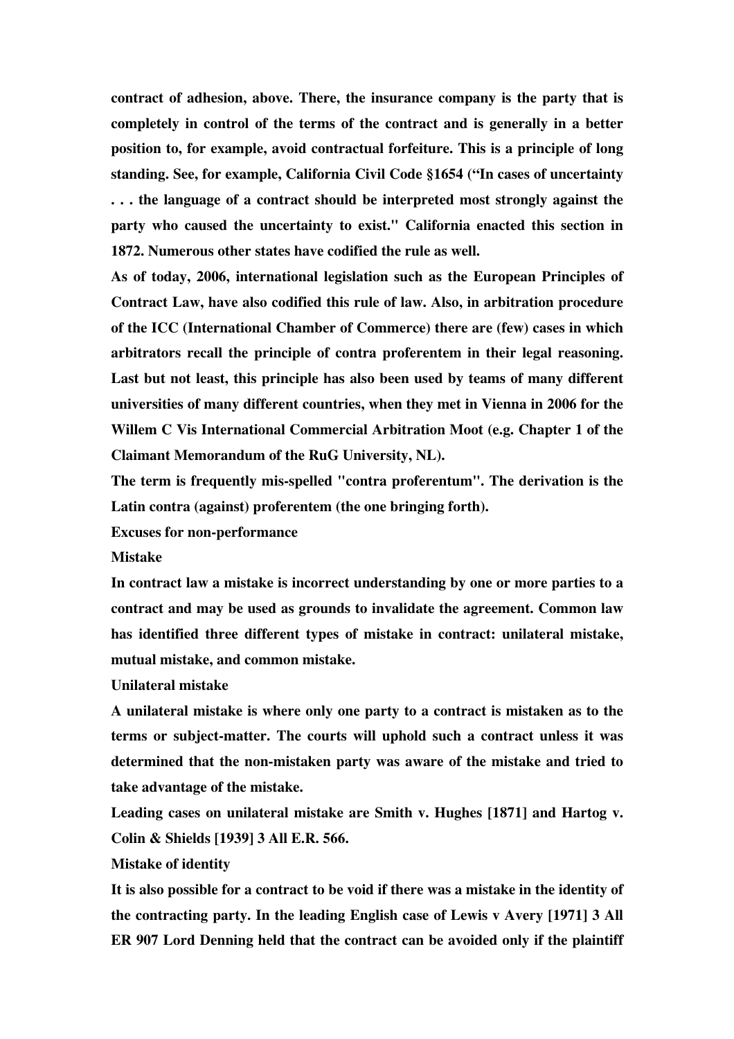contract of adhesion, above. There, the insurance company is the party that is completely in control of the terms of the contract and is generally in a better position to, for example, avoid contractual forfeiture. This is a principle of long standing. See, for example, California Civil Code §1654 ("In cases of uncertainty . . . the language of a contract should be interpreted most strongly against the party who caused the uncertainty to exist." California enacted this section in 1872. Numerous other states have codified the rule as well.

As of today, 2006, international legislation such as the European Principles of Contract Law, have also codified this rule of law. Also, in arbitration procedure of the ICC (International Chamber of Commerce) there are (few) cases in which arbitrators recall the principle of contra proferentem in their legal reasoning. Last but not least, this principle has also been used by teams of many different universities of many different countries, when they met in Vienna in 2006 for the Willem C Vis International Commercial Arbitration Moot (e.g. Chapter 1 of the Claimant Memorandum of the RuG University, NL).

The term is frequently mis-spelled "contra proferentum". The derivation is the Latin contra (against) proferentem (the one bringing forth).

## Excuses for non-performance

### Mistake

In contract law a mistake is incorrect understanding by one or more parties to a contract and may be used as grounds to invalidate the agreement. Common law has identified three different types of mistake in contract: unilateral mistake, mutual mistake, and common mistake.

#### Unilateral mistake

A unilateral mistake is where only one party to a contract is mistaken as to the terms or subject-matter. The courts will uphold such a contract unless it was determined that the non-mistaken party was aware of the mistake and tried to take advantage of the mistake.

Leading cases on unilateral mistake are Smith v. Hughes [1871] and Hartog v. Colin & Shields [1939] 3 All E.R. 566.

#### Mistake of identity

It is also possible for a contract to be void if there was a mistake in the identity of the contracting party. In the leading English case of Lewis v Avery [1971] 3 All ER 907 Lord Denning held that the contract can be avoided only if the plaintiff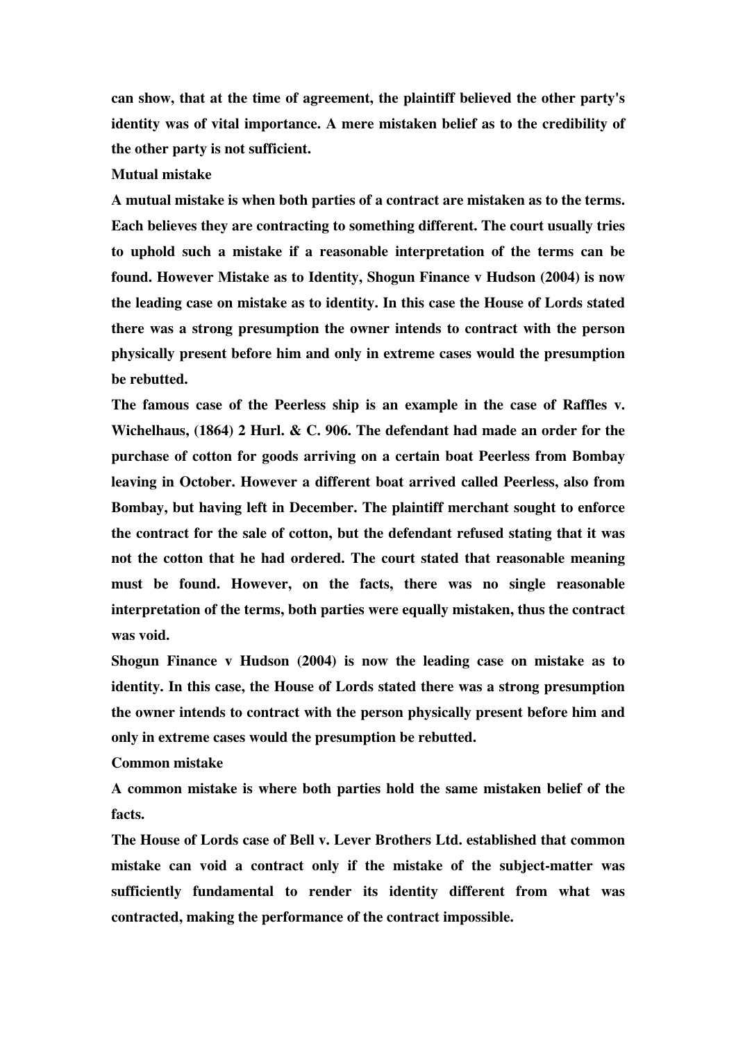can show, that at the time of agreement, the plaintiff believed the other party's identity was of vital importance. A mere mistaken belief as to the credibility of the other party is not sufficient.

**Mutual mistake**

A mutual mistake is when both parties of a contract are mistaken as to the terms. Each believes they are contracting to something different. The court usually tries to uphold such a mistake if a reasonable interpretation of the terms can be found. However Mistake as to Identity, Shogun Finance v Hudson (2004) is now the leading case on mistake as to identity. In this case the House of Lords stated there was a strong presumption the owner intends to contract with the person physically present before him and only in extreme cases would the presumption be rebutted.

The famous case of the Peerless ship is an example in the case of Raffles v. Wichelhaus, (1864) 2 Hurl. & C. 906. The defendant had made an order for the purchase of cotton for goods arriving on a certain boat Peerless from Bombay leaving in October. However a different boat arrived called Peerless, also from Bombay, but having left in December. The plaintiff merchant sought to enforce the contract for the sale of cotton, but the defendant refused stating that it was not the cotton that he had ordered. The court stated that reasonable meaning must be found. However, on the facts, there was no single reasonable interpretation of the terms, both parties were equally mistaken, thus the contract was void.

Shogun Finance v Hudson (2004) is now the leading case on mistake as to identity. In this case, the House of Lords stated there was a strong presumption the owner intends to contract with the person physically present before him and only in extreme cases would the presumption be rebutted.

**Common mistake**

A common mistake is where both parties hold the same mistaken belief of the facts.

The House of Lords case of Bell v. Lever Brothers Ltd. established that common mistake can void a contract only if the mistake of the subject-matter was sufficiently fundamental to render its identity different from what was contracted, making the performance of the contract impossible.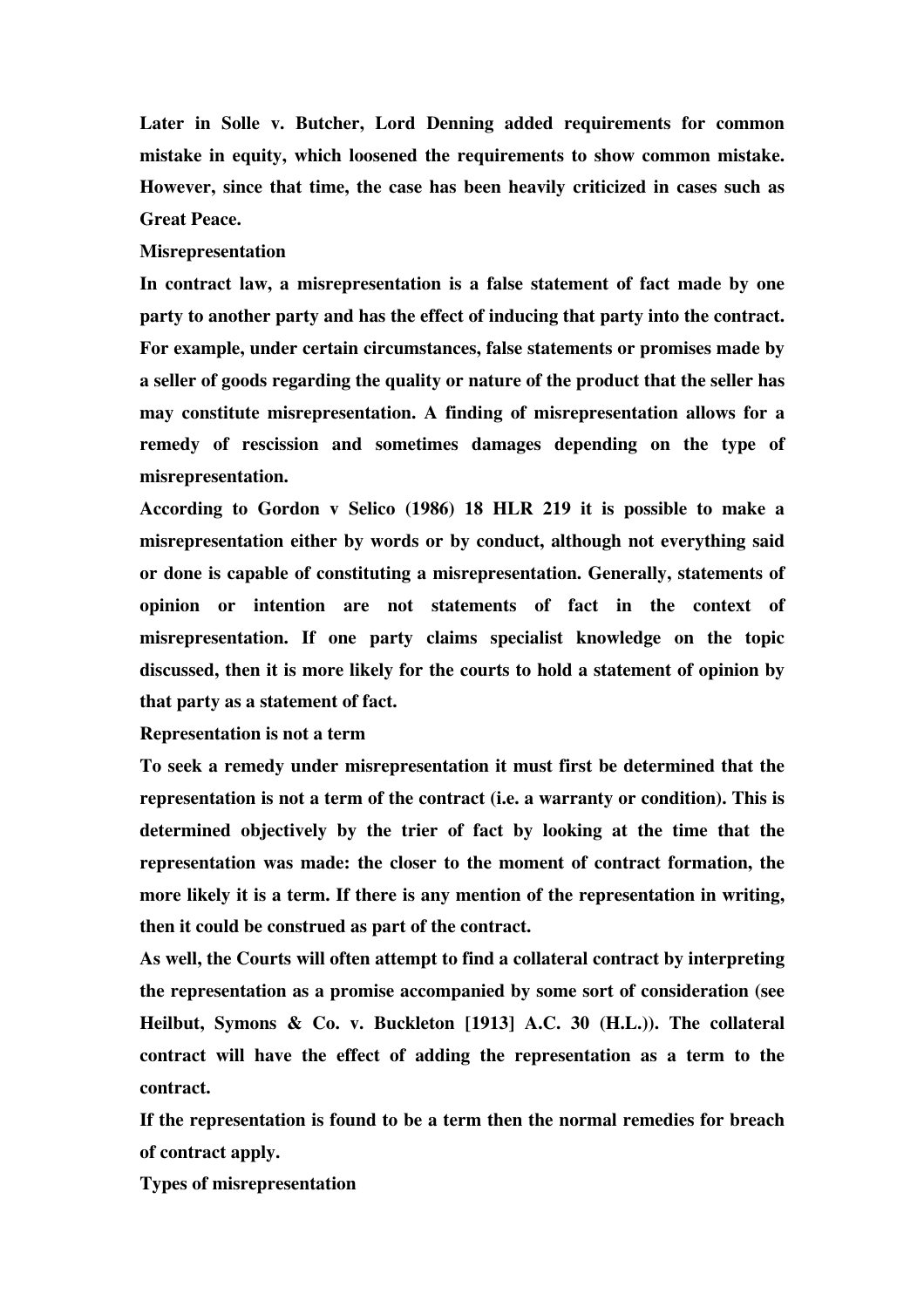Later in Solle v. Butcher, Lord Denning added requirements for common mistake in equity, which loosened the requirements to show common mistake. However, since that time, the case has been heavily criticized in cases such as Great Peace.

## Misrepresentation

In contract law, a misrepresentation is a false statement of fact made by one party to another party and has the effect of inducing that party into the contract. For example, under certain circumstances, false statements or promises made by a seller of goods regarding the quality or nature of the product that the seller has may constitute misrepresentation. A finding of misrepresentation allows for a remedy of rescission and sometimes damages depending on the type of misrepresentation.

According to Gordon v Selico (1986) 18 HLR 219 it is possible to make a misrepresentation either by words or by conduct, although not everything said or done is capable of constituting a misrepresentation. Generally, statements of opinion or intention are not statements of fact in the context of misrepresentation. If one party claims specialist knowledge on the topic discussed, then it is more likely for the courts to hold a statement of opinion by that party as a statement of fact.

### Representation is not a term

To seek a remedy under misrepresentation it must first be determined that the representation is not a term of the contract (i.e. a warranty or condition). This is determined objectively by the trier of fact by looking at the time that the representation was made: the closer to the moment of contract formation, the more likely it is a term. If there is any mention of the representation in writing, then it could be construed as part of the contract.

As well, the Courts will often attempt to find a collateral contract by interpreting the representation as a promise accompanied by some sort of consideration (see Heilbut, Symons & Co. v. Buckleton [1913] A.C. 30 (H.L.)). The collateral contract will have the effect of adding the representation as a term to the contract.

If the representation is found to be a term then the normal remedies for breach of contract apply.

### Types of misrepresentation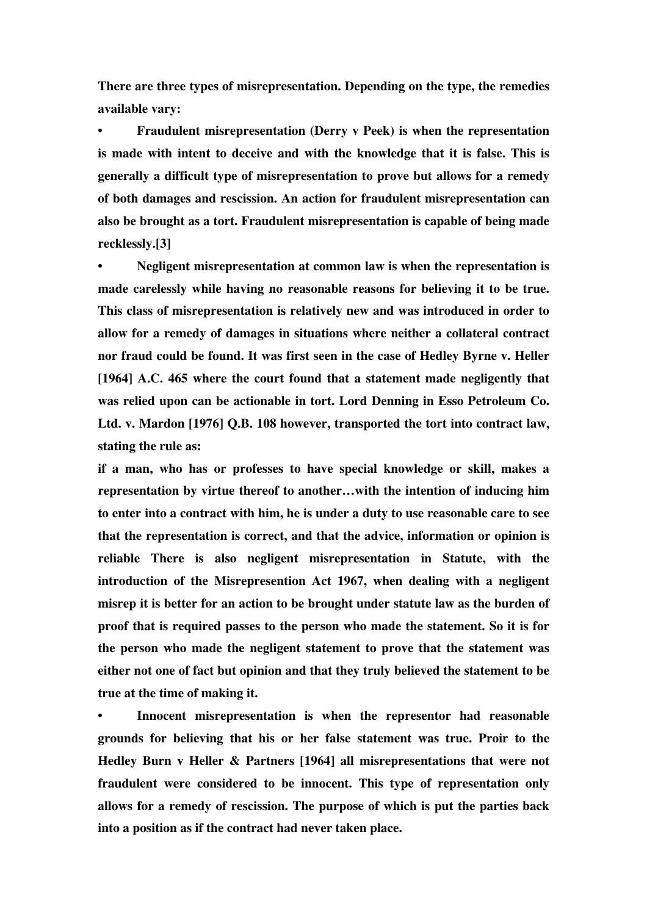**There are three types of misrepresentation. Depending on the type, the remedies available vary:**

- **Fraudulent misrepresentation (Derry v Peek) is when the representation is made with intent to deceive and with the knowledge that it is false. This is generally a difficult type of misrepresentation to prove but allows for a remedy of both damages and rescission. An action for fraudulent misrepresentation can also be brought as a tort. Fraudulent misrepresentation is capable of being made recklessly.[3]**

- **Negligent misrepresentation at common law is when the representation is made carelessly while having no reasonable reasons for believing it to be true. This class of misrepresentation is relatively new and was introduced in order to allow for a remedy of damages in situations where neither a collateral contract nor fraud could be found. It was first seen in the case of Hedley Byrne v. Heller [1964] A.C. 465 where the court found that a statement made negligently that was relied upon can be actionable in tort. Lord Denning in Esso Petroleum Co. Ltd. v. Mardon [1976] Q.B. 108 however, transported the tort into contract law, stating the rule as:**

**if a man, who has or professes to have special knowledge or skill, makes a representation by virtue thereof to another…with the intention of inducing him to enter into a contract with him, he is under a duty to use reasonable care to see that the representation is correct, and that the advice, information or opinion is reliable There is also negligent misrepresentation in Statute, with the introduction of the Misrepresention Act 1967, when dealing with a negligent misrep it is better for an action to be brought under statute law as the burden of proof that is required passes to the person who made the statement. So it is for the person who made the negligent statement to prove that the statement was either not one of fact but opinion and that they truly believed the statement to be true at the time of making it.**

- **Innocent misrepresentation is when the representor had reasonable grounds for believing that his or her false statement was true. Proir to the Hedley Burn v Heller & Partners [1964] all misrepresentations that were not fraudulent were considered to be innocent. This type of representation only allows for a remedy of rescission. The purpose of which is put the parties back into a position as if the contract had never taken place.**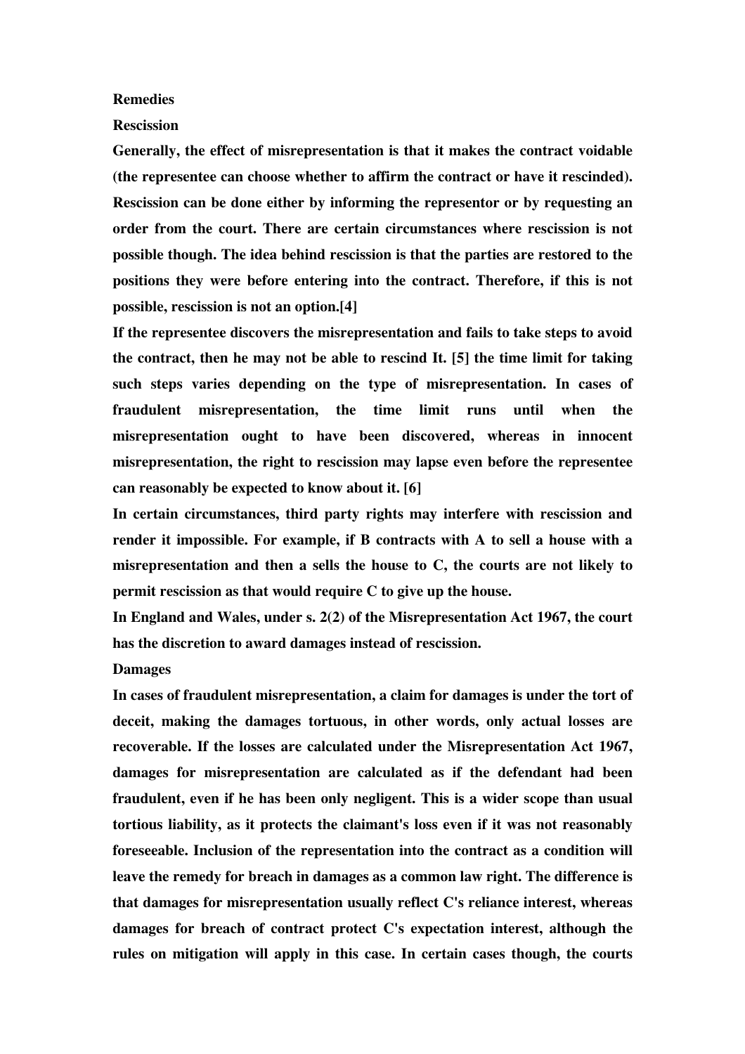**Remedies**

**Rescission**

**Generally, the effect of misrepresentation is that it makes the contract voidable (the representee can choose whether to affirm the contract or have it rescinded). Rescission can be done either by informing the representor or by requesting an order from the court. There are certain circumstances where rescission is not possible though. The idea behind rescission is that the parties are restored to the positions they were before entering into the contract. Therefore, if this is not possible, rescission is not an option.[4]**

**If the representee discovers the misrepresentation and fails to take steps to avoid the contract, then he may not be able to rescind It. [5] the time limit for taking such steps varies depending on the type of misrepresentation. In cases of fraudulent misrepresentation, the time limit runs until when the misrepresentation ought to have been discovered, whereas in innocent misrepresentation, the right to rescission may lapse even before the representee can reasonably be expected to know about it. [6]**

**In certain circumstances, third party rights may interfere with rescission and render it impossible. For example, if B contracts with A to sell a house with a misrepresentation and then a sells the house to C, the courts are not likely to permit rescission as that would require C to give up the house.**

**In England and Wales, under s. 2(2) of the Misrepresentation Act 1967, the court has the discretion to award damages instead of rescission.**

**Damages**

**In cases of fraudulent misrepresentation, a claim for damages is under the tort of deceit, making the damages tortuous, in other words, only actual losses are recoverable. If the losses are calculated under the Misrepresentation Act 1967, damages for misrepresentation are calculated as if the defendant had been fraudulent, even if he has been only negligent. This is a wider scope than usual tortious liability, as it protects the claimant's loss even if it was not reasonably foreseeable. Inclusion of the representation into the contract as a condition will leave the remedy for breach in damages as a common law right. The difference is that damages for misrepresentation usually reflect C's reliance interest, whereas damages for breach of contract protect C's expectation interest, although the rules on mitigation will apply in this case. In certain cases though, the courts**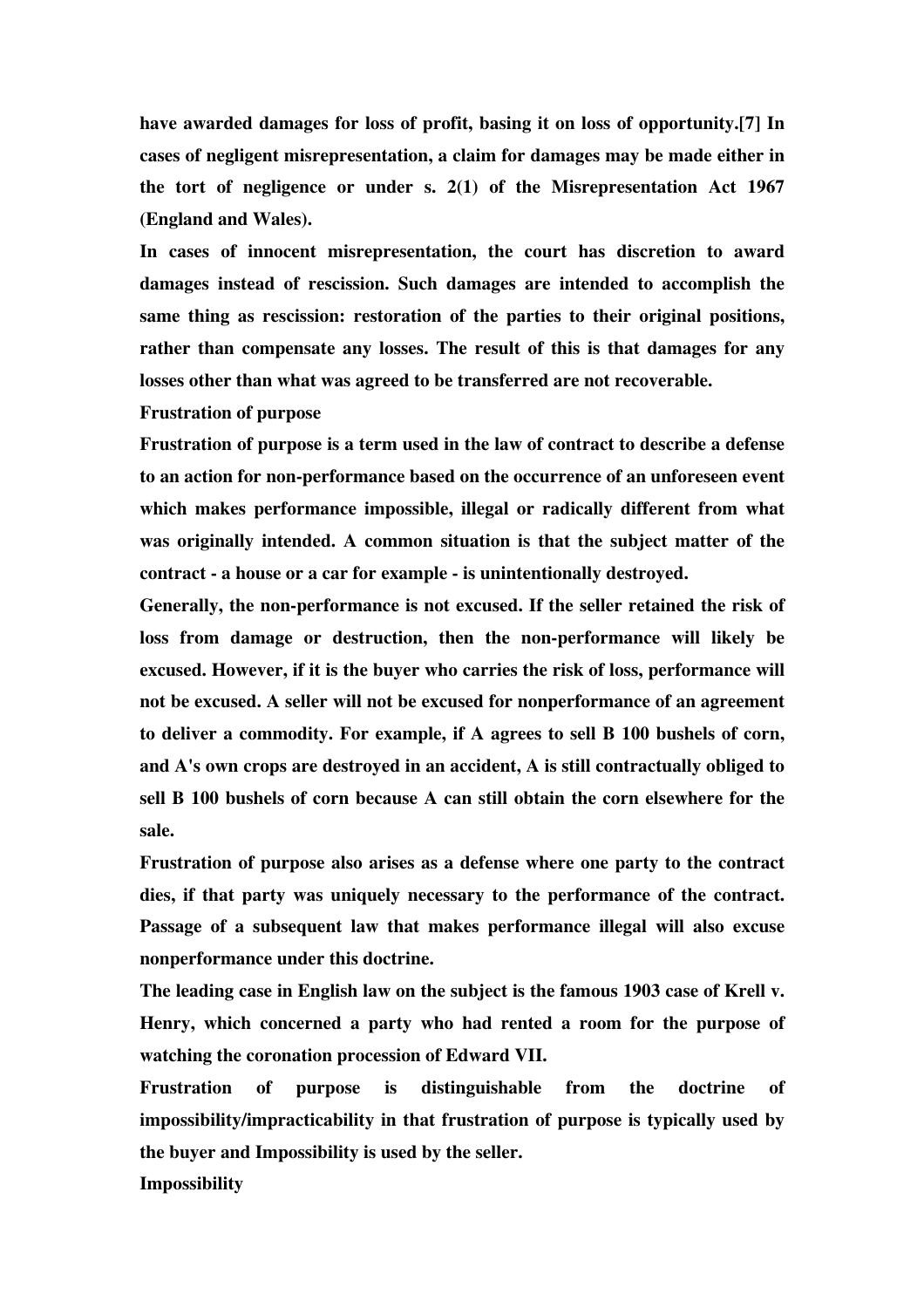have awarded damages for loss of profit, basing it on loss of opportunity.[7] In cases of negligent misrepresentation, a claim for damages may be made either in the tort of negligence or under s. 2(1) of the Misrepresentation Act 1967 (England and Wales).

In cases of innocent misrepresentation, the court has discretion to award damages instead of rescission. Such damages are intended to accomplish the same thing as rescission: restoration of the parties to their original positions, rather than compensate any losses. The result of this is that damages for any losses other than what was agreed to be transferred are not recoverable.

## Frustration of purpose

Frustration of purpose is a term used in the law of contract to describe a defense to an action for non-performance based on the occurrence of an unforeseen event which makes performance impossible, illegal or radically different from what was originally intended. A common situation is that the subject matter of the contract - a house or a car for example - is unintentionally destroyed.

Generally, the non-performance is not excused. If the seller retained the risk of loss from damage or destruction, then the non-performance will likely be excused. However, if it is the buyer who carries the risk of loss, performance will not be excused. A seller will not be excused for nonperformance of an agreement to deliver a commodity. For example, if A agrees to sell B 100 bushels of corn, and A's own crops are destroyed in an accident, A is still contractually obliged to sell B 100 bushels of corn because A can still obtain the corn elsewhere for the sale.

Frustration of purpose also arises as a defense where one party to the contract dies, if that party was uniquely necessary to the performance of the contract. Passage of a subsequent law that makes performance illegal will also excuse nonperformance under this doctrine.

The leading case in English law on the subject is the famous 1903 case of Krell v. Henry, which concerned a party who had rented a room for the purpose of watching the coronation procession of Edward VII.

Frustration of purpose is distinguishable from the doctrine of impossibility/impracticability in that frustration of purpose is typically used by the buyer and Impossibility is used by the seller.

## Impossibility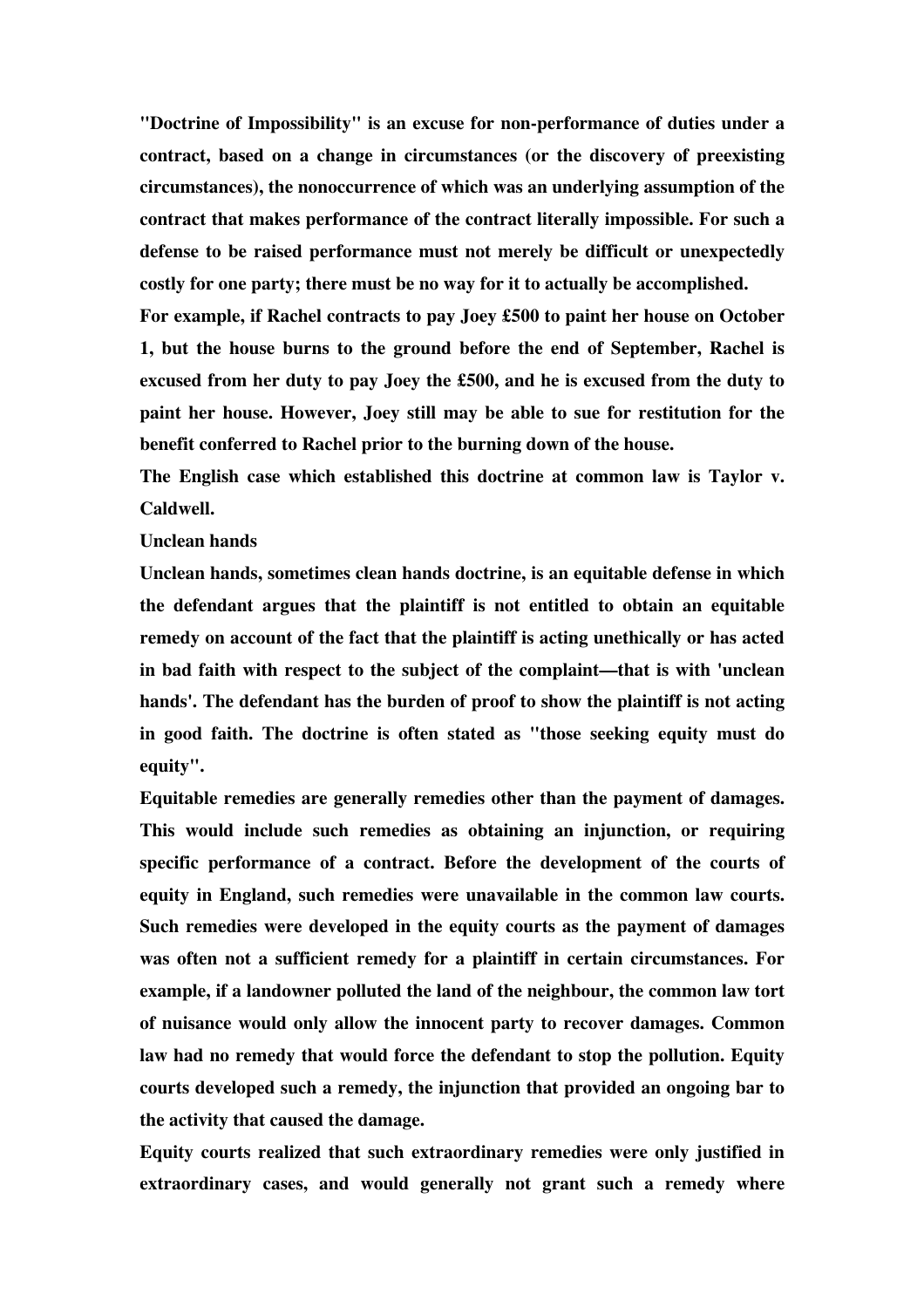"Doctrine of Impossibility" is an excuse for non-performance of duties under a contract, based on a change in circumstances (or the discovery of preexisting circumstances), the nonoccurrence of which was an underlying assumption of the contract that makes performance of the contract literally impossible. For such a defense to be raised performance must not merely be difficult or unexpectedly costly for one party; there must be no way for it to actually be accomplished.

For example, if Rachel contracts to pay Joey £500 to paint her house on October 1, but the house burns to the ground before the end of September, Rachel is excused from her duty to pay Joey the £500, and he is excused from the duty to paint her house. However, Joey still may be able to sue for restitution for the benefit conferred to Rachel prior to the burning down of the house.

The English case which established this doctrine at common law is Taylor v. Caldwell.

## Unclean hands

Unclean hands, sometimes clean hands doctrine, is an equitable defense in which the defendant argues that the plaintiff is not entitled to obtain an equitable remedy on account of the fact that the plaintiff is acting unethically or has acted in bad faith with respect to the subject of the complaint—that is with 'unclean hands'. The defendant has the burden of proof to show the plaintiff is not acting in good faith. The doctrine is often stated as "those seeking equity must do equity".

Equitable remedies are generally remedies other than the payment of damages. This would include such remedies as obtaining an injunction, or requiring specific performance of a contract. Before the development of the courts of equity in England, such remedies were unavailable in the common law courts. Such remedies were developed in the equity courts as the payment of damages was often not a sufficient remedy for a plaintiff in certain circumstances. For example, if a landowner polluted the land of the neighbour, the common law tort of nuisance would only allow the innocent party to recover damages. Common law had no remedy that would force the defendant to stop the pollution. Equity courts developed such a remedy, the injunction that provided an ongoing bar to the activity that caused the damage.

Equity courts realized that such extraordinary remedies were only justified in extraordinary cases, and would generally not grant such a remedy where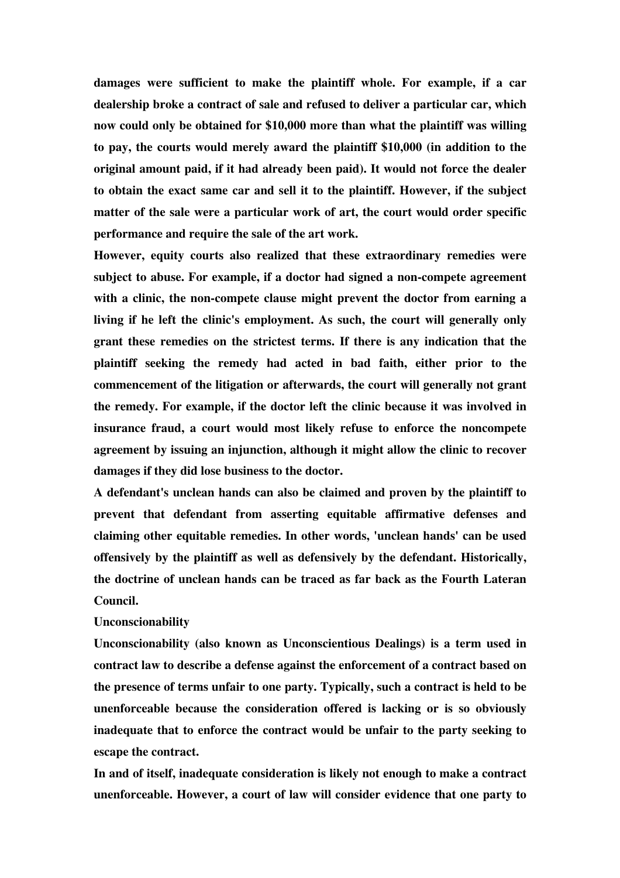damages were sufficient to make the plaintiff whole. For example, if a car dealership broke a contract of sale and refused to deliver a particular car, which now could only be obtained for $10,000 more than what the plaintiff was willing to pay, the courts would merely award the plaintiff $10,000 (in addition to the original amount paid, if it had already been paid). It would not force the dealer to obtain the exact same car and sell it to the plaintiff. However, if the subject matter of the sale were a particular work of art, the court would order specific performance and require the sale of the art work.

However, equity courts also realized that these extraordinary remedies were subject to abuse. For example, if a doctor had signed a non-compete agreement with a clinic, the non-compete clause might prevent the doctor from earning a living if he left the clinic's employment. As such, the court will generally only grant these remedies on the strictest terms. If there is any indication that the plaintiff seeking the remedy had acted in bad faith, either prior to the commencement of the litigation or afterwards, the court will generally not grant the remedy. For example, if the doctor left the clinic because it was involved in insurance fraud, a court would most likely refuse to enforce the noncompete agreement by issuing an injunction, although it might allow the clinic to recover damages if they did lose business to the doctor.

A defendant's unclean hands can also be claimed and proven by the plaintiff to prevent that defendant from asserting equitable affirmative defenses and claiming other equitable remedies. In other words, 'unclean hands' can be used offensively by the plaintiff as well as defensively by the defendant. Historically, the doctrine of unclean hands can be traced as far back as the Fourth Lateran Council.

## Unconscionability

Unconscionability (also known as Unconscientious Dealings) is a term used in contract law to describe a defense against the enforcement of a contract based on the presence of terms unfair to one party. Typically, such a contract is held to be unenforceable because the consideration offered is lacking or is so obviously inadequate that to enforce the contract would be unfair to the party seeking to escape the contract.

In and of itself, inadequate consideration is likely not enough to make a contract unenforceable. However, a court of law will consider evidence that one party to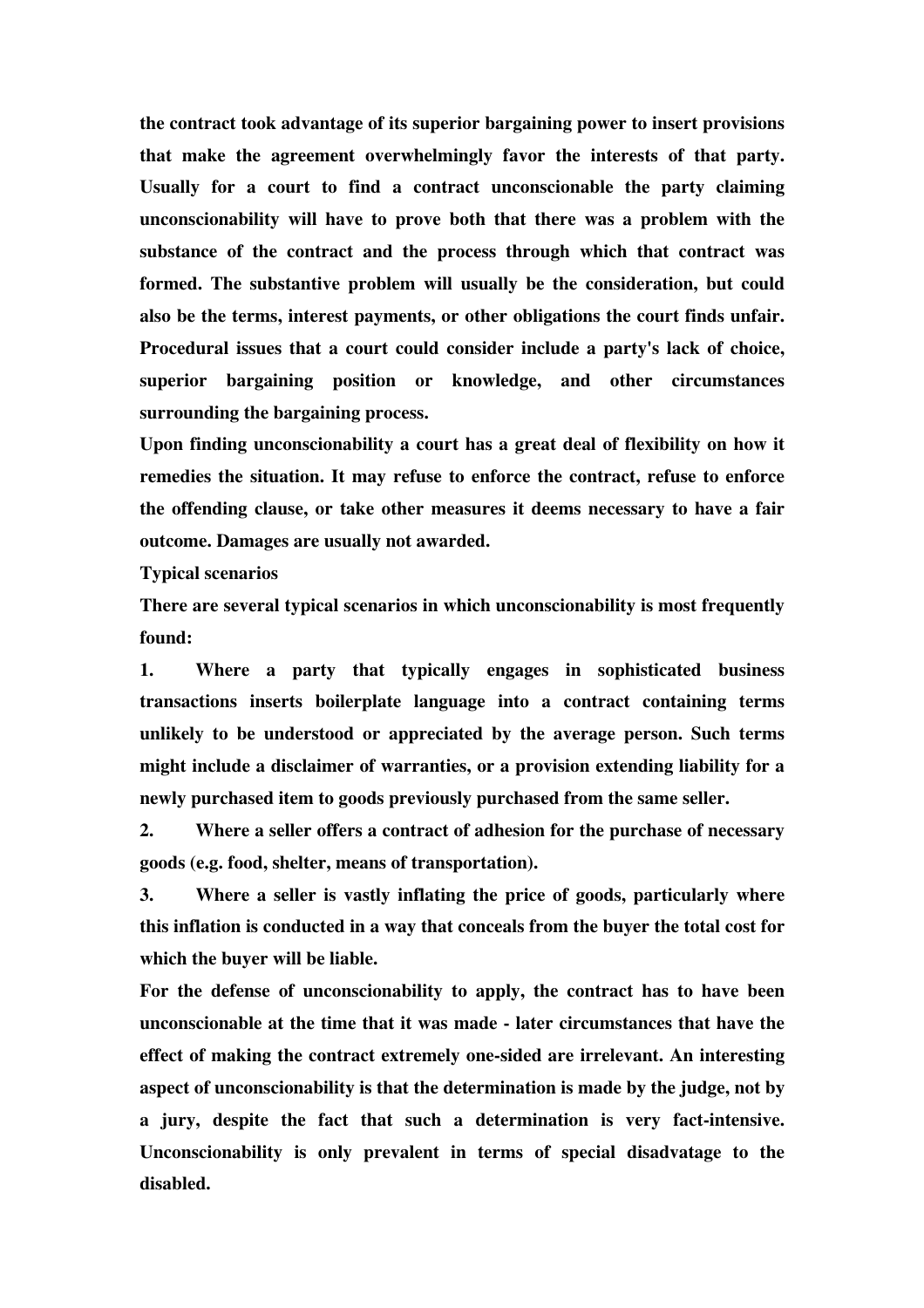the contract took advantage of its superior bargaining power to insert provisions that make the agreement overwhelmingly favor the interests of that party. Usually for a court to find a contract unconscionable the party claiming unconscionability will have to prove both that there was a problem with the substance of the contract and the process through which that contract was formed. The substantive problem will usually be the consideration, but could also be the terms, interest payments, or other obligations the court finds unfair. Procedural issues that a court could consider include a party's lack of choice, superior bargaining position or knowledge, and other circumstances surrounding the bargaining process.

Upon finding unconscionability a court has a great deal of flexibility on how it remedies the situation. It may refuse to enforce the contract, refuse to enforce the offending clause, or take other measures it deems necessary to have a fair outcome. Damages are usually not awarded.

**Typical scenarios**

There are several typical scenarios in which unconscionability is most frequently found:

1. Where a party that typically engages in sophisticated business transactions inserts boilerplate language into a contract containing terms unlikely to be understood or appreciated by the average person. Such terms might include a disclaimer of warranties, or a provision extending liability for a newly purchased item to goods previously purchased from the same seller.
2. Where a seller offers a contract of adhesion for the purchase of necessary goods (e.g. food, shelter, means of transportation).
3. Where a seller is vastly inflating the price of goods, particularly where this inflation is conducted in a way that conceals from the buyer the total cost for which the buyer will be liable.

For the defense of unconscionability to apply, the contract has to have been unconscionable at the time that it was made - later circumstances that have the effect of making the contract extremely one-sided are irrelevant. An interesting aspect of unconscionability is that the determination is made by the judge, not by a jury, despite the fact that such a determination is very fact-intensive. Unconscionability is only prevalent in terms of special disadvatage to the disabled.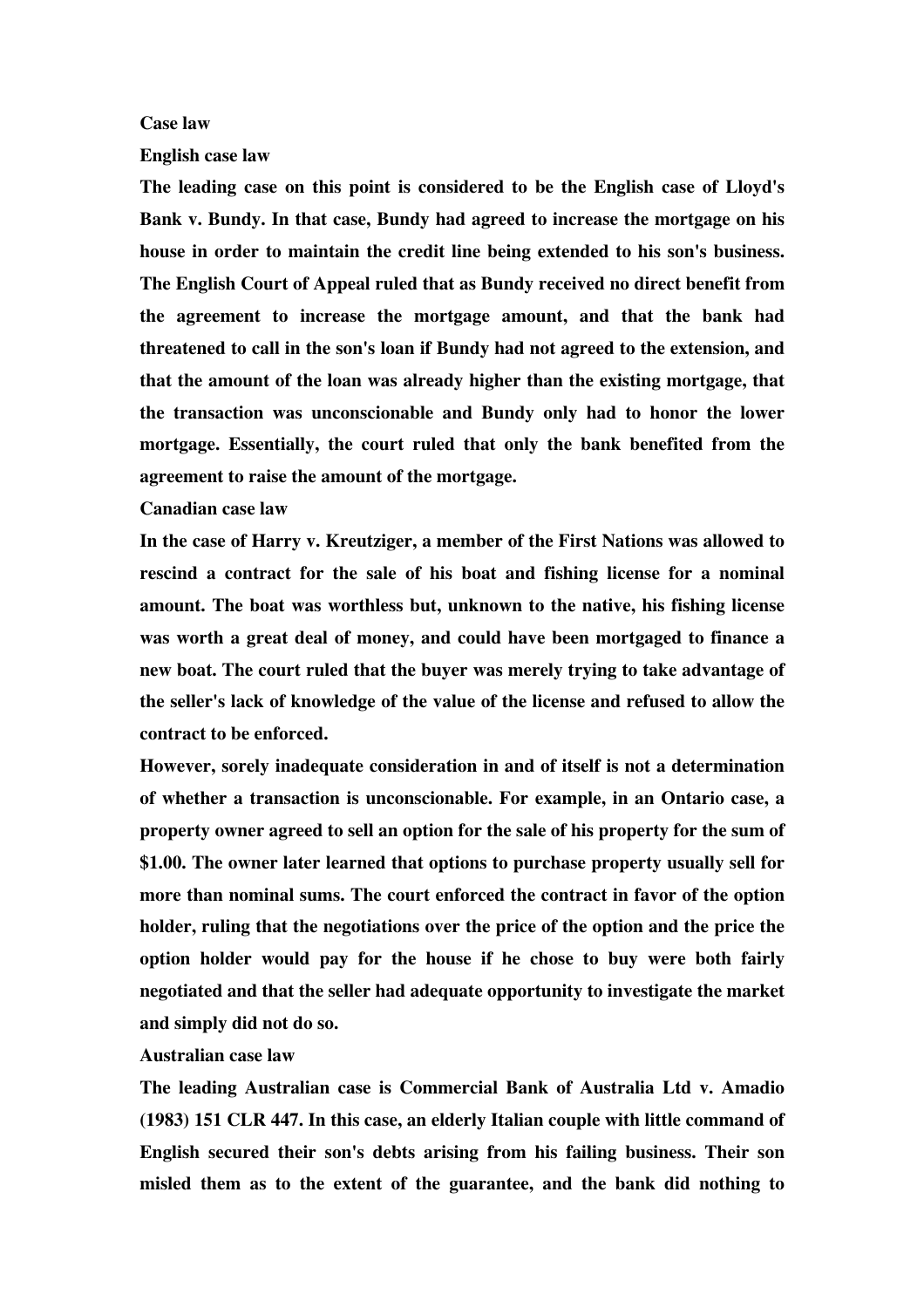## Case law

### English case law

The leading case on this point is considered to be the English case of Lloyd's Bank v. Bundy. In that case, Bundy had agreed to increase the mortgage on his house in order to maintain the credit line being extended to his son's business. The English Court of Appeal ruled that as Bundy received no direct benefit from the agreement to increase the mortgage amount, and that the bank had threatened to call in the son's loan if Bundy had not agreed to the extension, and that the amount of the loan was already higher than the existing mortgage, that the transaction was unconscionable and Bundy only had to honor the lower mortgage. Essentially, the court ruled that only the bank benefited from the agreement to raise the amount of the mortgage.

### Canadian case law

In the case of Harry v. Kreutziger, a member of the First Nations was allowed to rescind a contract for the sale of his boat and fishing license for a nominal amount. The boat was worthless but, unknown to the native, his fishing license was worth a great deal of money, and could have been mortgaged to finance a new boat. The court ruled that the buyer was merely trying to take advantage of the seller's lack of knowledge of the value of the license and refused to allow the contract to be enforced.

However, sorely inadequate consideration in and of itself is not a determination of whether a transaction is unconscionable. For example, in an Ontario case, a property owner agreed to sell an option for the sale of his property for the sum of $1.00. The owner later learned that options to purchase property usually sell for more than nominal sums. The court enforced the contract in favor of the option holder, ruling that the negotiations over the price of the option and the price the option holder would pay for the house if he chose to buy were both fairly negotiated and that the seller had adequate opportunity to investigate the market and simply did not do so.

### Australian case law

The leading Australian case is Commercial Bank of Australia Ltd v. Amadio (1983) 151 CLR 447. In this case, an elderly Italian couple with little command of English secured their son's debts arising from his failing business. Their son misled them as to the extent of the guarantee, and the bank did nothing to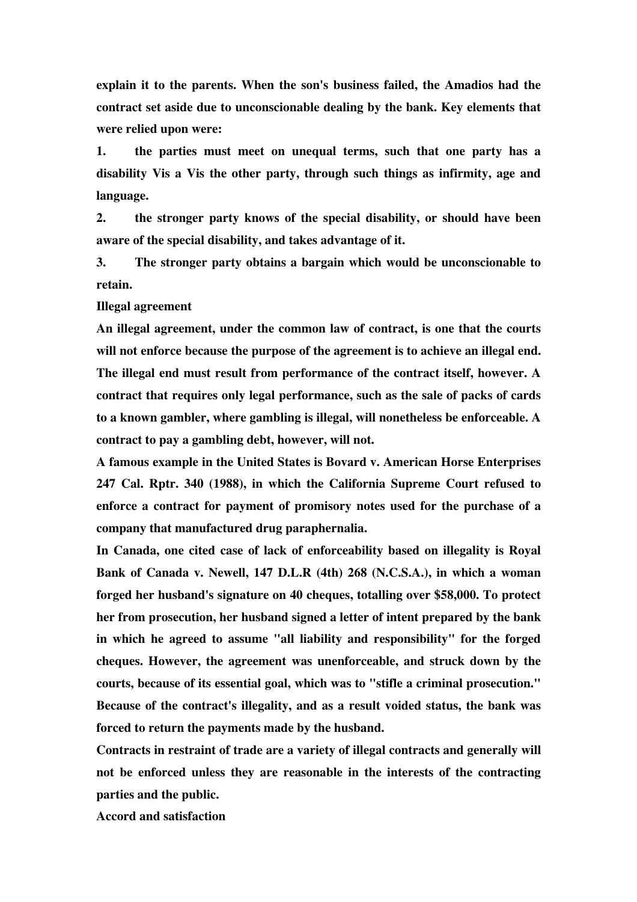explain it to the parents. When the son's business failed, the Amadios had the contract set aside due to unconscionable dealing by the bank. Key elements that were relied upon were:

1. the parties must meet on unequal terms, such that one party has a disability Vis a Vis the other party, through such things as infirmity, age and language.
2. the stronger party knows of the special disability, or should have been aware of the special disability, and takes advantage of it.
3. The stronger party obtains a bargain which would be unconscionable to retain.

## Illegal agreement

An illegal agreement, under the common law of contract, is one that the courts will not enforce because the purpose of the agreement is to achieve an illegal end. The illegal end must result from performance of the contract itself, however. A contract that requires only legal performance, such as the sale of packs of cards to a known gambler, where gambling is illegal, will nonetheless be enforceable. A contract to pay a gambling debt, however, will not.

A famous example in the United States is Bovard v. American Horse Enterprises 247 Cal. Rptr. 340 (1988), in which the California Supreme Court refused to enforce a contract for payment of promisory notes used for the purchase of a company that manufactured drug paraphernalia.

In Canada, one cited case of lack of enforceability based on illegality is Royal Bank of Canada v. Newell, 147 D.L.R (4th) 268 (N.C.S.A.), in which a woman forged her husband's signature on 40 cheques, totalling over $58,000. To protect her from prosecution, her husband signed a letter of intent prepared by the bank in which he agreed to assume "all liability and responsibility" for the forged cheques. However, the agreement was unenforceable, and struck down by the courts, because of its essential goal, which was to "stifle a criminal prosecution." Because of the contract's illegality, and as a result voided status, the bank was forced to return the payments made by the husband.

Contracts in restraint of trade are a variety of illegal contracts and generally will not be enforced unless they are reasonable in the interests of the contracting parties and the public.

## Accord and satisfaction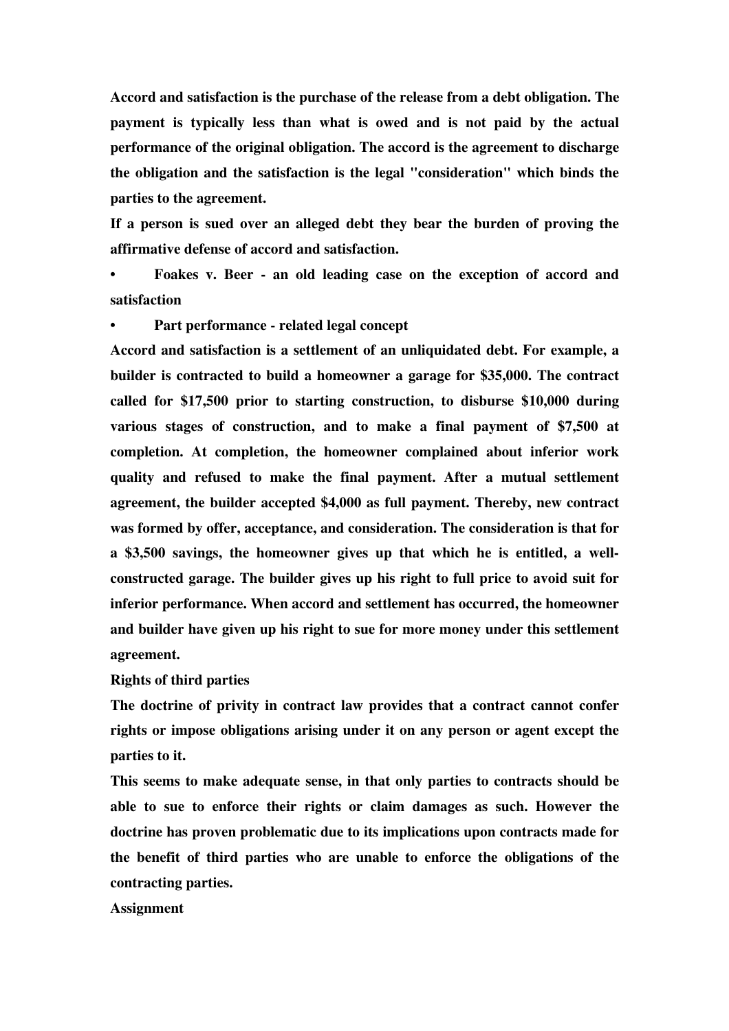Accord and satisfaction is the purchase of the release from a debt obligation. The payment is typically less than what is owed and is not paid by the actual performance of the original obligation. The accord is the agreement to discharge the obligation and the satisfaction is the legal "consideration" which binds the parties to the agreement.

If a person is sued over an alleged debt they bear the burden of proving the affirmative defense of accord and satisfaction.

- Foakes v. Beer - an old leading case on the exception of accord and satisfaction
- Part performance - related legal concept

Accord and satisfaction is a settlement of an unliquidated debt. For example, a builder is contracted to build a homeowner a garage for $35,000. The contract called for $17,500 prior to starting construction, to disburse $10,000 during various stages of construction, and to make a final payment of $7,500 at completion. At completion, the homeowner complained about inferior work quality and refused to make the final payment. After a mutual settlement agreement, the builder accepted $4,000 as full payment. Thereby, new contract was formed by offer, acceptance, and consideration. The consideration is that for a $3,500 savings, the homeowner gives up that which he is entitled, a well-constructed garage. The builder gives up his right to full price to avoid suit for inferior performance. When accord and settlement has occurred, the homeowner and builder have given up his right to sue for more money under this settlement agreement.

## Rights of third parties

The doctrine of privity in contract law provides that a contract cannot confer rights or impose obligations arising under it on any person or agent except the parties to it.

This seems to make adequate sense, in that only parties to contracts should be able to sue to enforce their rights or claim damages as such. However the doctrine has proven problematic due to its implications upon contracts made for the benefit of third parties who are unable to enforce the obligations of the contracting parties.

### Assignment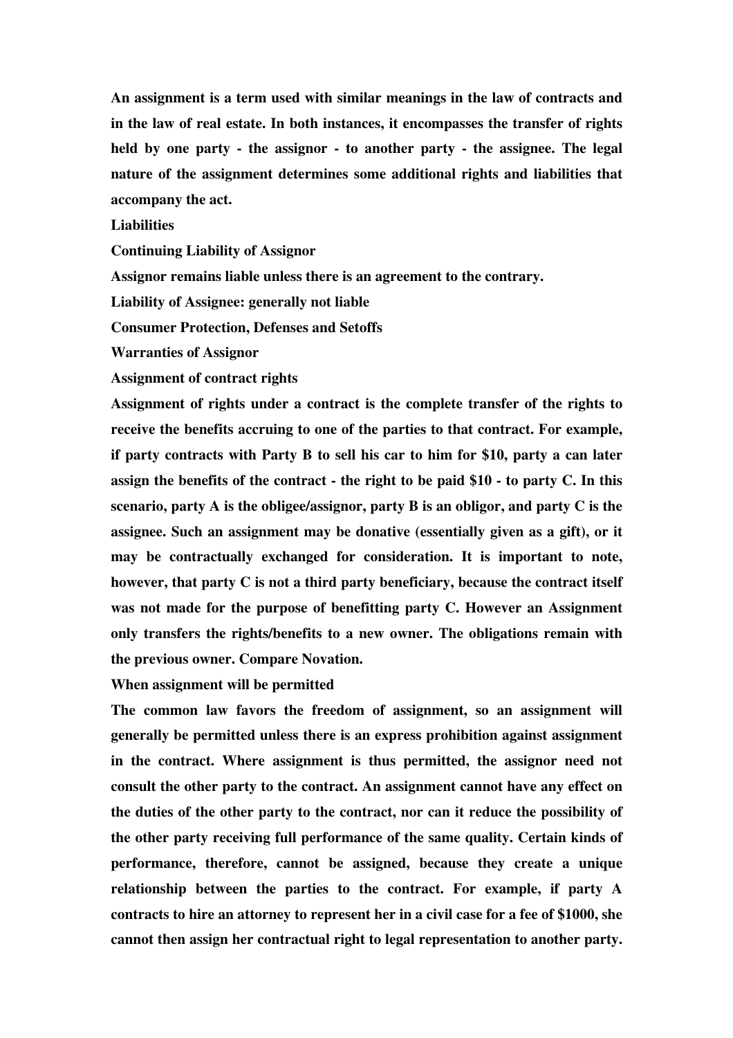An assignment is a term used with similar meanings in the law of contracts and in the law of real estate. In both instances, it encompasses the transfer of rights held by one party - the assignor - to another party - the assignee. The legal nature of the assignment determines some additional rights and liabilities that accompany the act.

## Liabilities

### Continuing Liability of Assignor

Assignor remains liable unless there is an agreement to the contrary.

### Liability of Assignee: generally not liable

### Consumer Protection, Defenses and Setoffs

### Warranties of Assignor

## Assignment of contract rights

Assignment of rights under a contract is the complete transfer of the rights to receive the benefits accruing to one of the parties to that contract. For example, if party contracts with Party B to sell his car to him for $10, party a can later assign the benefits of the contract - the right to be paid $10 - to party C. In this scenario, party A is the obligee/assignor, party B is an obligor, and party C is the assignee. Such an assignment may be donative (essentially given as a gift), or it may be contractually exchanged for consideration. It is important to note, however, that party C is not a third party beneficiary, because the contract itself was not made for the purpose of benefitting party C. However an Assignment only transfers the rights/benefits to a new owner. The obligations remain with the previous owner. Compare Novation.

### When assignment will be permitted

The common law favors the freedom of assignment, so an assignment will generally be permitted unless there is an express prohibition against assignment in the contract. Where assignment is thus permitted, the assignor need not consult the other party to the contract. An assignment cannot have any effect on the duties of the other party to the contract, nor can it reduce the possibility of the other party receiving full performance of the same quality. Certain kinds of performance, therefore, cannot be assigned, because they create a unique relationship between the parties to the contract. For example, if party A contracts to hire an attorney to represent her in a civil case for a fee of $1000, she cannot then assign her contractual right to legal representation to another party.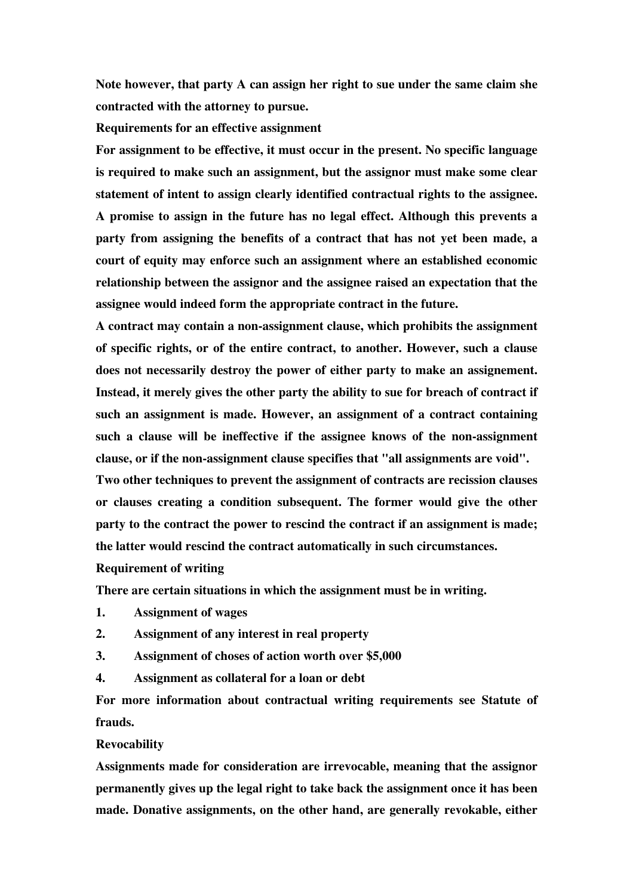Note however, that party A can assign her right to sue under the same claim she contracted with the attorney to pursue.

## Requirements for an effective assignment

For assignment to be effective, it must occur in the present. No specific language is required to make such an assignment, but the assignor must make some clear statement of intent to assign clearly identified contractual rights to the assignee. A promise to assign in the future has no legal effect. Although this prevents a party from assigning the benefits of a contract that has not yet been made, a court of equity may enforce such an assignment where an established economic relationship between the assignor and the assignee raised an expectation that the assignee would indeed form the appropriate contract in the future.

A contract may contain a non-assignment clause, which prohibits the assignment of specific rights, or of the entire contract, to another. However, such a clause does not necessarily destroy the power of either party to make an assignement. Instead, it merely gives the other party the ability to sue for breach of contract if such an assignment is made. However, an assignment of a contract containing such a clause will be ineffective if the assignee knows of the non-assignment clause, or if the non-assignment clause specifies that "all assignments are void".

Two other techniques to prevent the assignment of contracts are recission clauses or clauses creating a condition subsequent. The former would give the other party to the contract the power to rescind the contract if an assignment is made; the latter would rescind the contract automatically in such circumstances.

## Requirement of writing

There are certain situations in which the assignment must be in writing.

1. Assignment of wages
2. Assignment of any interest in real property
3. Assignment of choses of action worth over $5,000
4. Assignment as collateral for a loan or debt

For more information about contractual writing requirements see Statute of frauds.

## Revocability

Assignments made for consideration are irrevocable, meaning that the assignor permanently gives up the legal right to take back the assignment once it has been made. Donative assignments, on the other hand, are generally revokable, either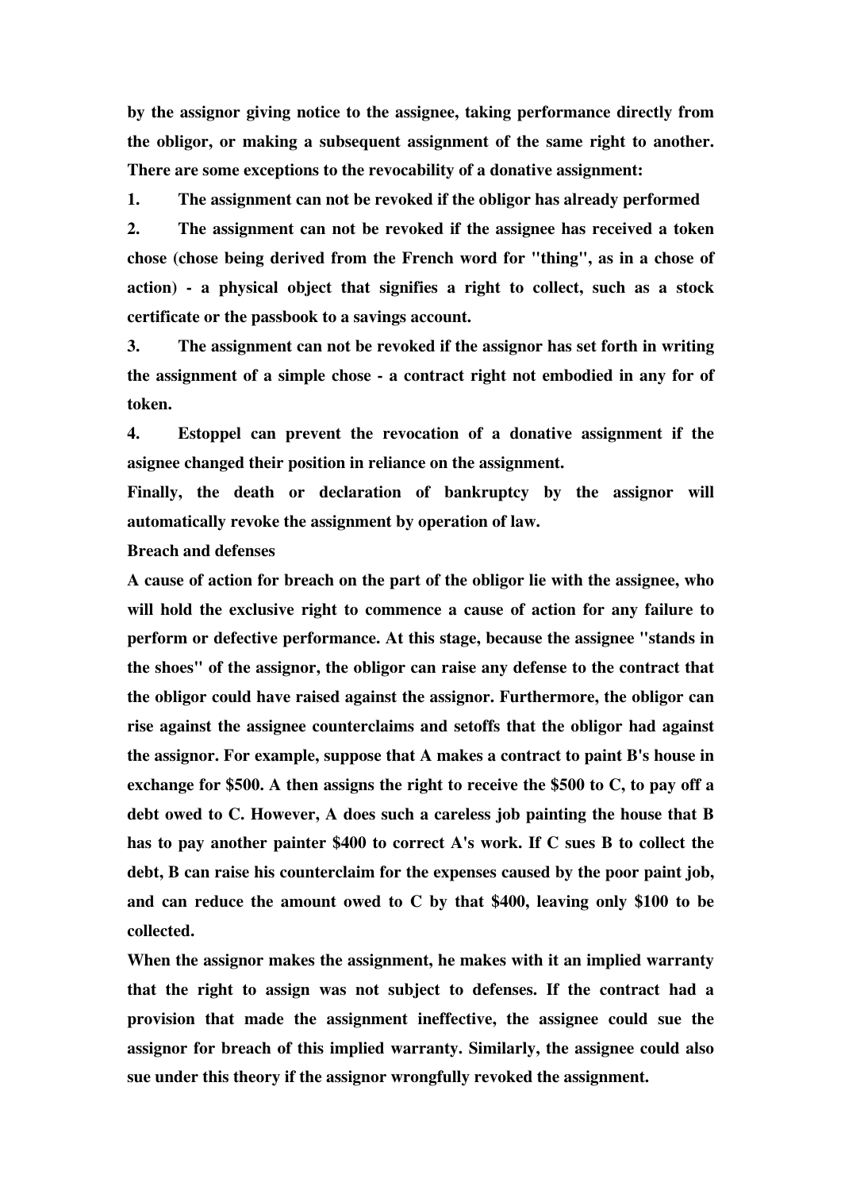by the assignor giving notice to the assignee, taking performance directly from the obligor, or making a subsequent assignment of the same right to another. There are some exceptions to the revocability of a donative assignment:

1. The assignment can not be revoked if the obligor has already performed
2. The assignment can not be revoked if the assignee has received a token chose (chose being derived from the French word for "thing", as in a chose of action) - a physical object that signifies a right to collect, such as a stock certificate or the passbook to a savings account.
3. The assignment can not be revoked if the assignor has set forth in writing the assignment of a simple chose - a contract right not embodied in any for of token.
4. Estoppel can prevent the revocation of a donative assignment if the asignee changed their position in reliance on the assignment.

Finally, the death or declaration of bankruptcy by the assignor will automatically revoke the assignment by operation of law.

**Breach and defenses**

A cause of action for breach on the part of the obligor lie with the assignee, who will hold the exclusive right to commence a cause of action for any failure to perform or defective performance. At this stage, because the assignee "stands in the shoes" of the assignor, the obligor can raise any defense to the contract that the obligor could have raised against the assignor. Furthermore, the obligor can rise against the assignee counterclaims and setoffs that the obligor had against the assignor. For example, suppose that A makes a contract to paint B's house in exchange for $500. A then assigns the right to receive the $500 to C, to pay off a debt owed to C. However, A does such a careless job painting the house that B has to pay another painter $400 to correct A's work. If C sues B to collect the debt, B can raise his counterclaim for the expenses caused by the poor paint job, and can reduce the amount owed to C by that $400, leaving only $100 to be collected.

When the assignor makes the assignment, he makes with it an implied warranty that the right to assign was not subject to defenses. If the contract had a provision that made the assignment ineffective, the assignee could sue the assignor for breach of this implied warranty. Similarly, the assignee could also sue under this theory if the assignor wrongfully revoked the assignment.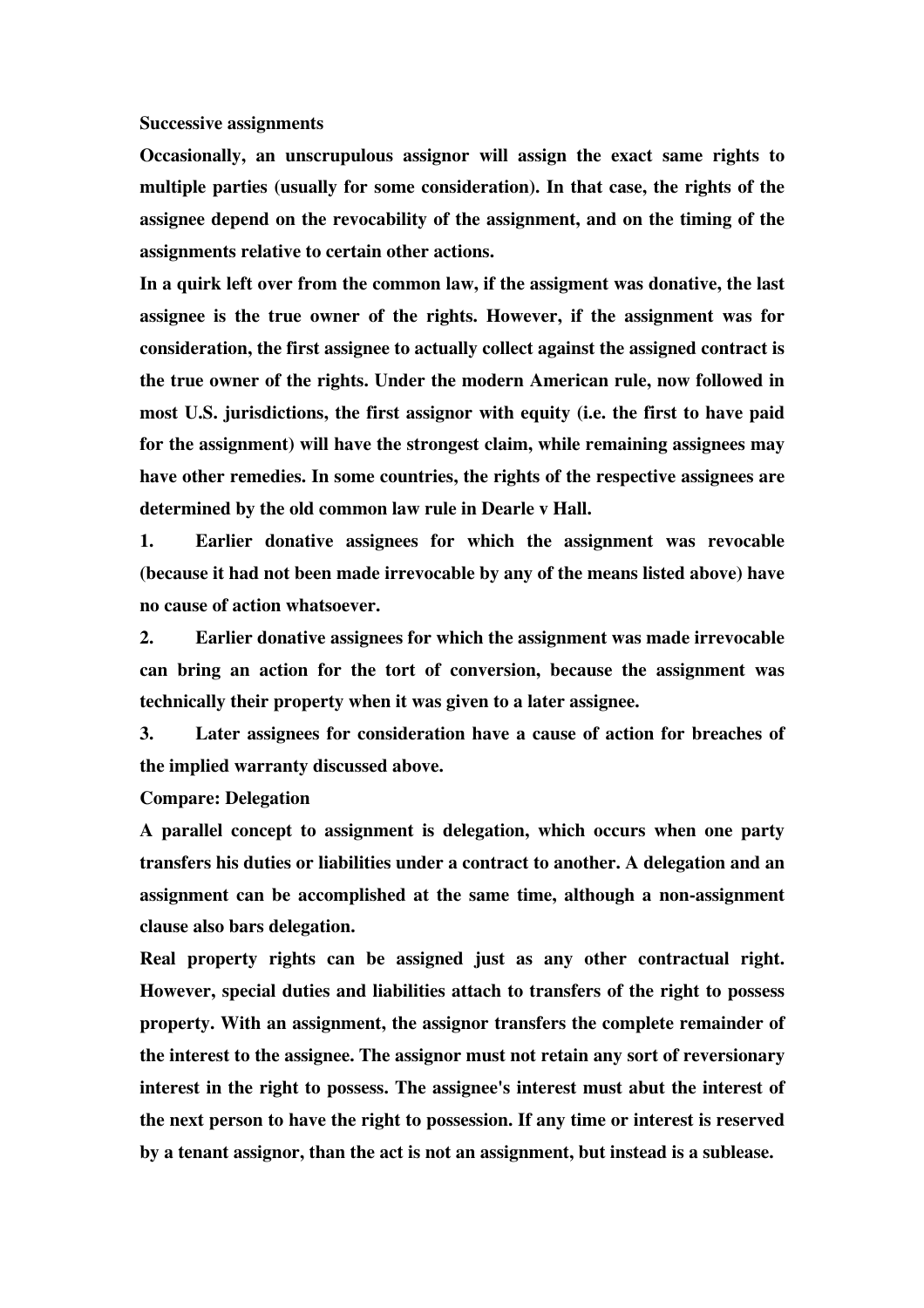## Successive assignments

Occasionally, an unscrupulous assignor will assign the exact same rights to multiple parties (usually for some consideration). In that case, the rights of the assignee depend on the revocability of the assignment, and on the timing of the assignments relative to certain other actions.

In a quirk left over from the common law, if the assigment was donative, the last assignee is the true owner of the rights. However, if the assignment was for consideration, the first assignee to actually collect against the assigned contract is the true owner of the rights. Under the modern American rule, now followed in most U.S. jurisdictions, the first assignor with equity (i.e. the first to have paid for the assignment) will have the strongest claim, while remaining assignees may have other remedies. In some countries, the rights of the respective assignees are determined by the old common law rule in Dearle v Hall.

1. Earlier donative assignees for which the assignment was revocable (because it had not been made irrevocable by any of the means listed above) have no cause of action whatsoever.
2. Earlier donative assignees for which the assignment was made irrevocable can bring an action for the tort of conversion, because the assignment was technically their property when it was given to a later assignee.
3. Later assignees for consideration have a cause of action for breaches of the implied warranty discussed above.

## Compare: Delegation

A parallel concept to assignment is delegation, which occurs when one party transfers his duties or liabilities under a contract to another. A delegation and an assignment can be accomplished at the same time, although a non-assignment clause also bars delegation.

Real property rights can be assigned just as any other contractual right. However, special duties and liabilities attach to transfers of the right to possess property. With an assignment, the assignor transfers the complete remainder of the interest to the assignee. The assignor must not retain any sort of reversionary interest in the right to possess. The assignee's interest must abut the interest of the next person to have the right to possession. If any time or interest is reserved by a tenant assignor, than the act is not an assignment, but instead is a sublease.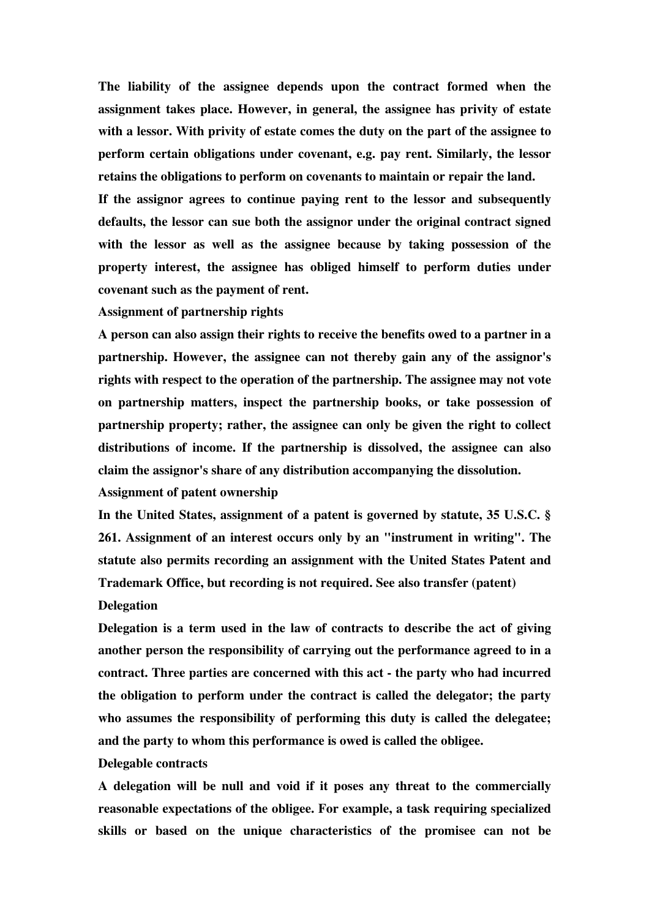The liability of the assignee depends upon the contract formed when the assignment takes place. However, in general, the assignee has privity of estate with a lessor. With privity of estate comes the duty on the part of the assignee to perform certain obligations under covenant, e.g. pay rent. Similarly, the lessor retains the obligations to perform on covenants to maintain or repair the land.

If the assignor agrees to continue paying rent to the lessor and subsequently defaults, the lessor can sue both the assignor under the original contract signed with the lessor as well as the assignee because by taking possession of the property interest, the assignee has obliged himself to perform duties under covenant such as the payment of rent.

## Assignment of partnership rights

A person can also assign their rights to receive the benefits owed to a partner in a partnership. However, the assignee can not thereby gain any of the assignor's rights with respect to the operation of the partnership. The assignee may not vote on partnership matters, inspect the partnership books, or take possession of partnership property; rather, the assignee can only be given the right to collect distributions of income. If the partnership is dissolved, the assignee can also claim the assignor's share of any distribution accompanying the dissolution.

## Assignment of patent ownership

In the United States, assignment of a patent is governed by statute, 35 U.S.C. § 261. Assignment of an interest occurs only by an "instrument in writing". The statute also permits recording an assignment with the United States Patent and Trademark Office, but recording is not required. See also transfer (patent)

## Delegation

Delegation is a term used in the law of contracts to describe the act of giving another person the responsibility of carrying out the performance agreed to in a contract. Three parties are concerned with this act - the party who had incurred the obligation to perform under the contract is called the delegator; the party who assumes the responsibility of performing this duty is called the delegatee; and the party to whom this performance is owed is called the obligee.

## Delegable contracts

A delegation will be null and void if it poses any threat to the commercially reasonable expectations of the obligee. For example, a task requiring specialized skills or based on the unique characteristics of the promisee can not be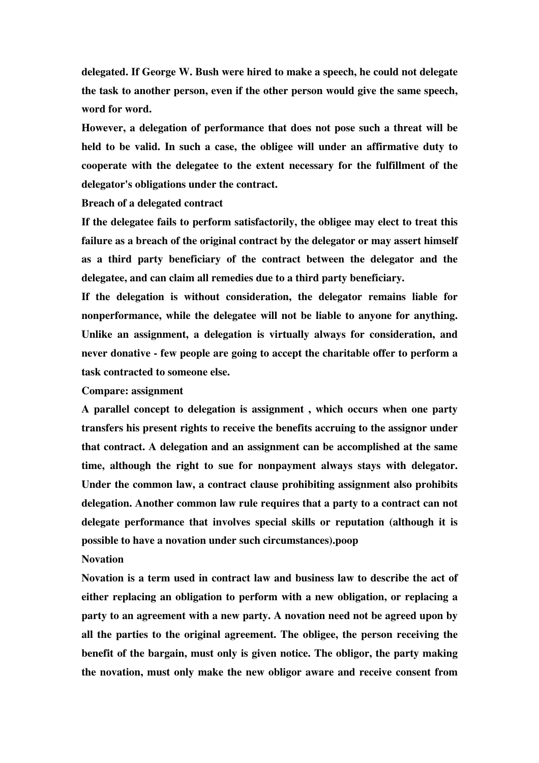delegated. If George W. Bush were hired to make a speech, he could not delegate the task to another person, even if the other person would give the same speech, word for word.

However, a delegation of performance that does not pose such a threat will be held to be valid. In such a case, the obligee will under an affirmative duty to cooperate with the delegatee to the extent necessary for the fulfillment of the delegator's obligations under the contract.

### Breach of a delegated contract

If the delegatee fails to perform satisfactorily, the obligee may elect to treat this failure as a breach of the original contract by the delegator or may assert himself as a third party beneficiary of the contract between the delegator and the delegatee, and can claim all remedies due to a third party beneficiary.

If the delegation is without consideration, the delegator remains liable for nonperformance, while the delegatee will not be liable to anyone for anything. Unlike an assignment, a delegation is virtually always for consideration, and never donative - few people are going to accept the charitable offer to perform a task contracted to someone else.

### Compare: assignment

A parallel concept to delegation is assignment , which occurs when one party transfers his present rights to receive the benefits accruing to the assignor under that contract. A delegation and an assignment can be accomplished at the same time, although the right to sue for nonpayment always stays with delegator. Under the common law, a contract clause prohibiting assignment also prohibits delegation. Another common law rule requires that a party to a contract can not delegate performance that involves special skills or reputation (although it is possible to have a novation under such circumstances).poop

### Novation

Novation is a term used in contract law and business law to describe the act of either replacing an obligation to perform with a new obligation, or replacing a party to an agreement with a new party. A novation need not be agreed upon by all the parties to the original agreement. The obligee, the person receiving the benefit of the bargain, must only is given notice. The obligor, the party making the novation, must only make the new obligor aware and receive consent from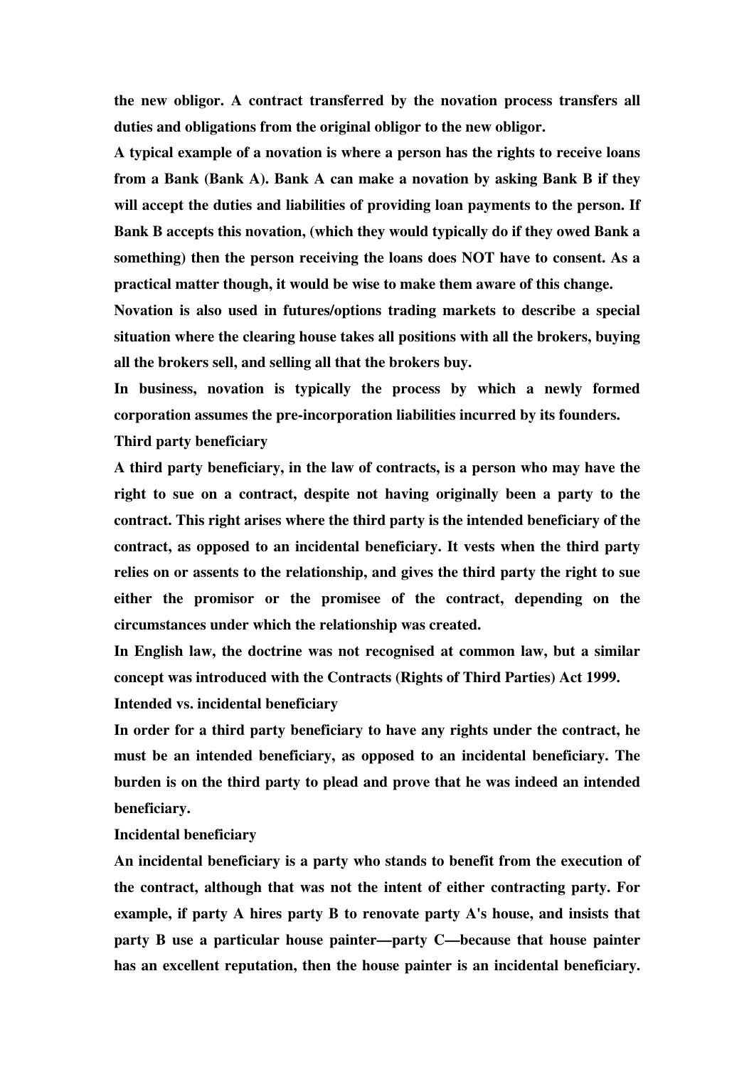the new obligor. A contract transferred by the novation process transfers all duties and obligations from the original obligor to the new obligor.

A typical example of a novation is where a person has the rights to receive loans from a Bank (Bank A). Bank A can make a novation by asking Bank B if they will accept the duties and liabilities of providing loan payments to the person. If Bank B accepts this novation, (which they would typically do if they owed Bank a something) then the person receiving the loans does NOT have to consent. As a practical matter though, it would be wise to make them aware of this change.

Novation is also used in futures/options trading markets to describe a special situation where the clearing house takes all positions with all the brokers, buying all the brokers sell, and selling all that the brokers buy.

In business, novation is typically the process by which a newly formed corporation assumes the pre-incorporation liabilities incurred by its founders.

## Third party beneficiary

A third party beneficiary, in the law of contracts, is a person who may have the right to sue on a contract, despite not having originally been a party to the contract. This right arises where the third party is the intended beneficiary of the contract, as opposed to an incidental beneficiary. It vests when the third party relies on or assents to the relationship, and gives the third party the right to sue either the promisor or the promisee of the contract, depending on the circumstances under which the relationship was created.

In English law, the doctrine was not recognised at common law, but a similar concept was introduced with the Contracts (Rights of Third Parties) Act 1999.

### Intended vs. incidental beneficiary

In order for a third party beneficiary to have any rights under the contract, he must be an intended beneficiary, as opposed to an incidental beneficiary. The burden is on the third party to plead and prove that he was indeed an intended beneficiary.

### Incidental beneficiary

An incidental beneficiary is a party who stands to benefit from the execution of the contract, although that was not the intent of either contracting party. For example, if party A hires party B to renovate party A's house, and insists that party B use a particular house painter—party C—because that house painter has an excellent reputation, then the house painter is an incidental beneficiary.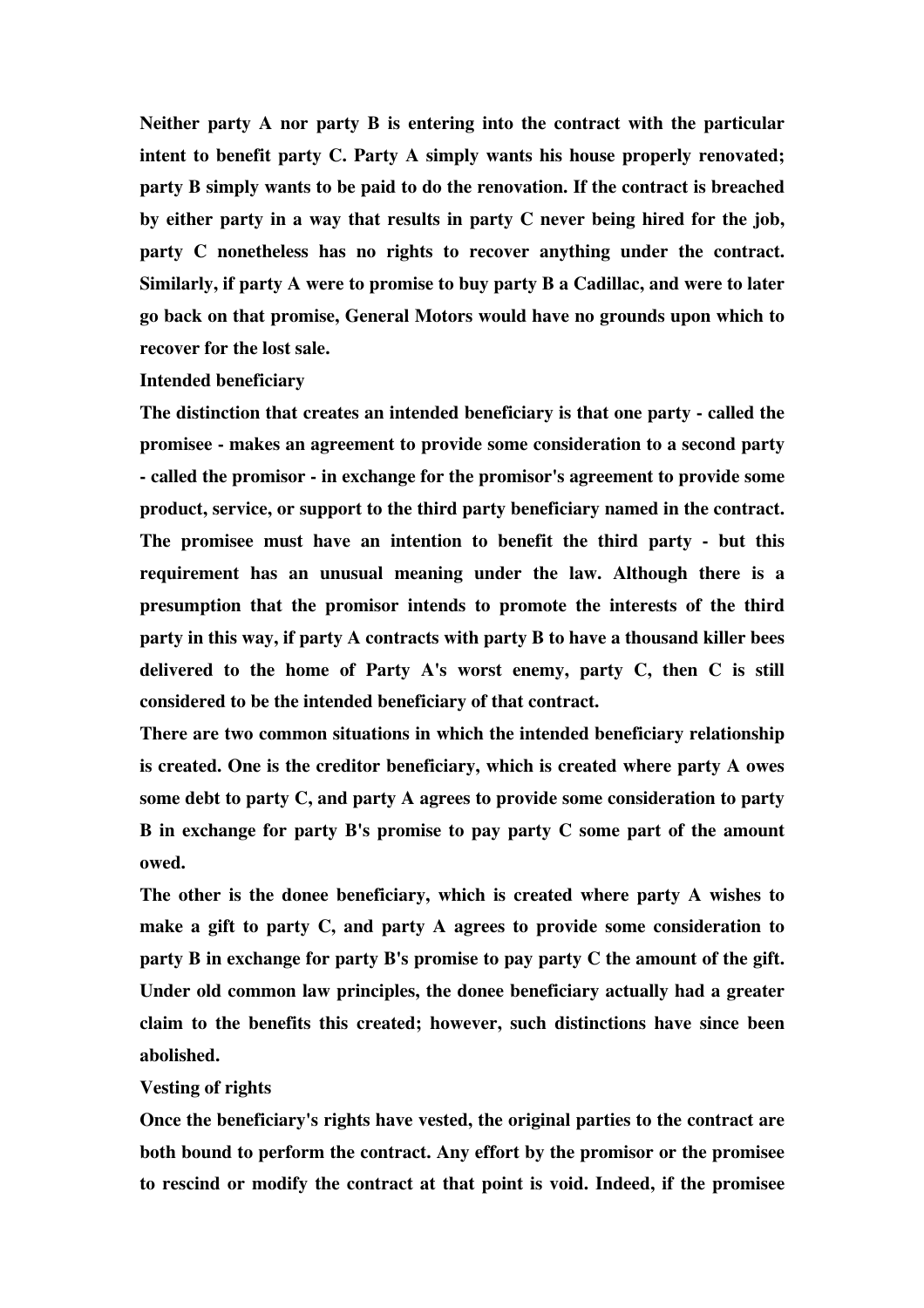Neither party A nor party B is entering into the contract with the particular intent to benefit party C. Party A simply wants his house properly renovated; party B simply wants to be paid to do the renovation. If the contract is breached by either party in a way that results in party C never being hired for the job, party C nonetheless has no rights to recover anything under the contract. Similarly, if party A were to promise to buy party B a Cadillac, and were to later go back on that promise, General Motors would have no grounds upon which to recover for the lost sale.

## Intended beneficiary

The distinction that creates an intended beneficiary is that one party - called the promisee - makes an agreement to provide some consideration to a second party - called the promisor - in exchange for the promisor's agreement to provide some product, service, or support to the third party beneficiary named in the contract. The promisee must have an intention to benefit the third party - but this requirement has an unusual meaning under the law. Although there is a presumption that the promisor intends to promote the interests of the third party in this way, if party A contracts with party B to have a thousand killer bees delivered to the home of Party A's worst enemy, party C, then C is still considered to be the intended beneficiary of that contract.

There are two common situations in which the intended beneficiary relationship is created. One is the creditor beneficiary, which is created where party A owes some debt to party C, and party A agrees to provide some consideration to party B in exchange for party B's promise to pay party C some part of the amount owed.

The other is the donee beneficiary, which is created where party A wishes to make a gift to party C, and party A agrees to provide some consideration to party B in exchange for party B's promise to pay party C the amount of the gift. Under old common law principles, the donee beneficiary actually had a greater claim to the benefits this created; however, such distinctions have since been abolished.

## Vesting of rights

Once the beneficiary's rights have vested, the original parties to the contract are both bound to perform the contract. Any effort by the promisor or the promisee to rescind or modify the contract at that point is void. Indeed, if the promisee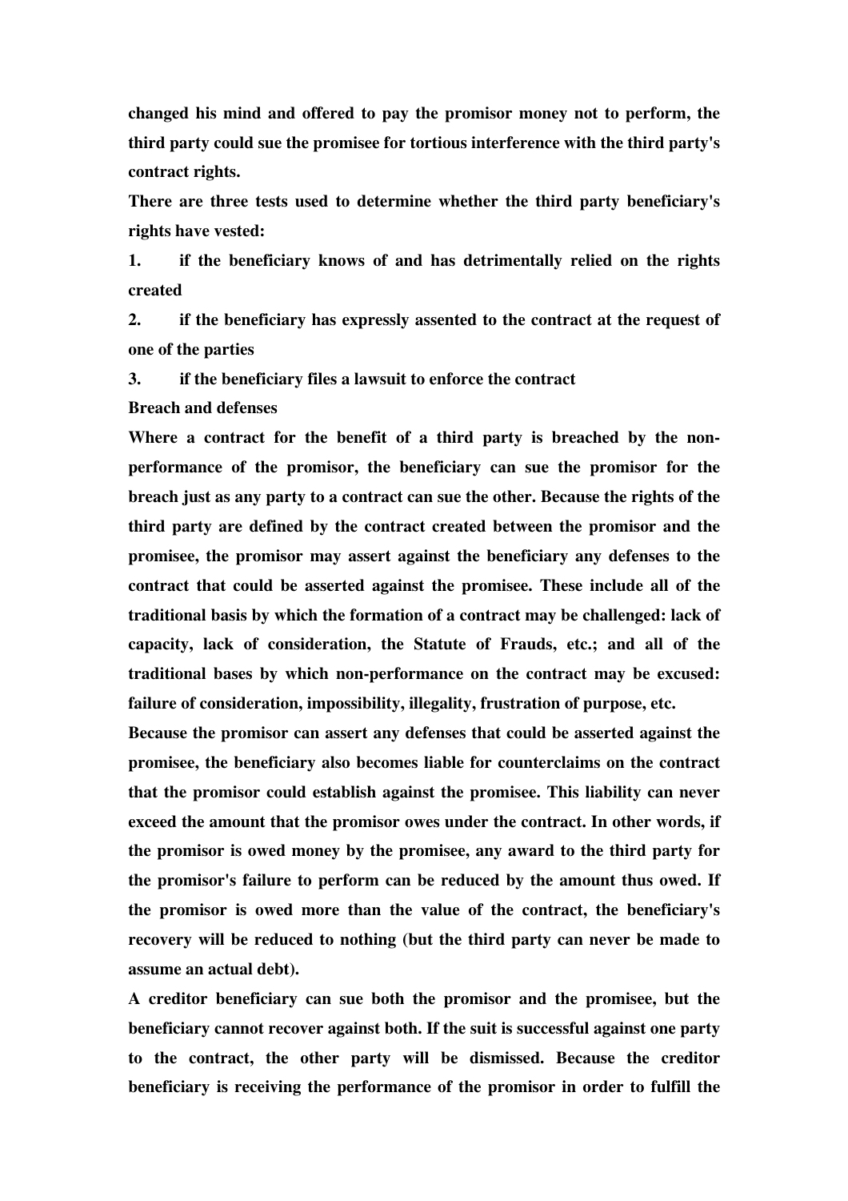changed his mind and offered to pay the promisor money not to perform, the third party could sue the promisee for tortious interference with the third party's contract rights.

There are three tests used to determine whether the third party beneficiary's rights have vested:

1. if the beneficiary knows of and has detrimentally relied on the rights created
2. if the beneficiary has expressly assented to the contract at the request of one of the parties
3. if the beneficiary files a lawsuit to enforce the contract

## Breach and defenses

Where a contract for the benefit of a third party is breached by the non-performance of the promisor, the beneficiary can sue the promisor for the breach just as any party to a contract can sue the other. Because the rights of the third party are defined by the contract created between the promisor and the promisee, the promisor may assert against the beneficiary any defenses to the contract that could be asserted against the promisee. These include all of the traditional basis by which the formation of a contract may be challenged: lack of capacity, lack of consideration, the Statute of Frauds, etc.; and all of the traditional bases by which non-performance on the contract may be excused: failure of consideration, impossibility, illegality, frustration of purpose, etc.

Because the promisor can assert any defenses that could be asserted against the promisee, the beneficiary also becomes liable for counterclaims on the contract that the promisor could establish against the promisee. This liability can never exceed the amount that the promisor owes under the contract. In other words, if the promisor is owed money by the promisee, any award to the third party for the promisor's failure to perform can be reduced by the amount thus owed. If the promisor is owed more than the value of the contract, the beneficiary's recovery will be reduced to nothing (but the third party can never be made to assume an actual debt).

A creditor beneficiary can sue both the promisor and the promisee, but the beneficiary cannot recover against both. If the suit is successful against one party to the contract, the other party will be dismissed. Because the creditor beneficiary is receiving the performance of the promisor in order to fulfill the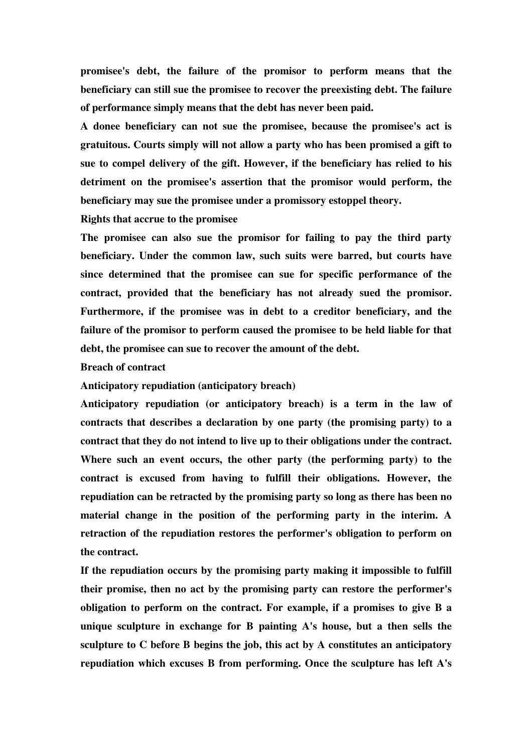promisee's debt, the failure of the promisor to perform means that the beneficiary can still sue the promisee to recover the preexisting debt. The failure of performance simply means that the debt has never been paid.

A donee beneficiary can not sue the promisee, because the promisee's act is gratuitous. Courts simply will not allow a party who has been promised a gift to sue to compel delivery of the gift. However, if the beneficiary has relied to his detriment on the promisee's assertion that the promisor would perform, the beneficiary may sue the promisee under a promissory estoppel theory.

### Rights that accrue to the promisee

The promisee can also sue the promisor for failing to pay the third party beneficiary. Under the common law, such suits were barred, but courts have since determined that the promisee can sue for specific performance of the contract, provided that the beneficiary has not already sued the promisor. Furthermore, if the promisee was in debt to a creditor beneficiary, and the failure of the promisor to perform caused the promisee to be held liable for that debt, the promisee can sue to recover the amount of the debt.

## Breach of contract

### Anticipatory repudiation (anticipatory breach)

Anticipatory repudiation (or anticipatory breach) is a term in the law of contracts that describes a declaration by one party (the promising party) to a contract that they do not intend to live up to their obligations under the contract. Where such an event occurs, the other party (the performing party) to the contract is excused from having to fulfill their obligations. However, the repudiation can be retracted by the promising party so long as there has been no material change in the position of the performing party in the interim. A retraction of the repudiation restores the performer's obligation to perform on the contract.

If the repudiation occurs by the promising party making it impossible to fulfill their promise, then no act by the promising party can restore the performer's obligation to perform on the contract. For example, if a promises to give B a unique sculpture in exchange for B painting A's house, but a then sells the sculpture to C before B begins the job, this act by A constitutes an anticipatory repudiation which excuses B from performing. Once the sculpture has left A's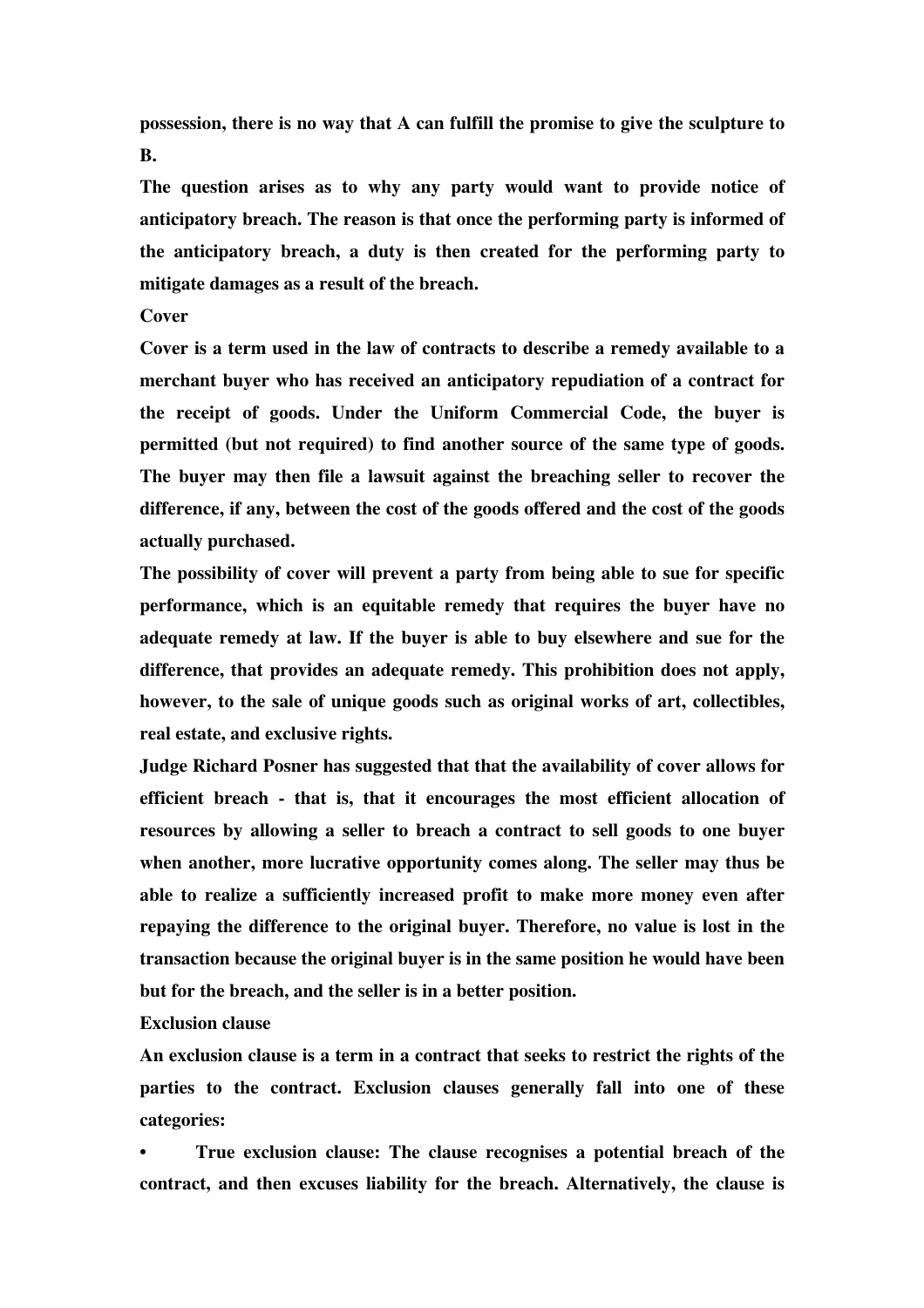possession, there is no way that A can fulfill the promise to give the sculpture to B.

The question arises as to why any party would want to provide notice of anticipatory breach. The reason is that once the performing party is informed of the anticipatory breach, a duty is then created for the performing party to mitigate damages as a result of the breach.

## Cover

Cover is a term used in the law of contracts to describe a remedy available to a merchant buyer who has received an anticipatory repudiation of a contract for the receipt of goods. Under the Uniform Commercial Code, the buyer is permitted (but not required) to find another source of the same type of goods. The buyer may then file a lawsuit against the breaching seller to recover the difference, if any, between the cost of the goods offered and the cost of the goods actually purchased.

The possibility of cover will prevent a party from being able to sue for specific performance, which is an equitable remedy that requires the buyer have no adequate remedy at law. If the buyer is able to buy elsewhere and sue for the difference, that provides an adequate remedy. This prohibition does not apply, however, to the sale of unique goods such as original works of art, collectibles, real estate, and exclusive rights.

Judge Richard Posner has suggested that that the availability of cover allows for efficient breach - that is, that it encourages the most efficient allocation of resources by allowing a seller to breach a contract to sell goods to one buyer when another, more lucrative opportunity comes along. The seller may thus be able to realize a sufficiently increased profit to make more money even after repaying the difference to the original buyer. Therefore, no value is lost in the transaction because the original buyer is in the same position he would have been but for the breach, and the seller is in a better position.

## Exclusion clause

An exclusion clause is a term in a contract that seeks to restrict the rights of the parties to the contract. Exclusion clauses generally fall into one of these categories:

- True exclusion clause: The clause recognises a potential breach of the contract, and then excuses liability for the breach. Alternatively, the clause is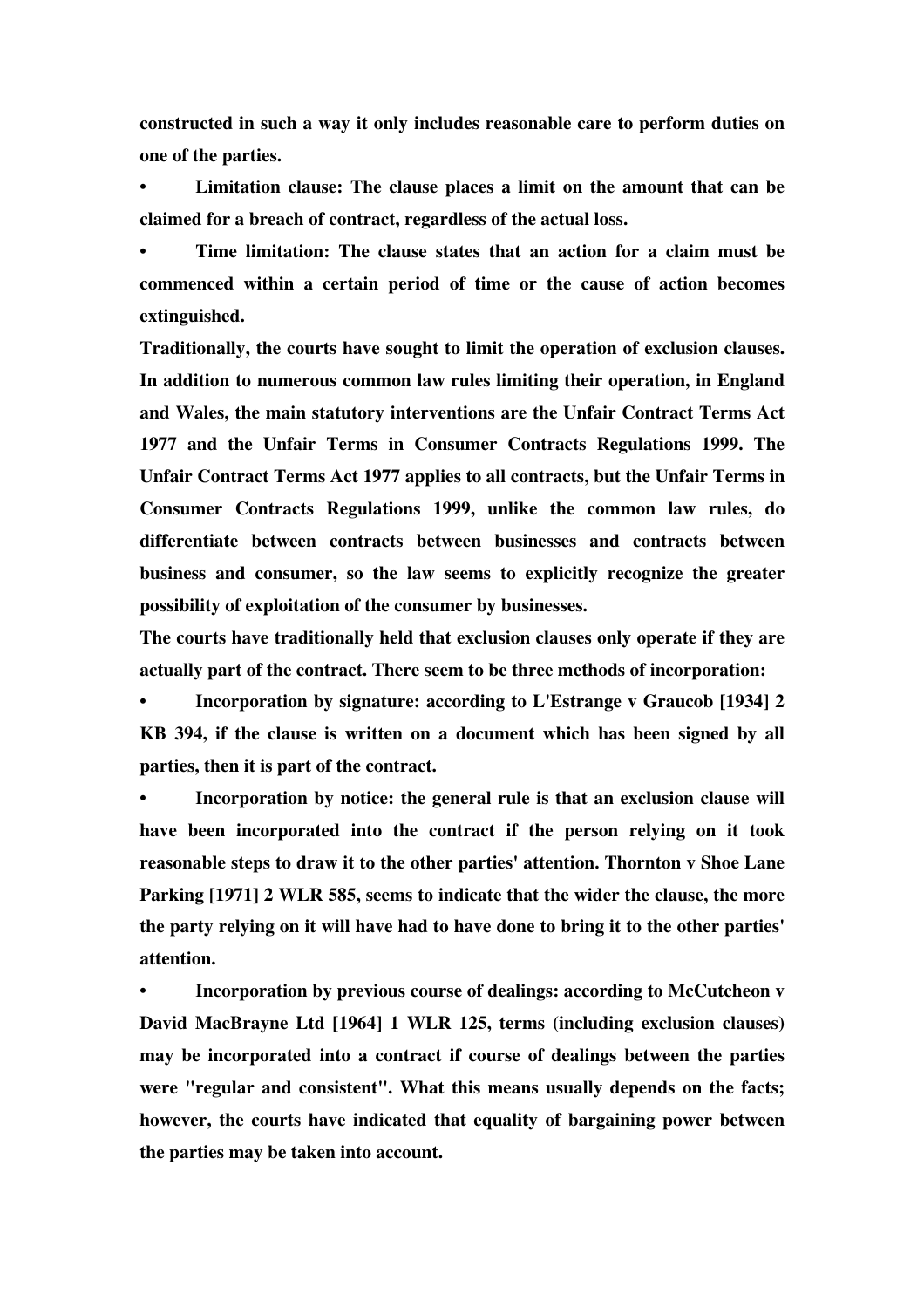**constructed in such a way it only includes reasonable care to perform duties on one of the parties.**

- **Limitation clause: The clause places a limit on the amount that can be claimed for a breach of contract, regardless of the actual loss.**
- **Time limitation: The clause states that an action for a claim must be commenced within a certain period of time or the cause of action becomes extinguished.**

**Traditionally, the courts have sought to limit the operation of exclusion clauses. In addition to numerous common law rules limiting their operation, in England and Wales, the main statutory interventions are the Unfair Contract Terms Act 1977 and the Unfair Terms in Consumer Contracts Regulations 1999. The Unfair Contract Terms Act 1977 applies to all contracts, but the Unfair Terms in Consumer Contracts Regulations 1999, unlike the common law rules, do differentiate between contracts between businesses and contracts between business and consumer, so the law seems to explicitly recognize the greater possibility of exploitation of the consumer by businesses.**

**The courts have traditionally held that exclusion clauses only operate if they are actually part of the contract. There seem to be three methods of incorporation:**

- **Incorporation by signature: according to L'Estrange v Graucob [1934] 2 KB 394, if the clause is written on a document which has been signed by all parties, then it is part of the contract.**
- **Incorporation by notice: the general rule is that an exclusion clause will have been incorporated into the contract if the person relying on it took reasonable steps to draw it to the other parties' attention. Thornton v Shoe Lane Parking [1971] 2 WLR 585, seems to indicate that the wider the clause, the more the party relying on it will have had to have done to bring it to the other parties' attention.**
- **Incorporation by previous course of dealings: according to McCutcheon v David MacBrayne Ltd [1964] 1 WLR 125, terms (including exclusion clauses) may be incorporated into a contract if course of dealings between the parties were "regular and consistent". What this means usually depends on the facts; however, the courts have indicated that equality of bargaining power between the parties may be taken into account.**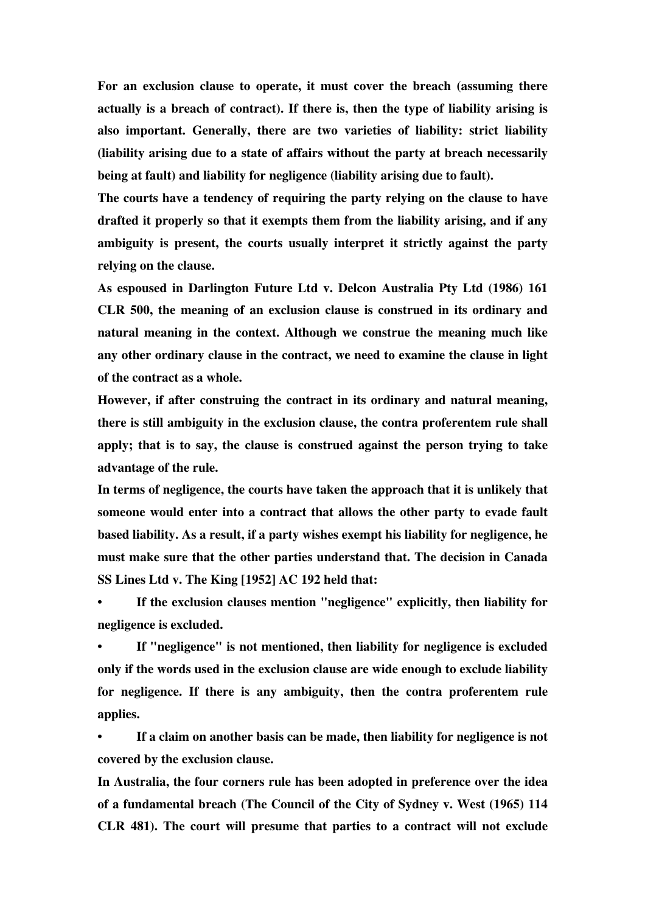**For an exclusion clause to operate, it must cover the breach (assuming there actually is a breach of contract). If there is, then the type of liability arising is also important. Generally, there are two varieties of liability: strict liability (liability arising due to a state of affairs without the party at breach necessarily being at fault) and liability for negligence (liability arising due to fault).**

**The courts have a tendency of requiring the party relying on the clause to have drafted it properly so that it exempts them from the liability arising, and if any ambiguity is present, the courts usually interpret it strictly against the party relying on the clause.**

**As espoused in Darlington Future Ltd v. Delcon Australia Pty Ltd (1986) 161 CLR 500, the meaning of an exclusion clause is construed in its ordinary and natural meaning in the context. Although we construe the meaning much like any other ordinary clause in the contract, we need to examine the clause in light of the contract as a whole.**

**However, if after construing the contract in its ordinary and natural meaning, there is still ambiguity in the exclusion clause, the contra proferentem rule shall apply; that is to say, the clause is construed against the person trying to take advantage of the rule.**

**In terms of negligence, the courts have taken the approach that it is unlikely that someone would enter into a contract that allows the other party to evade fault based liability. As a result, if a party wishes exempt his liability for negligence, he must make sure that the other parties understand that. The decision in Canada SS Lines Ltd v. The King [1952] AC 192 held that:**

- **If the exclusion clauses mention "negligence" explicitly, then liability for negligence is excluded.**
- **If "negligence" is not mentioned, then liability for negligence is excluded only if the words used in the exclusion clause are wide enough to exclude liability for negligence. If there is any ambiguity, then the contra proferentem rule applies.**
- **If a claim on another basis can be made, then liability for negligence is not covered by the exclusion clause.**

**In Australia, the four corners rule has been adopted in preference over the idea of a fundamental breach (The Council of the City of Sydney v. West (1965) 114 CLR 481). The court will presume that parties to a contract will not exclude**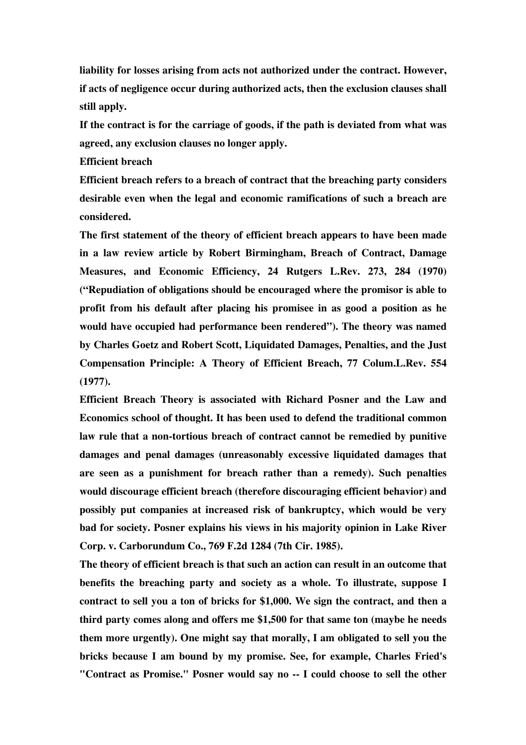liability for losses arising from acts not authorized under the contract. However, if acts of negligence occur during authorized acts, then the exclusion clauses shall still apply.

If the contract is for the carriage of goods, if the path is deviated from what was agreed, any exclusion clauses no longer apply.

### Efficient breach

Efficient breach refers to a breach of contract that the breaching party considers desirable even when the legal and economic ramifications of such a breach are considered.

The first statement of the theory of efficient breach appears to have been made in a law review article by Robert Birmingham, Breach of Contract, Damage Measures, and Economic Efficiency, 24 Rutgers L.Rev. 273, 284 (1970) ("Repudiation of obligations should be encouraged where the promisor is able to profit from his default after placing his promisee in as good a position as he would have occupied had performance been rendered"). The theory was named by Charles Goetz and Robert Scott, Liquidated Damages, Penalties, and the Just Compensation Principle: A Theory of Efficient Breach, 77 Colum.L.Rev. 554 (1977).

Efficient Breach Theory is associated with Richard Posner and the Law and Economics school of thought. It has been used to defend the traditional common law rule that a non-tortious breach of contract cannot be remedied by punitive damages and penal damages (unreasonably excessive liquidated damages that are seen as a punishment for breach rather than a remedy). Such penalties would discourage efficient breach (therefore discouraging efficient behavior) and possibly put companies at increased risk of bankruptcy, which would be very bad for society. Posner explains his views in his majority opinion in Lake River Corp. v. Carborundum Co., 769 F.2d 1284 (7th Cir. 1985).

The theory of efficient breach is that such an action can result in an outcome that benefits the breaching party and society as a whole. To illustrate, suppose I contract to sell you a ton of bricks for $1,000. We sign the contract, and then a third party comes along and offers me $1,500 for that same ton (maybe he needs them more urgently). One might say that morally, I am obligated to sell you the bricks because I am bound by my promise. See, for example, Charles Fried's "Contract as Promise." Posner would say no -- I could choose to sell the other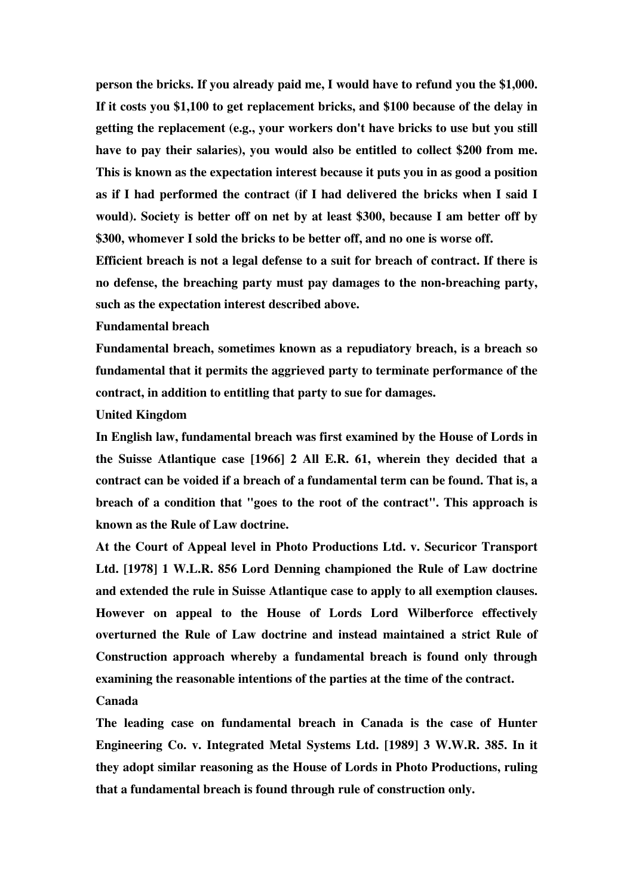person the bricks. If you already paid me, I would have to refund you the $1,000. If it costs you $1,100 to get replacement bricks, and $100 because of the delay in getting the replacement (e.g., your workers don't have bricks to use but you still have to pay their salaries), you would also be entitled to collect $200 from me. This is known as the expectation interest because it puts you in as good a position as if I had performed the contract (if I had delivered the bricks when I said I would). Society is better off on net by at least $300, because I am better off by $300, whomever I sold the bricks to be better off, and no one is worse off.

Efficient breach is not a legal defense to a suit for breach of contract. If there is no defense, the breaching party must pay damages to the non-breaching party, such as the expectation interest described above.

## Fundamental breach

Fundamental breach, sometimes known as a repudiatory breach, is a breach so fundamental that it permits the aggrieved party to terminate performance of the contract, in addition to entitling that party to sue for damages.

### United Kingdom

In English law, fundamental breach was first examined by the House of Lords in the Suisse Atlantique case [1966] 2 All E.R. 61, wherein they decided that a contract can be voided if a breach of a fundamental term can be found. That is, a breach of a condition that "goes to the root of the contract". This approach is known as the Rule of Law doctrine.

At the Court of Appeal level in Photo Productions Ltd. v. Securicor Transport Ltd. [1978] 1 W.L.R. 856 Lord Denning championed the Rule of Law doctrine and extended the rule in Suisse Atlantique case to apply to all exemption clauses. However on appeal to the House of Lords Lord Wilberforce effectively overturned the Rule of Law doctrine and instead maintained a strict Rule of Construction approach whereby a fundamental breach is found only through examining the reasonable intentions of the parties at the time of the contract.

### Canada

The leading case on fundamental breach in Canada is the case of Hunter Engineering Co. v. Integrated Metal Systems Ltd. [1989] 3 W.W.R. 385. In it they adopt similar reasoning as the House of Lords in Photo Productions, ruling that a fundamental breach is found through rule of construction only.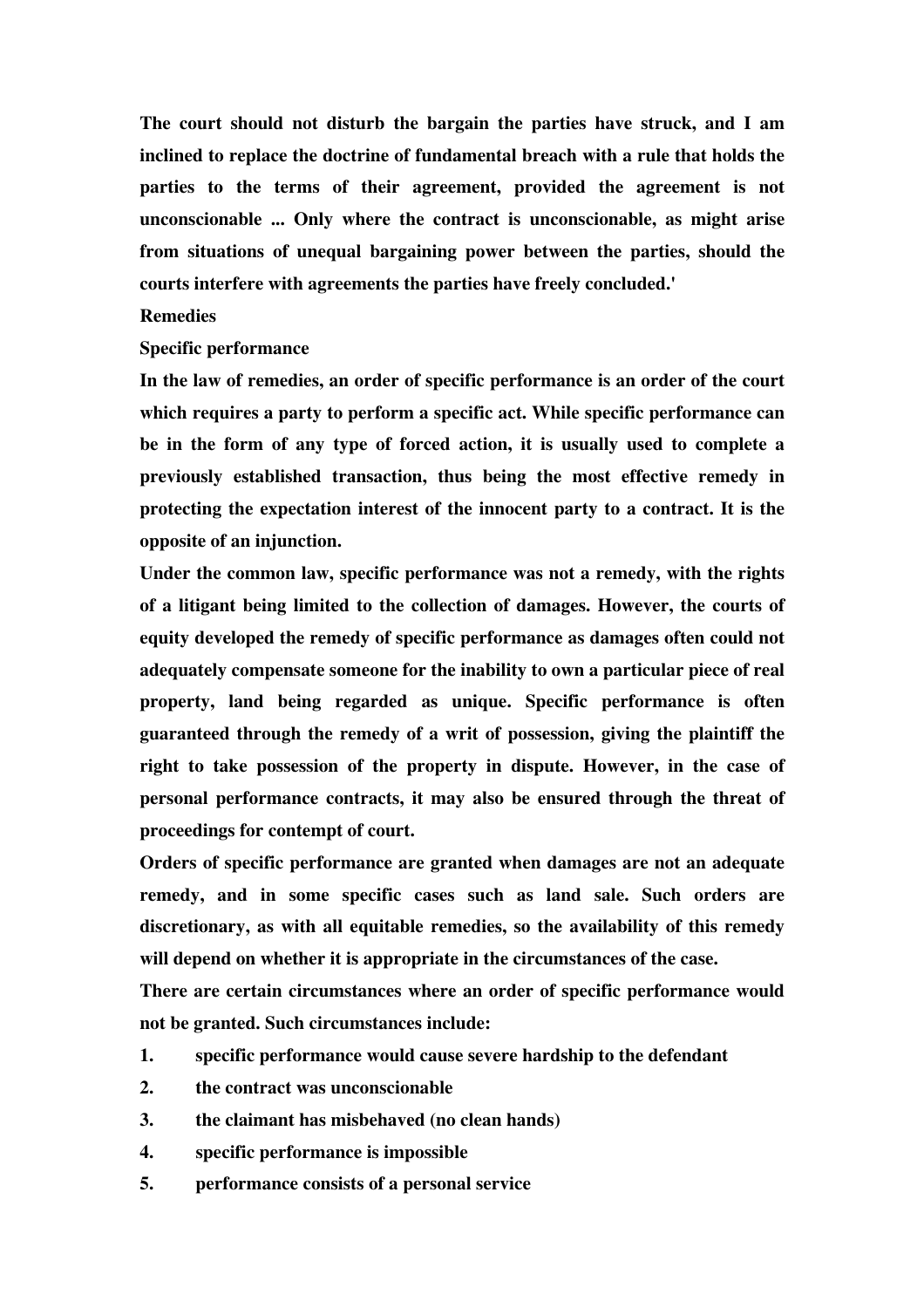The court should not disturb the bargain the parties have struck, and I am inclined to replace the doctrine of fundamental breach with a rule that holds the parties to the terms of their agreement, provided the agreement is not unconscionable ... Only where the contract is unconscionable, as might arise from situations of unequal bargaining power between the parties, should the courts interfere with agreements the parties have freely concluded.'

## Remedies

### Specific performance

In the law of remedies, an order of specific performance is an order of the court which requires a party to perform a specific act. While specific performance can be in the form of any type of forced action, it is usually used to complete a previously established transaction, thus being the most effective remedy in protecting the expectation interest of the innocent party to a contract. It is the opposite of an injunction.

Under the common law, specific performance was not a remedy, with the rights of a litigant being limited to the collection of damages. However, the courts of equity developed the remedy of specific performance as damages often could not adequately compensate someone for the inability to own a particular piece of real property, land being regarded as unique. Specific performance is often guaranteed through the remedy of a writ of possession, giving the plaintiff the right to take possession of the property in dispute. However, in the case of personal performance contracts, it may also be ensured through the threat of proceedings for contempt of court.

Orders of specific performance are granted when damages are not an adequate remedy, and in some specific cases such as land sale. Such orders are discretionary, as with all equitable remedies, so the availability of this remedy will depend on whether it is appropriate in the circumstances of the case.

There are certain circumstances where an order of specific performance would not be granted. Such circumstances include:

1. specific performance would cause severe hardship to the defendant
2. the contract was unconscionable
3. the claimant has misbehaved (no clean hands)
4. specific performance is impossible
5. performance consists of a personal service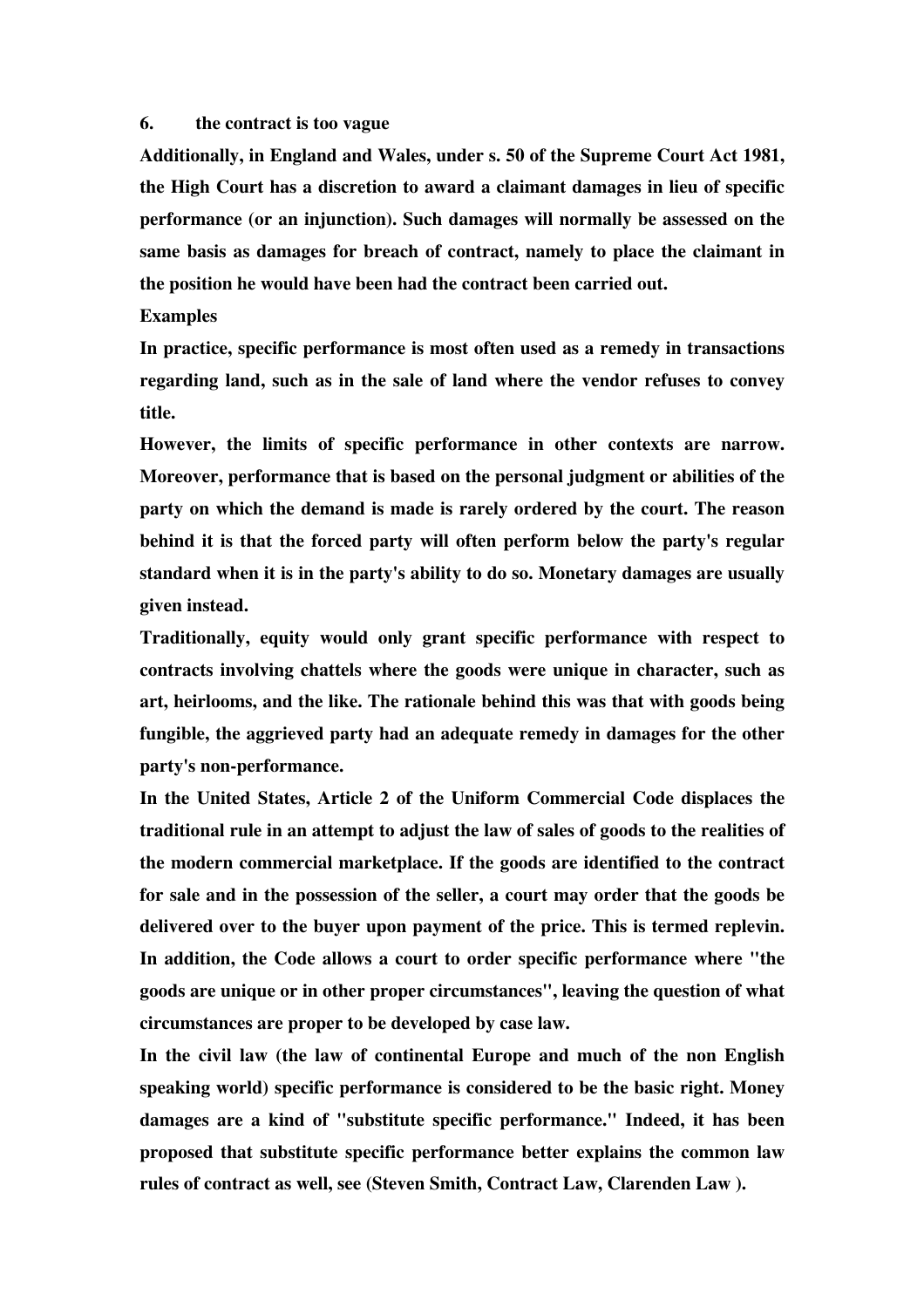6. the contract is too vague

Additionally, in England and Wales, under s. 50 of the Supreme Court Act 1981, the High Court has a discretion to award a claimant damages in lieu of specific performance (or an injunction). Such damages will normally be assessed on the same basis as damages for breach of contract, namely to place the claimant in the position he would have been had the contract been carried out.

**Examples**

In practice, specific performance is most often used as a remedy in transactions regarding land, such as in the sale of land where the vendor refuses to convey title.

However, the limits of specific performance in other contexts are narrow. Moreover, performance that is based on the personal judgment or abilities of the party on which the demand is made is rarely ordered by the court. The reason behind it is that the forced party will often perform below the party's regular standard when it is in the party's ability to do so. Monetary damages are usually given instead.

Traditionally, equity would only grant specific performance with respect to contracts involving chattels where the goods were unique in character, such as art, heirlooms, and the like. The rationale behind this was that with goods being fungible, the aggrieved party had an adequate remedy in damages for the other party's non-performance.

In the United States, Article 2 of the Uniform Commercial Code displaces the traditional rule in an attempt to adjust the law of sales of goods to the realities of the modern commercial marketplace. If the goods are identified to the contract for sale and in the possession of the seller, a court may order that the goods be delivered over to the buyer upon payment of the price. This is termed replevin. In addition, the Code allows a court to order specific performance where "the goods are unique or in other proper circumstances", leaving the question of what circumstances are proper to be developed by case law.

In the civil law (the law of continental Europe and much of the non English speaking world) specific performance is considered to be the basic right. Money damages are a kind of "substitute specific performance." Indeed, it has been proposed that substitute specific performance better explains the common law rules of contract as well, see (Steven Smith, Contract Law, Clarenden Law ).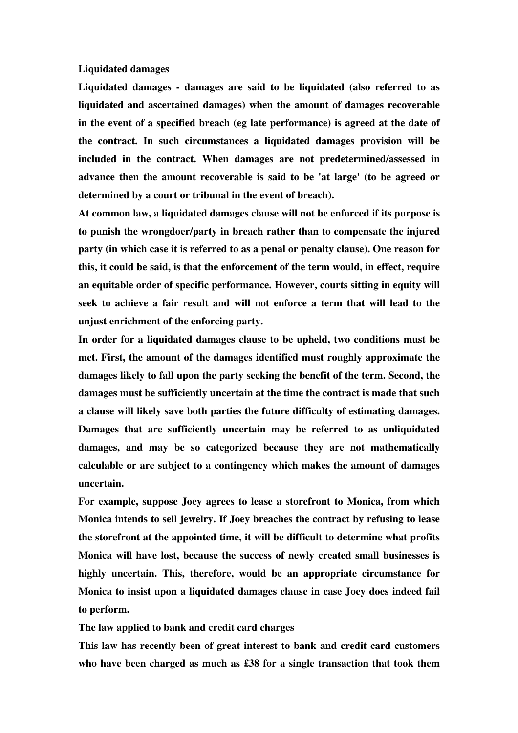## Liquidated damages

**Liquidated damages - damages are said to be liquidated (also referred to as liquidated and ascertained damages) when the amount of damages recoverable in the event of a specified breach (eg late performance) is agreed at the date of the contract. In such circumstances a liquidated damages provision will be included in the contract. When damages are not predetermined/assessed in advance then the amount recoverable is said to be 'at large' (to be agreed or determined by a court or tribunal in the event of breach).**

**At common law, a liquidated damages clause will not be enforced if its purpose is to punish the wrongdoer/party in breach rather than to compensate the injured party (in which case it is referred to as a penal or penalty clause). One reason for this, it could be said, is that the enforcement of the term would, in effect, require an equitable order of specific performance. However, courts sitting in equity will seek to achieve a fair result and will not enforce a term that will lead to the unjust enrichment of the enforcing party.**

**In order for a liquidated damages clause to be upheld, two conditions must be met. First, the amount of the damages identified must roughly approximate the damages likely to fall upon the party seeking the benefit of the term. Second, the damages must be sufficiently uncertain at the time the contract is made that such a clause will likely save both parties the future difficulty of estimating damages. Damages that are sufficiently uncertain may be referred to as unliquidated damages, and may be so categorized because they are not mathematically calculable or are subject to a contingency which makes the amount of damages uncertain.**

**For example, suppose Joey agrees to lease a storefront to Monica, from which Monica intends to sell jewelry. If Joey breaches the contract by refusing to lease the storefront at the appointed time, it will be difficult to determine what profits Monica will have lost, because the success of newly created small businesses is highly uncertain. This, therefore, would be an appropriate circumstance for Monica to insist upon a liquidated damages clause in case Joey does indeed fail to perform.**

## The law applied to bank and credit card charges

**This law has recently been of great interest to bank and credit card customers who have been charged as much as £38 for a single transaction that took them**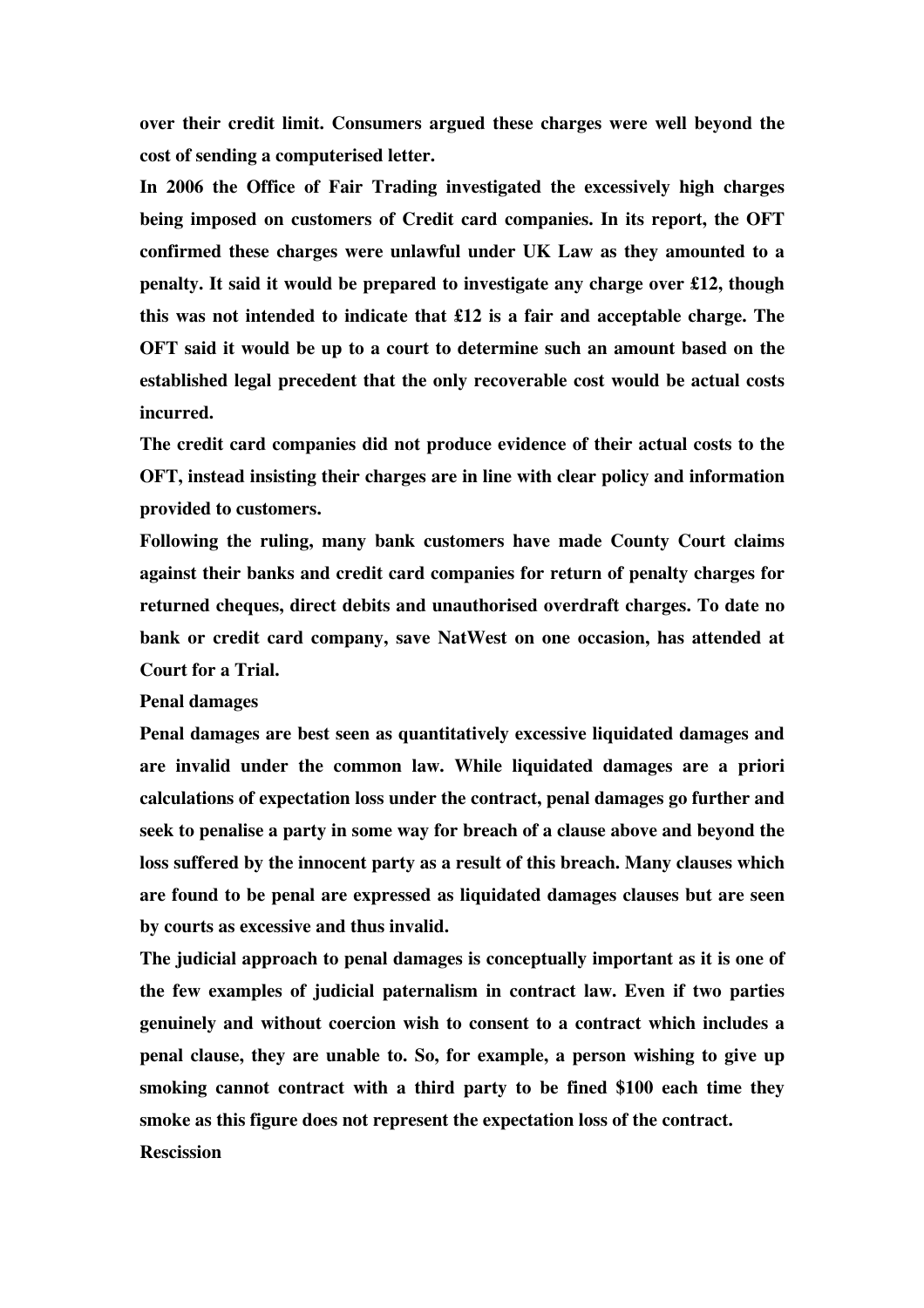over their credit limit. Consumers argued these charges were well beyond the cost of sending a computerised letter.

In 2006 the Office of Fair Trading investigated the excessively high charges being imposed on customers of Credit card companies. In its report, the OFT confirmed these charges were unlawful under UK Law as they amounted to a penalty. It said it would be prepared to investigate any charge over £12, though this was not intended to indicate that £12 is a fair and acceptable charge. The OFT said it would be up to a court to determine such an amount based on the established legal precedent that the only recoverable cost would be actual costs incurred.

The credit card companies did not produce evidence of their actual costs to the OFT, instead insisting their charges are in line with clear policy and information provided to customers.

Following the ruling, many bank customers have made County Court claims against their banks and credit card companies for return of penalty charges for returned cheques, direct debits and unauthorised overdraft charges. To date no bank or credit card company, save NatWest on one occasion, has attended at Court for a Trial.

## Penal damages

Penal damages are best seen as quantitatively excessive liquidated damages and are invalid under the common law. While liquidated damages are a priori calculations of expectation loss under the contract, penal damages go further and seek to penalise a party in some way for breach of a clause above and beyond the loss suffered by the innocent party as a result of this breach. Many clauses which are found to be penal are expressed as liquidated damages clauses but are seen by courts as excessive and thus invalid.

The judicial approach to penal damages is conceptually important as it is one of the few examples of judicial paternalism in contract law. Even if two parties genuinely and without coercion wish to consent to a contract which includes a penal clause, they are unable to. So, for example, a person wishing to give up smoking cannot contract with a third party to be fined $100 each time they smoke as this figure does not represent the expectation loss of the contract.

## Rescission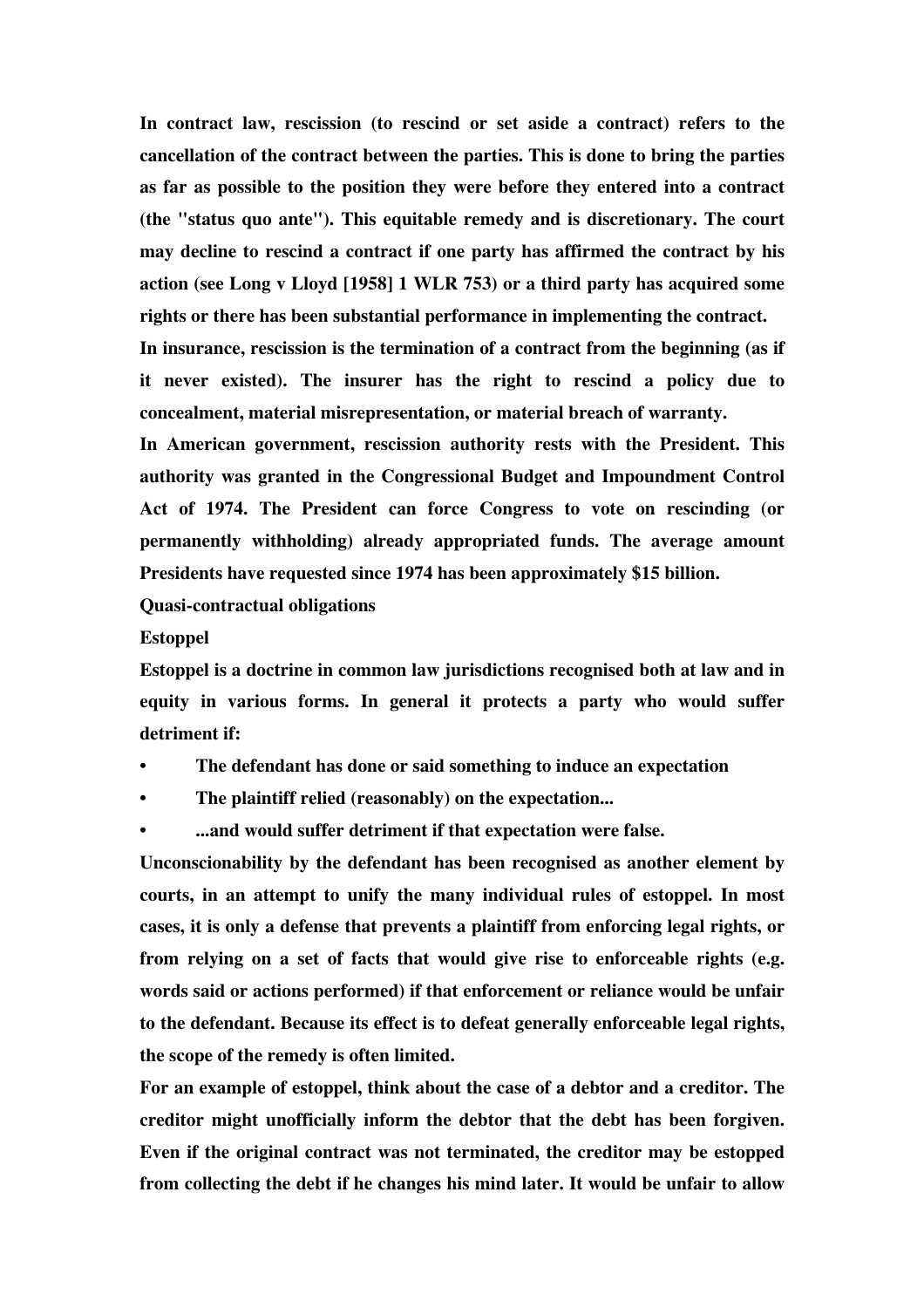In contract law, rescission (to rescind or set aside a contract) refers to the cancellation of the contract between the parties. This is done to bring the parties as far as possible to the position they were before they entered into a contract (the "status quo ante"). This equitable remedy and is discretionary. The court may decline to rescind a contract if one party has affirmed the contract by his action (see Long v Lloyd [1958] 1 WLR 753) or a third party has acquired some rights or there has been substantial performance in implementing the contract.

In insurance, rescission is the termination of a contract from the beginning (as if it never existed). The insurer has the right to rescind a policy due to concealment, material misrepresentation, or material breach of warranty.

In American government, rescission authority rests with the President. This authority was granted in the Congressional Budget and Impoundment Control Act of 1974. The President can force Congress to vote on rescinding (or permanently withholding) already appropriated funds. The average amount Presidents have requested since 1974 has been approximately $15 billion.

## Quasi-contractual obligations

### Estoppel

Estoppel is a doctrine in common law jurisdictions recognised both at law and in equity in various forms. In general it protects a party who would suffer detriment if:

- The defendant has done or said something to induce an expectation
- The plaintiff relied (reasonably) on the expectation...
- ...and would suffer detriment if that expectation were false.

Unconscionability by the defendant has been recognised as another element by courts, in an attempt to unify the many individual rules of estoppel. In most cases, it is only a defense that prevents a plaintiff from enforcing legal rights, or from relying on a set of facts that would give rise to enforceable rights (e.g. words said or actions performed) if that enforcement or reliance would be unfair to the defendant. Because its effect is to defeat generally enforceable legal rights, the scope of the remedy is often limited.

For an example of estoppel, think about the case of a debtor and a creditor. The creditor might unofficially inform the debtor that the debt has been forgiven. Even if the original contract was not terminated, the creditor may be estopped from collecting the debt if he changes his mind later. It would be unfair to allow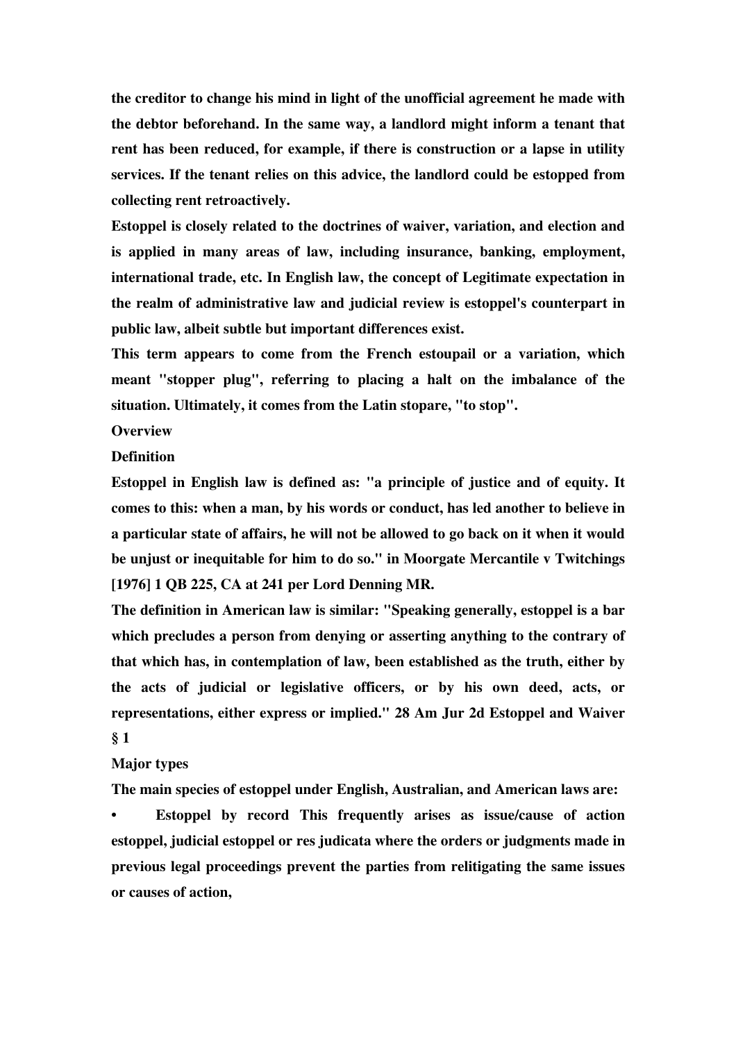**the creditor to change his mind in light of the unofficial agreement he made with the debtor beforehand. In the same way, a landlord might inform a tenant that rent has been reduced, for example, if there is construction or a lapse in utility services. If the tenant relies on this advice, the landlord could be estopped from collecting rent retroactively.**

**Estoppel is closely related to the doctrines of waiver, variation, and election and is applied in many areas of law, including insurance, banking, employment, international trade, etc. In English law, the concept of Legitimate expectation in the realm of administrative law and judicial review is estoppel's counterpart in public law, albeit subtle but important differences exist.**

**This term appears to come from the French estoupail or a variation, which meant "stopper plug", referring to placing a halt on the imbalance of the situation. Ultimately, it comes from the Latin stopare, "to stop".**

**Overview**

**Definition**

**Estoppel in English law is defined as: "a principle of justice and of equity. It comes to this: when a man, by his words or conduct, has led another to believe in a particular state of affairs, he will not be allowed to go back on it when it would be unjust or inequitable for him to do so." in Moorgate Mercantile v Twitchings [1976] 1 QB 225, CA at 241 per Lord Denning MR.**

**The definition in American law is similar: "Speaking generally, estoppel is a bar which precludes a person from denying or asserting anything to the contrary of that which has, in contemplation of law, been established as the truth, either by the acts of judicial or legislative officers, or by his own deed, acts, or representations, either express or implied." 28 Am Jur 2d Estoppel and Waiver § 1**

**Major types**

**The main species of estoppel under English, Australian, and American laws are:**

- **Estoppel by record This frequently arises as issue/cause of action estoppel, judicial estoppel or res judicata where the orders or judgments made in previous legal proceedings prevent the parties from relitigating the same issues or causes of action,**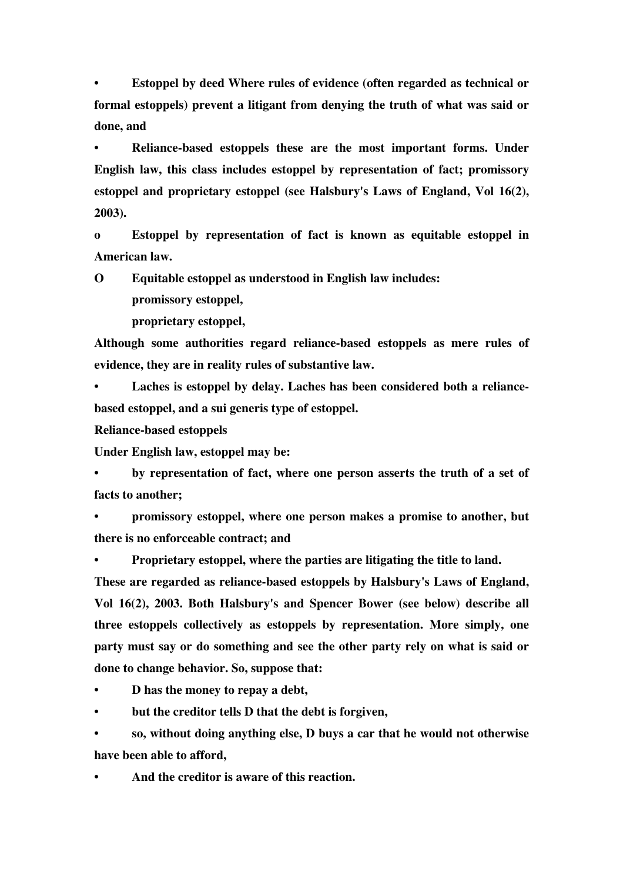- **Estoppel by deed Where rules of evidence (often regarded as technical or formal estoppels) prevent a litigant from denying the truth of what was said or done, and**
- **Reliance-based estoppels these are the most important forms. Under English law, this class includes estoppel by representation of fact; promissory estoppel and proprietary estoppel (see Halsbury's Laws of England, Vol 16(2), 2003).**
  - **Estoppel by representation of fact is known as equitable estoppel in American law.**
  - **Equitable estoppel as understood in English law includes:**
    - **promissory estoppel,**
    - **proprietary estoppel,**

**Although some authorities regard reliance-based estoppels as mere rules of evidence, they are in reality rules of substantive law.**

- **Laches is estoppel by delay. Laches has been considered both a reliance-based estoppel, and a sui generis type of estoppel.**

**Reliance-based estoppels**

**Under English law, estoppel may be:**

- **by representation of fact, where one person asserts the truth of a set of facts to another;**
- **promissory estoppel, where one person makes a promise to another, but there is no enforceable contract; and**
- **Proprietary estoppel, where the parties are litigating the title to land.**

**These are regarded as reliance-based estoppels by Halsbury's Laws of England, Vol 16(2), 2003. Both Halsbury's and Spencer Bower (see below) describe all three estoppels collectively as estoppels by representation. More simply, one party must say or do something and see the other party rely on what is said or done to change behavior. So, suppose that:**

- **D has the money to repay a debt,**
- **but the creditor tells D that the debt is forgiven,**
- **so, without doing anything else, D buys a car that he would not otherwise have been able to afford,**
- **And the creditor is aware of this reaction.**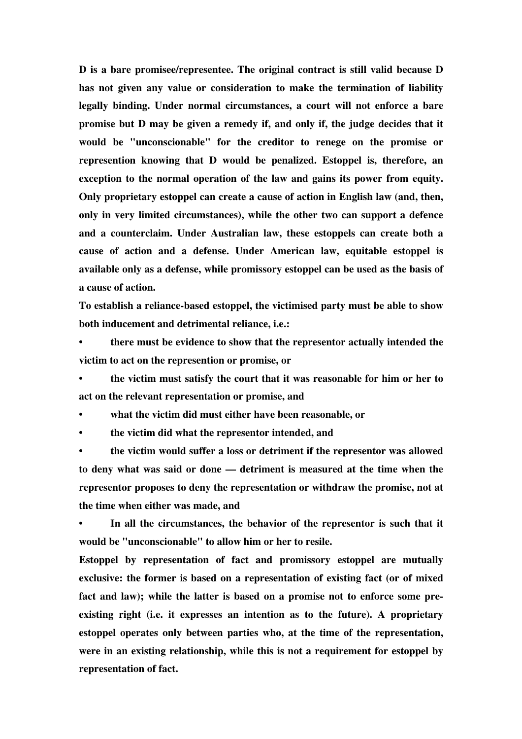**D is a bare promisee/representee. The original contract is still valid because D has not given any value or consideration to make the termination of liability legally binding. Under normal circumstances, a court will not enforce a bare promise but D may be given a remedy if, and only if, the judge decides that it would be "unconscionable" for the creditor to renege on the promise or represention knowing that D would be penalized. Estoppel is, therefore, an exception to the normal operation of the law and gains its power from equity. Only proprietary estoppel can create a cause of action in English law (and, then, only in very limited circumstances), while the other two can support a defence and a counterclaim. Under Australian law, these estoppels can create both a cause of action and a defense. Under American law, equitable estoppel is available only as a defense, while promissory estoppel can be used as the basis of a cause of action.**

**To establish a reliance-based estoppel, the victimised party must be able to show both inducement and detrimental reliance, i.e.:**

- **there must be evidence to show that the representor actually intended the victim to act on the represention or promise, or**
- **the victim must satisfy the court that it was reasonable for him or her to act on the relevant representation or promise, and**
- **what the victim did must either have been reasonable, or**
- **the victim did what the representor intended, and**
- **the victim would suffer a loss or detriment if the representor was allowed to deny what was said or done — detriment is measured at the time when the representor proposes to deny the representation or withdraw the promise, not at the time when either was made, and**
- **In all the circumstances, the behavior of the representor is such that it would be "unconscionable" to allow him or her to resile.**

**Estoppel by representation of fact and promissory estoppel are mutually exclusive: the former is based on a representation of existing fact (or of mixed fact and law); while the latter is based on a promise not to enforce some pre-existing right (i.e. it expresses an intention as to the future). A proprietary estoppel operates only between parties who, at the time of the representation, were in an existing relationship, while this is not a requirement for estoppel by representation of fact.**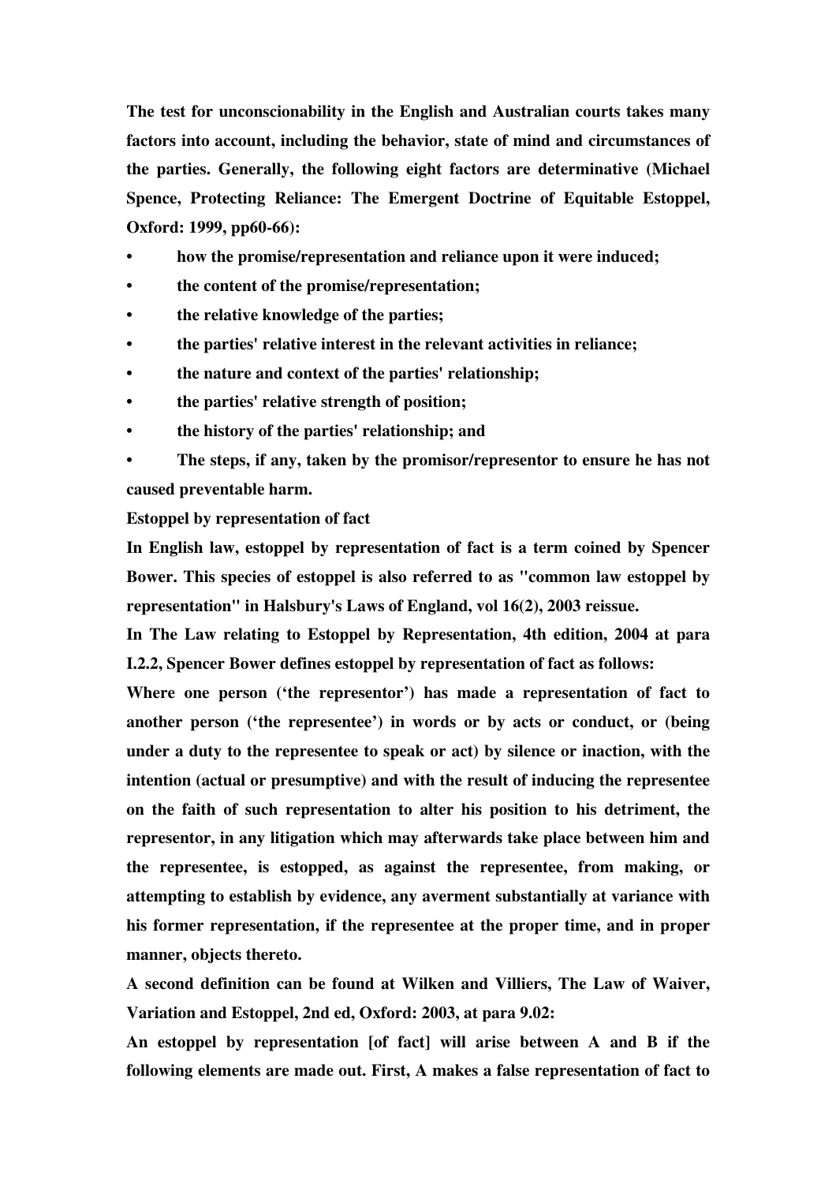**The test for unconscionability in the English and Australian courts takes many factors into account, including the behavior, state of mind and circumstances of the parties. Generally, the following eight factors are determinative (Michael Spence, Protecting Reliance: The Emergent Doctrine of Equitable Estoppel, Oxford: 1999, pp60-66):**

- **how the promise/representation and reliance upon it were induced;**
- **the content of the promise/representation;**
- **the relative knowledge of the parties;**
- **the parties' relative interest in the relevant activities in reliance;**
- **the nature and context of the parties' relationship;**
- **the parties' relative strength of position;**
- **the history of the parties' relationship; and**
- **The steps, if any, taken by the promisor/representor to ensure he has not caused preventable harm.**

**Estoppel by representation of fact**

**In English law, estoppel by representation of fact is a term coined by Spencer Bower. This species of estoppel is also referred to as "common law estoppel by representation" in Halsbury's Laws of England, vol 16(2), 2003 reissue.**

**In The Law relating to Estoppel by Representation, 4th edition, 2004 at para I.2.2, Spencer Bower defines estoppel by representation of fact as follows:**

**Where one person ('the representor') has made a representation of fact to another person ('the representee') in words or by acts or conduct, or (being under a duty to the representee to speak or act) by silence or inaction, with the intention (actual or presumptive) and with the result of inducing the representee on the faith of such representation to alter his position to his detriment, the representor, in any litigation which may afterwards take place between him and the representee, is estopped, as against the representee, from making, or attempting to establish by evidence, any averment substantially at variance with his former representation, if the representee at the proper time, and in proper manner, objects thereto.**

**A second definition can be found at Wilken and Villiers, The Law of Waiver, Variation and Estoppel, 2nd ed, Oxford: 2003, at para 9.02:**

**An estoppel by representation [of fact] will arise between A and B if the following elements are made out. First, A makes a false representation of fact to**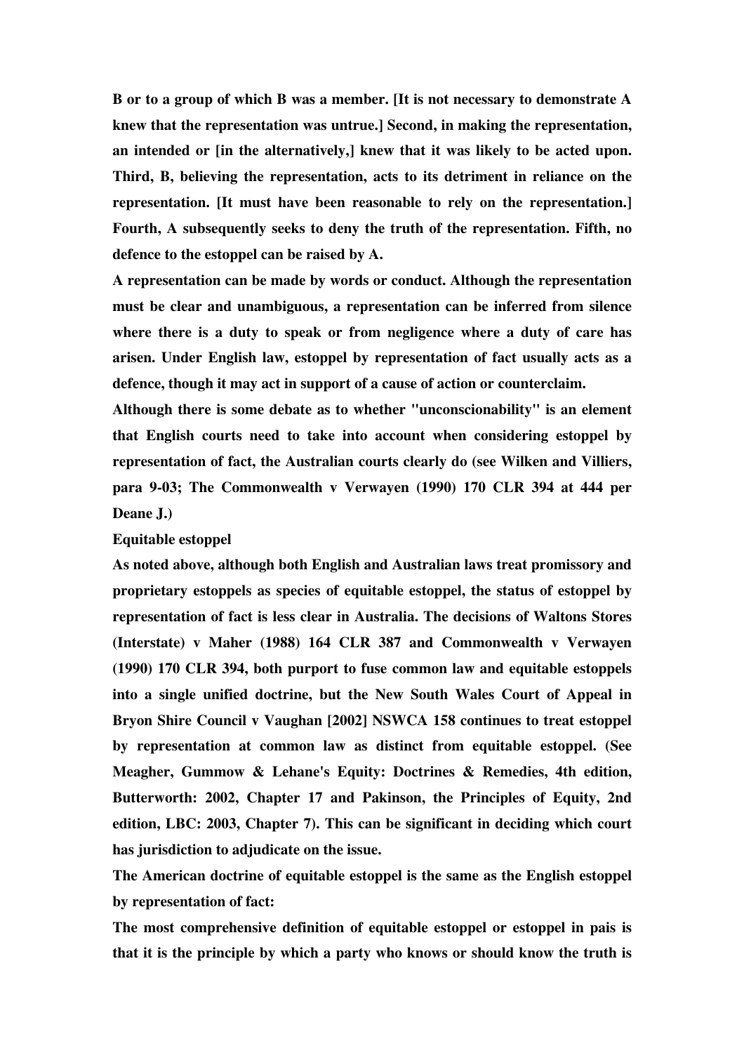B or to a group of which B was a member. [It is not necessary to demonstrate A knew that the representation was untrue.] Second, in making the representation, an intended or [in the alternatively,] knew that it was likely to be acted upon. Third, B, believing the representation, acts to its detriment in reliance on the representation. [It must have been reasonable to rely on the representation.] Fourth, A subsequently seeks to deny the truth of the representation. Fifth, no defence to the estoppel can be raised by A.

A representation can be made by words or conduct. Although the representation must be clear and unambiguous, a representation can be inferred from silence where there is a duty to speak or from negligence where a duty of care has arisen. Under English law, estoppel by representation of fact usually acts as a defence, though it may act in support of a cause of action or counterclaim.

Although there is some debate as to whether "unconscionability" is an element that English courts need to take into account when considering estoppel by representation of fact, the Australian courts clearly do (see Wilken and Villiers, para 9-03; The Commonwealth v Verwayen (1990) 170 CLR 394 at 444 per Deane J.)

## Equitable estoppel

As noted above, although both English and Australian laws treat promissory and proprietary estoppels as species of equitable estoppel, the status of estoppel by representation of fact is less clear in Australia. The decisions of Waltons Stores (Interstate) v Maher (1988) 164 CLR 387 and Commonwealth v Verwayen (1990) 170 CLR 394, both purport to fuse common law and equitable estoppels into a single unified doctrine, but the New South Wales Court of Appeal in Bryon Shire Council v Vaughan [2002] NSWCA 158 continues to treat estoppel by representation at common law as distinct from equitable estoppel. (See Meagher, Gummow & Lehane's Equity: Doctrines & Remedies, 4th edition, Butterworth: 2002, Chapter 17 and Pakinson, the Principles of Equity, 2nd edition, LBC: 2003, Chapter 7). This can be significant in deciding which court has jurisdiction to adjudicate on the issue.

The American doctrine of equitable estoppel is the same as the English estoppel by representation of fact:

The most comprehensive definition of equitable estoppel or estoppel in pais is that it is the principle by which a party who knows or should know the truth is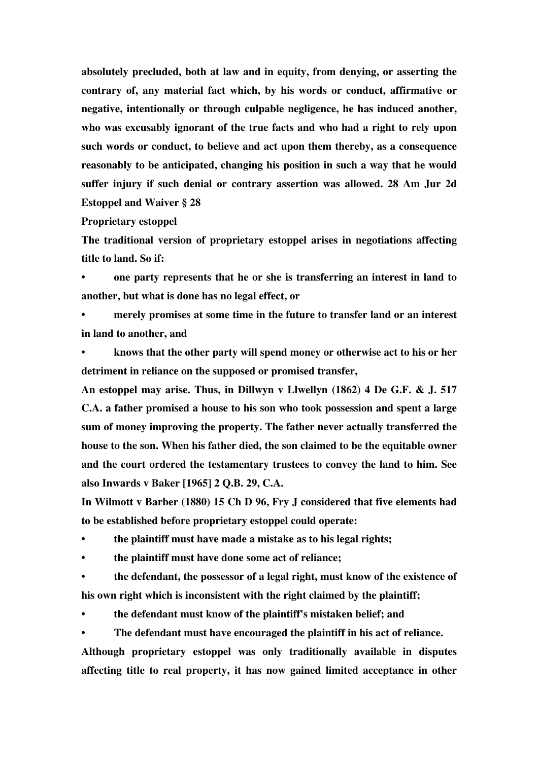absolutely precluded, both at law and in equity, from denying, or asserting the contrary of, any material fact which, by his words or conduct, affirmative or negative, intentionally or through culpable negligence, he has induced another, who was excusably ignorant of the true facts and who had a right to rely upon such words or conduct, to believe and act upon them thereby, as a consequence reasonably to be anticipated, changing his position in such a way that he would suffer injury if such denial or contrary assertion was allowed. 28 Am Jur 2d Estoppel and Waiver § 28

**Proprietary estoppel**

The traditional version of proprietary estoppel arises in negotiations affecting title to land. So if:

- one party represents that he or she is transferring an interest in land to another, but what is done has no legal effect, or
- merely promises at some time in the future to transfer land or an interest in land to another, and
- knows that the other party will spend money or otherwise act to his or her detriment in reliance on the supposed or promised transfer,

An estoppel may arise. Thus, in Dillwyn v Llwellyn (1862) 4 De G.F. & J. 517 C.A. a father promised a house to his son who took possession and spent a large sum of money improving the property. The father never actually transferred the house to the son. When his father died, the son claimed to be the equitable owner and the court ordered the testamentary trustees to convey the land to him. See also Inwards v Baker [1965] 2 Q.B. 29, C.A.

In Wilmott v Barber (1880) 15 Ch D 96, Fry J considered that five elements had to be established before proprietary estoppel could operate:

- the plaintiff must have made a mistake as to his legal rights;
- the plaintiff must have done some act of reliance;
- the defendant, the possessor of a legal right, must know of the existence of his own right which is inconsistent with the right claimed by the plaintiff;
- the defendant must know of the plaintiff's mistaken belief; and
- The defendant must have encouraged the plaintiff in his act of reliance.

Although proprietary estoppel was only traditionally available in disputes affecting title to real property, it has now gained limited acceptance in other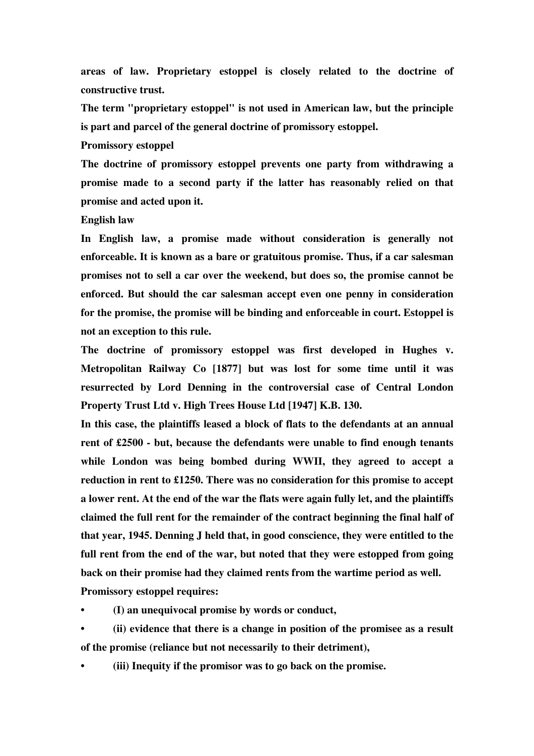**areas of law. Proprietary estoppel is closely related to the doctrine of constructive trust.**

**The term "proprietary estoppel" is not used in American law, but the principle is part and parcel of the general doctrine of promissory estoppel.**

## Promissory estoppel

**The doctrine of promissory estoppel prevents one party from withdrawing a promise made to a second party if the latter has reasonably relied on that promise and acted upon it.**

### English law

**In English law, a promise made without consideration is generally not enforceable. It is known as a bare or gratuitous promise. Thus, if a car salesman promises not to sell a car over the weekend, but does so, the promise cannot be enforced. But should the car salesman accept even one penny in consideration for the promise, the promise will be binding and enforceable in court. Estoppel is not an exception to this rule.**

**The doctrine of promissory estoppel was first developed in Hughes v. Metropolitan Railway Co [1877] but was lost for some time until it was resurrected by Lord Denning in the controversial case of Central London Property Trust Ltd v. High Trees House Ltd [1947] K.B. 130.**

**In this case, the plaintiffs leased a block of flats to the defendants at an annual rent of £2500 - but, because the defendants were unable to find enough tenants while London was being bombed during WWII, they agreed to accept a reduction in rent to £1250. There was no consideration for this promise to accept a lower rent. At the end of the war the flats were again fully let, and the plaintiffs claimed the full rent for the remainder of the contract beginning the final half of that year, 1945. Denning J held that, in good conscience, they were entitled to the full rent from the end of the war, but noted that they were estopped from going back on their promise had they claimed rents from the wartime period as well.**

**Promissory estoppel requires:**

- **(I) an unequivocal promise by words or conduct,**
- **(ii) evidence that there is a change in position of the promisee as a result of the promise (reliance but not necessarily to their detriment),**
- **(iii) Inequity if the promisor was to go back on the promise.**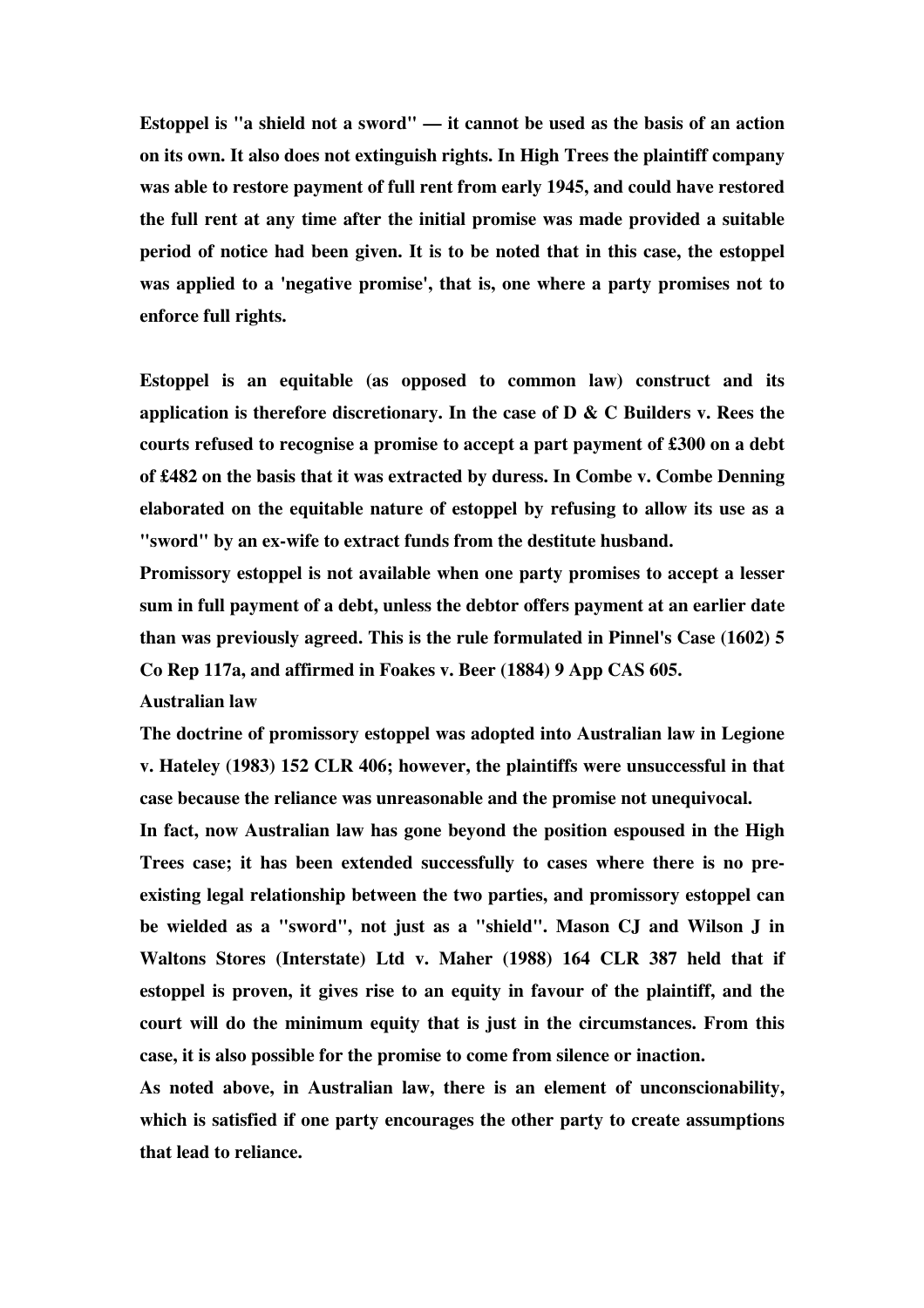**Estoppel is "a shield not a sword" — it cannot be used as the basis of an action on its own. It also does not extinguish rights. In High Trees the plaintiff company was able to restore payment of full rent from early 1945, and could have restored the full rent at any time after the initial promise was made provided a suitable period of notice had been given. It is to be noted that in this case, the estoppel was applied to a 'negative promise', that is, one where a party promises not to enforce full rights.**

**Estoppel is an equitable (as opposed to common law) construct and its application is therefore discretionary. In the case of D & C Builders v. Rees the courts refused to recognise a promise to accept a part payment of £300 on a debt of £482 on the basis that it was extracted by duress. In Combe v. Combe Denning elaborated on the equitable nature of estoppel by refusing to allow its use as a "sword" by an ex-wife to extract funds from the destitute husband.**

**Promissory estoppel is not available when one party promises to accept a lesser sum in full payment of a debt, unless the debtor offers payment at an earlier date than was previously agreed. This is the rule formulated in Pinnel's Case (1602) 5 Co Rep 117a, and affirmed in Foakes v. Beer (1884) 9 App CAS 605.**

**Australian law**

**The doctrine of promissory estoppel was adopted into Australian law in Legione v. Hateley (1983) 152 CLR 406; however, the plaintiffs were unsuccessful in that case because the reliance was unreasonable and the promise not unequivocal.**

**In fact, now Australian law has gone beyond the position espoused in the High Trees case; it has been extended successfully to cases where there is no pre-existing legal relationship between the two parties, and promissory estoppel can be wielded as a "sword", not just as a "shield". Mason CJ and Wilson J in Waltons Stores (Interstate) Ltd v. Maher (1988) 164 CLR 387 held that if estoppel is proven, it gives rise to an equity in favour of the plaintiff, and the court will do the minimum equity that is just in the circumstances. From this case, it is also possible for the promise to come from silence or inaction.**

**As noted above, in Australian law, there is an element of unconscionability, which is satisfied if one party encourages the other party to create assumptions that lead to reliance.**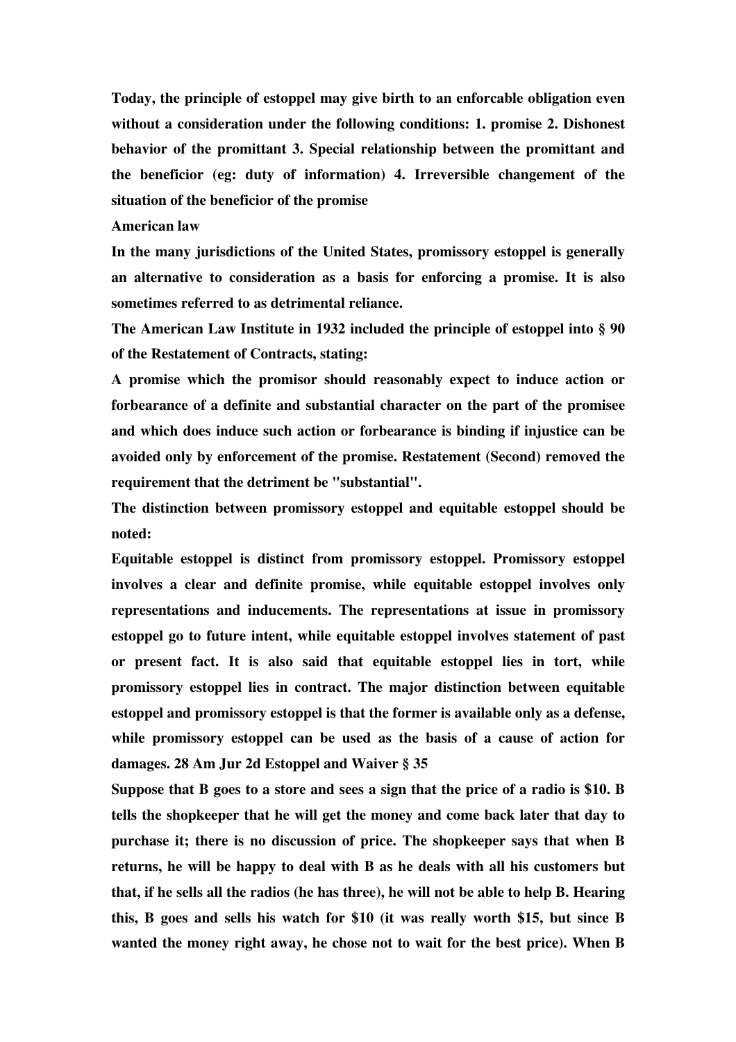Today, the principle of estoppel may give birth to an enforcable obligation even without a consideration under the following conditions: 1. promise 2. Dishonest behavior of the promittant 3. Special relationship between the promittant and the beneficior (eg: duty of information) 4. Irreversible changement of the situation of the beneficior of the promise

**American law**

In the many jurisdictions of the United States, promissory estoppel is generally an alternative to consideration as a basis for enforcing a promise. It is also sometimes referred to as detrimental reliance.

The American Law Institute in 1932 included the principle of estoppel into § 90 of the Restatement of Contracts, stating:

A promise which the promisor should reasonably expect to induce action or forbearance of a definite and substantial character on the part of the promisee and which does induce such action or forbearance is binding if injustice can be avoided only by enforcement of the promise. Restatement (Second) removed the requirement that the detriment be "substantial".

The distinction between promissory estoppel and equitable estoppel should be noted:

Equitable estoppel is distinct from promissory estoppel. Promissory estoppel involves a clear and definite promise, while equitable estoppel involves only representations and inducements. The representations at issue in promissory estoppel go to future intent, while equitable estoppel involves statement of past or present fact. It is also said that equitable estoppel lies in tort, while promissory estoppel lies in contract. The major distinction between equitable estoppel and promissory estoppel is that the former is available only as a defense, while promissory estoppel can be used as the basis of a cause of action for damages. 28 Am Jur 2d Estoppel and Waiver § 35

Suppose that B goes to a store and sees a sign that the price of a radio is $10. B tells the shopkeeper that he will get the money and come back later that day to purchase it; there is no discussion of price. The shopkeeper says that when B returns, he will be happy to deal with B as he deals with all his customers but that, if he sells all the radios (he has three), he will not be able to help B. Hearing this, B goes and sells his watch for $10 (it was really worth $15, but since B wanted the money right away, he chose not to wait for the best price). When B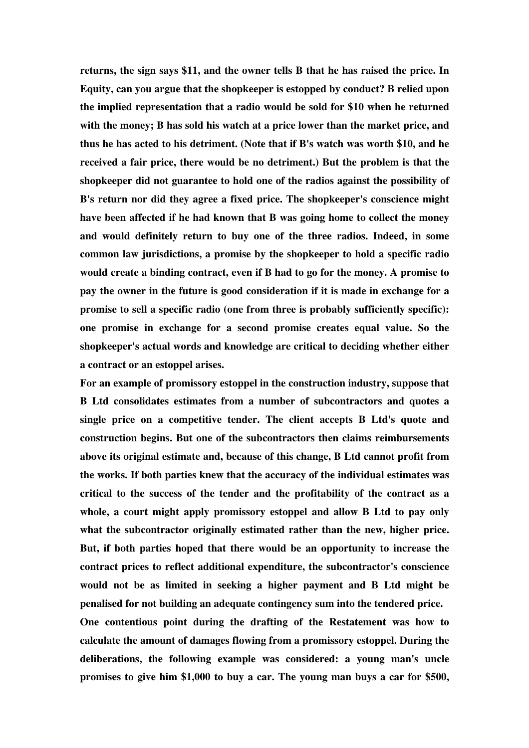**returns, the sign says $11, and the owner tells B that he has raised the price. In Equity, can you argue that the shopkeeper is estopped by conduct? B relied upon the implied representation that a radio would be sold for $10 when he returned with the money; B has sold his watch at a price lower than the market price, and thus he has acted to his detriment. (Note that if B's watch was worth $10, and he received a fair price, there would be no detriment.) But the problem is that the shopkeeper did not guarantee to hold one of the radios against the possibility of B's return nor did they agree a fixed price. The shopkeeper's conscience might have been affected if he had known that B was going home to collect the money and would definitely return to buy one of the three radios. Indeed, in some common law jurisdictions, a promise by the shopkeeper to hold a specific radio would create a binding contract, even if B had to go for the money. A promise to pay the owner in the future is good consideration if it is made in exchange for a promise to sell a specific radio (one from three is probably sufficiently specific): one promise in exchange for a second promise creates equal value. So the shopkeeper's actual words and knowledge are critical to deciding whether either a contract or an estoppel arises.**

**For an example of promissory estoppel in the construction industry, suppose that B Ltd consolidates estimates from a number of subcontractors and quotes a single price on a competitive tender. The client accepts B Ltd's quote and construction begins. But one of the subcontractors then claims reimbursements above its original estimate and, because of this change, B Ltd cannot profit from the works. If both parties knew that the accuracy of the individual estimates was critical to the success of the tender and the profitability of the contract as a whole, a court might apply promissory estoppel and allow B Ltd to pay only what the subcontractor originally estimated rather than the new, higher price. But, if both parties hoped that there would be an opportunity to increase the contract prices to reflect additional expenditure, the subcontractor's conscience would not be as limited in seeking a higher payment and B Ltd might be penalised for not building an adequate contingency sum into the tendered price.**

**One contentious point during the drafting of the Restatement was how to calculate the amount of damages flowing from a promissory estoppel. During the deliberations, the following example was considered: a young man's uncle promises to give him $1,000 to buy a car. The young man buys a car for $500,**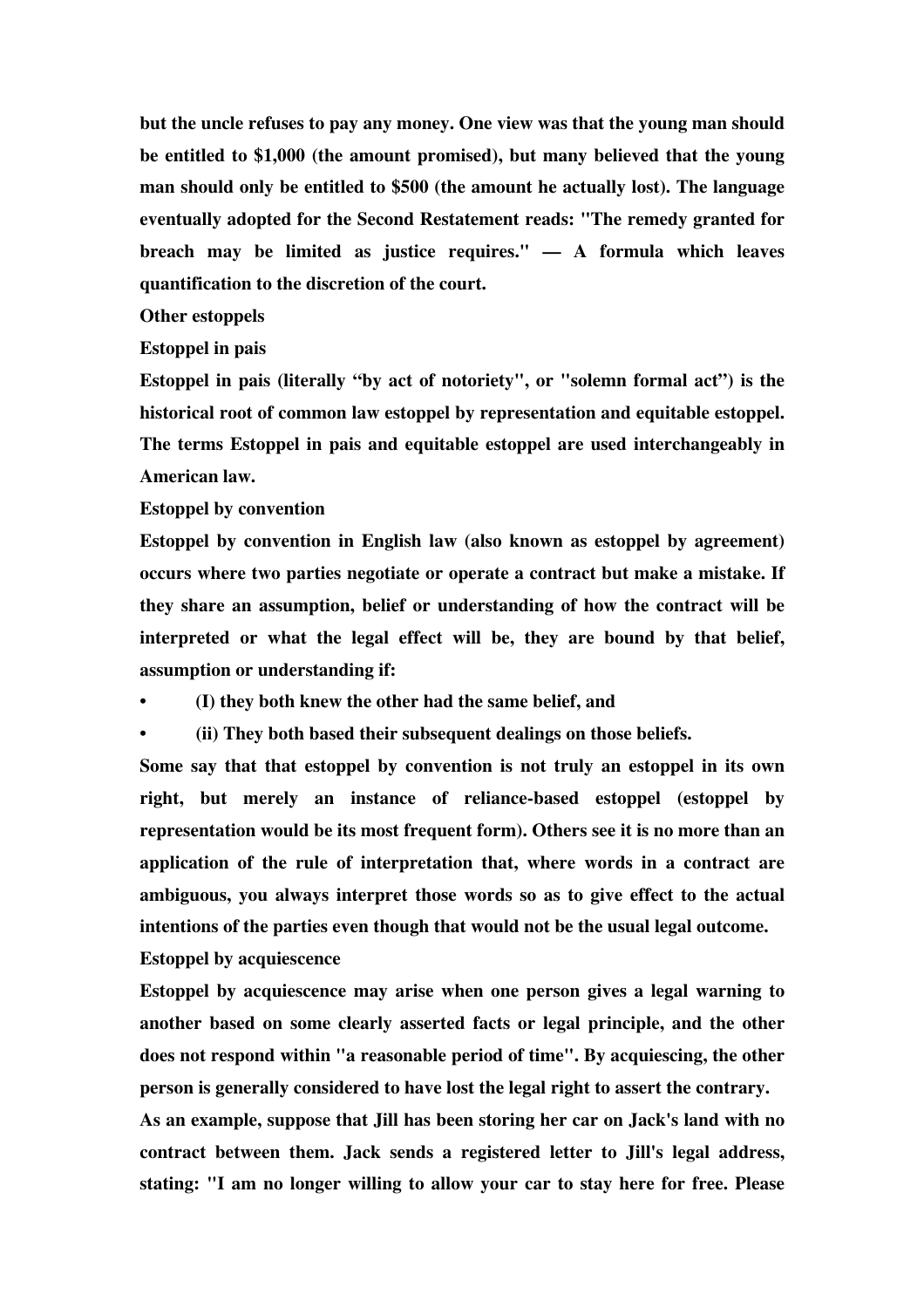but the uncle refuses to pay any money. One view was that the young man should be entitled to $1,000 (the amount promised), but many believed that the young man should only be entitled to $500 (the amount he actually lost). The language eventually adopted for the Second Restatement reads: "The remedy granted for breach may be limited as justice requires." — A formula which leaves quantification to the discretion of the court.

## Other estoppels

### Estoppel in pais

Estoppel in pais (literally "by act of notoriety", or "solemn formal act") is the historical root of common law estoppel by representation and equitable estoppel. The terms Estoppel in pais and equitable estoppel are used interchangeably in American law.

### Estoppel by convention

Estoppel by convention in English law (also known as estoppel by agreement) occurs where two parties negotiate or operate a contract but make a mistake. If they share an assumption, belief or understanding of how the contract will be interpreted or what the legal effect will be, they are bound by that belief, assumption or understanding if:

- (I) they both knew the other had the same belief, and
- (ii) They both based their subsequent dealings on those beliefs.

Some say that that estoppel by convention is not truly an estoppel in its own right, but merely an instance of reliance-based estoppel (estoppel by representation would be its most frequent form). Others see it is no more than an application of the rule of interpretation that, where words in a contract are ambiguous, you always interpret those words so as to give effect to the actual intentions of the parties even though that would not be the usual legal outcome.

### Estoppel by acquiescence

Estoppel by acquiescence may arise when one person gives a legal warning to another based on some clearly asserted facts or legal principle, and the other does not respond within "a reasonable period of time". By acquiescing, the other person is generally considered to have lost the legal right to assert the contrary.

As an example, suppose that Jill has been storing her car on Jack's land with no contract between them. Jack sends a registered letter to Jill's legal address, stating: "I am no longer willing to allow your car to stay here for free. Please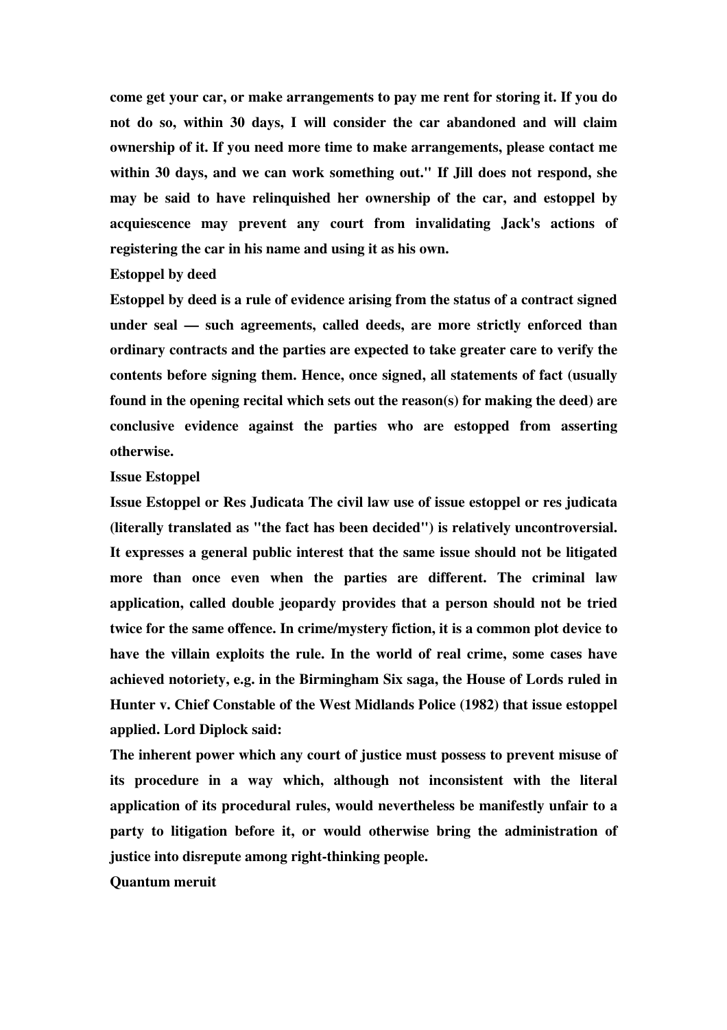come get your car, or make arrangements to pay me rent for storing it. If you do not do so, within 30 days, I will consider the car abandoned and will claim ownership of it. If you need more time to make arrangements, please contact me within 30 days, and we can work something out." If Jill does not respond, she may be said to have relinquished her ownership of the car, and estoppel by acquiescence may prevent any court from invalidating Jack's actions of registering the car in his name and using it as his own.

## Estoppel by deed

Estoppel by deed is a rule of evidence arising from the status of a contract signed under seal — such agreements, called deeds, are more strictly enforced than ordinary contracts and the parties are expected to take greater care to verify the contents before signing them. Hence, once signed, all statements of fact (usually found in the opening recital which sets out the reason(s) for making the deed) are conclusive evidence against the parties who are estopped from asserting otherwise.

## Issue Estoppel

Issue Estoppel or Res Judicata The civil law use of issue estoppel or res judicata (literally translated as "the fact has been decided") is relatively uncontroversial. It expresses a general public interest that the same issue should not be litigated more than once even when the parties are different. The criminal law application, called double jeopardy provides that a person should not be tried twice for the same offence. In crime/mystery fiction, it is a common plot device to have the villain exploits the rule. In the world of real crime, some cases have achieved notoriety, e.g. in the Birmingham Six saga, the House of Lords ruled in Hunter v. Chief Constable of the West Midlands Police (1982) that issue estoppel applied. Lord Diplock said:

The inherent power which any court of justice must possess to prevent misuse of its procedure in a way which, although not inconsistent with the literal application of its procedural rules, would nevertheless be manifestly unfair to a party to litigation before it, or would otherwise bring the administration of justice into disrepute among right-thinking people.

## Quantum meruit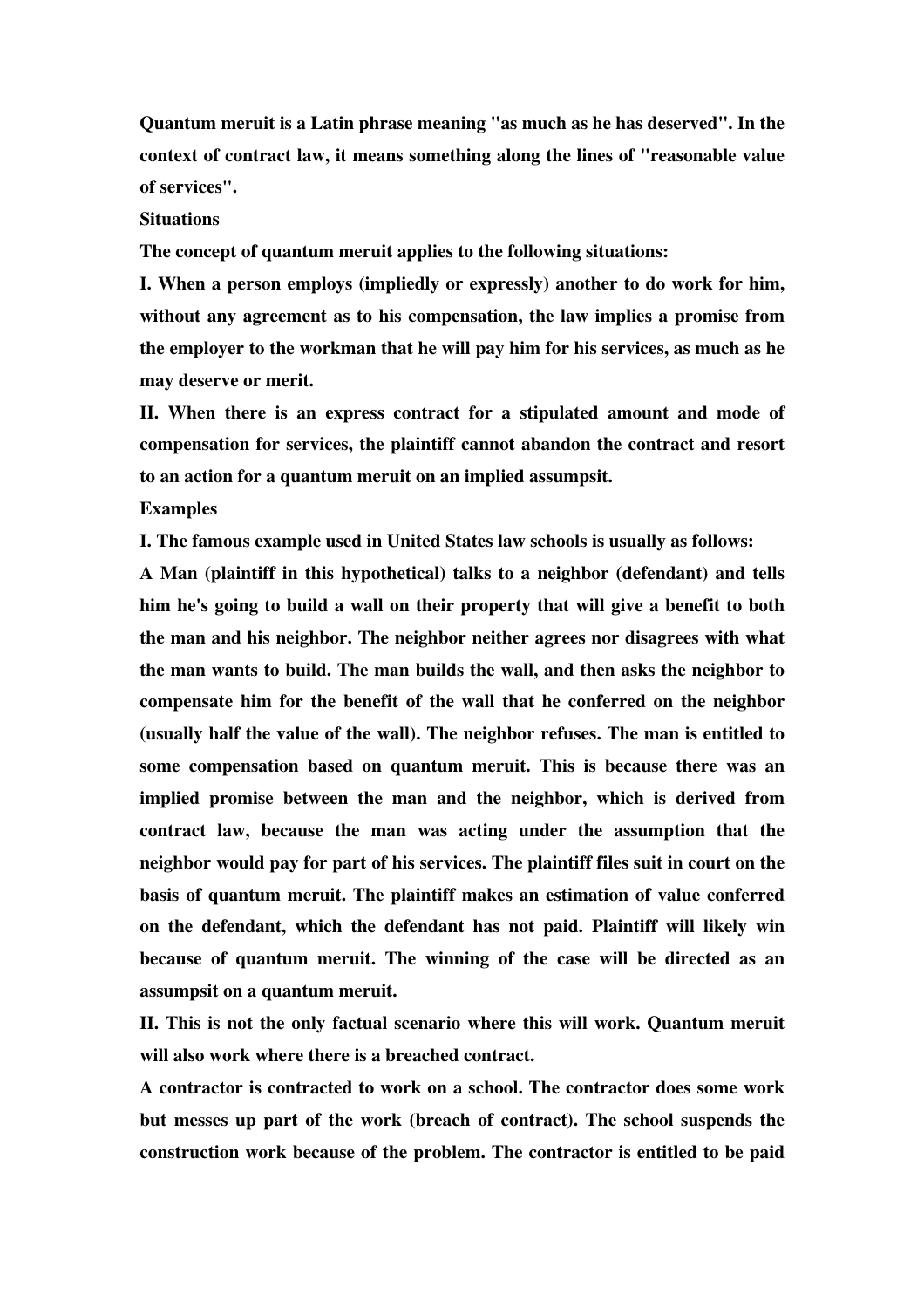Quantum meruit is a Latin phrase meaning "as much as he has deserved". In the context of contract law, it means something along the lines of "reasonable value of services".

## Situations

The concept of quantum meruit applies to the following situations:

I. When a person employs (impliedly or expressly) another to do work for him, without any agreement as to his compensation, the law implies a promise from the employer to the workman that he will pay him for his services, as much as he may deserve or merit.

II. When there is an express contract for a stipulated amount and mode of compensation for services, the plaintiff cannot abandon the contract and resort to an action for a quantum meruit on an implied assumpsit.

## Examples

I. The famous example used in United States law schools is usually as follows:

A Man (plaintiff in this hypothetical) talks to a neighbor (defendant) and tells him he's going to build a wall on their property that will give a benefit to both the man and his neighbor. The neighbor neither agrees nor disagrees with what the man wants to build. The man builds the wall, and then asks the neighbor to compensate him for the benefit of the wall that he conferred on the neighbor (usually half the value of the wall). The neighbor refuses. The man is entitled to some compensation based on quantum meruit. This is because there was an implied promise between the man and the neighbor, which is derived from contract law, because the man was acting under the assumption that the neighbor would pay for part of his services. The plaintiff files suit in court on the basis of quantum meruit. The plaintiff makes an estimation of value conferred on the defendant, which the defendant has not paid. Plaintiff will likely win because of quantum meruit. The winning of the case will be directed as an assumpsit on a quantum meruit.

II. This is not the only factual scenario where this will work. Quantum meruit will also work where there is a breached contract.

A contractor is contracted to work on a school. The contractor does some work but messes up part of the work (breach of contract). The school suspends the construction work because of the problem. The contractor is entitled to be paid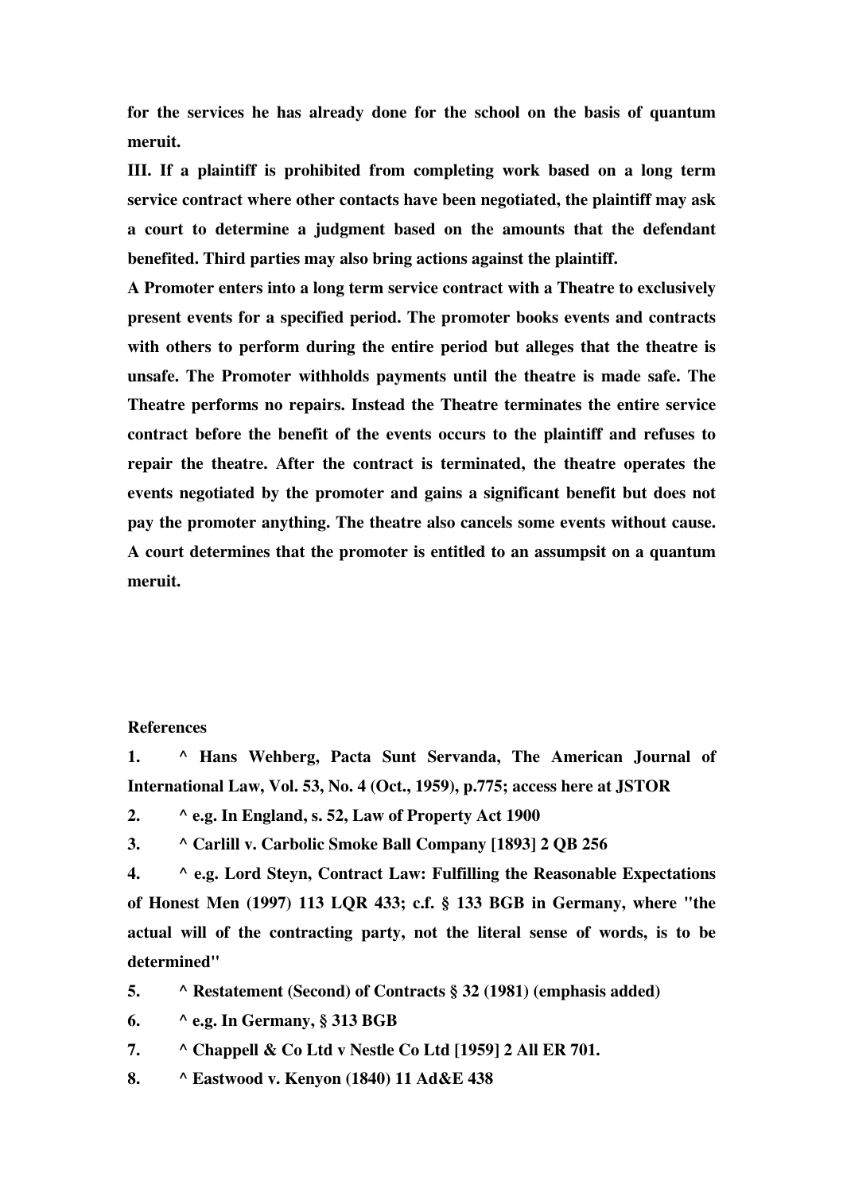**for the services he has already done for the school on the basis of quantum meruit.**

**III. If a plaintiff is prohibited from completing work based on a long term service contract where other contacts have been negotiated, the plaintiff may ask a court to determine a judgment based on the amounts that the defendant benefited. Third parties may also bring actions against the plaintiff.**

**A Promoter enters into a long term service contract with a Theatre to exclusively present events for a specified period. The promoter books events and contracts with others to perform during the entire period but alleges that the theatre is unsafe. The Promoter withholds payments until the theatre is made safe. The Theatre performs no repairs. Instead the Theatre terminates the entire service contract before the benefit of the events occurs to the plaintiff and refuses to repair the theatre. After the contract is terminated, the theatre operates the events negotiated by the promoter and gains a significant benefit but does not pay the promoter anything. The theatre also cancels some events without cause. A court determines that the promoter is entitled to an assumpsit on a quantum meruit.**

**References**

1. **^ Hans Wehberg, Pacta Sunt Servanda, The American Journal of International Law, Vol. 53, No. 4 (Oct., 1959), p.775; access here at JSTOR**
2. **^ e.g. In England, s. 52, Law of Property Act 1900**
3. **^ Carlill v. Carbolic Smoke Ball Company [1893] 2 QB 256**
4. **^ e.g. Lord Steyn, Contract Law: Fulfilling the Reasonable Expectations of Honest Men (1997) 113 LQR 433; c.f. § 133 BGB in Germany, where "the actual will of the contracting party, not the literal sense of words, is to be determined"**
5. **^ Restatement (Second) of Contracts § 32 (1981) (emphasis added)**
6. **^ e.g. In Germany, § 313 BGB**
7. **^ Chappell & Co Ltd v Nestle Co Ltd [1959] 2 All ER 701.**
8. **^ Eastwood v. Kenyon (1840) 11 Ad&E 438**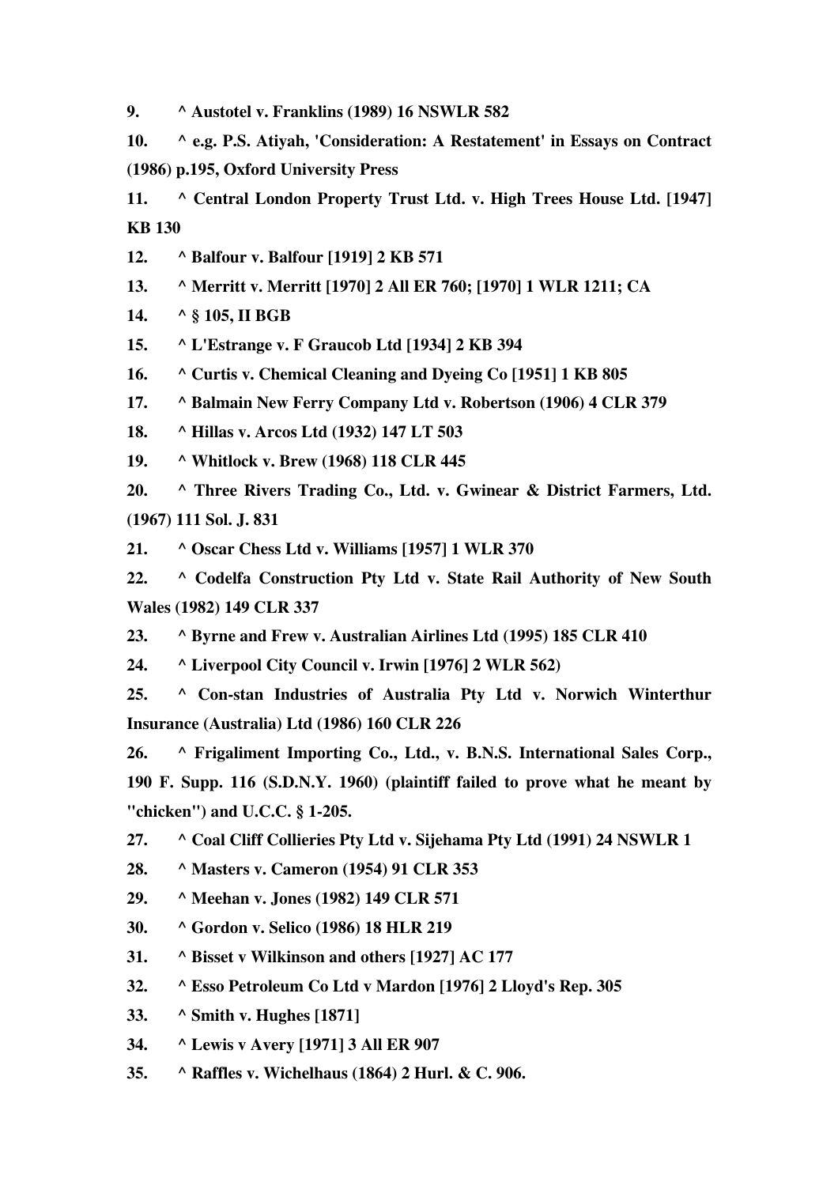**9. ^ Austotel v. Franklins (1989) 16 NSWLR 582**

**10. ^ e.g. P.S. Atiyah, 'Consideration: A Restatement' in Essays on Contract (1986) p.195, Oxford University Press**

**11. ^ Central London Property Trust Ltd. v. High Trees House Ltd. [1947] KB 130**

**12. ^ Balfour v. Balfour [1919] 2 KB 571**

**13. ^ Merritt v. Merritt [1970] 2 All ER 760; [1970] 1 WLR 1211; CA**

**14. ^ § 105, II BGB**

**15. ^ L'Estrange v. F Graucob Ltd [1934] 2 KB 394**

**16. ^ Curtis v. Chemical Cleaning and Dyeing Co [1951] 1 KB 805**

**17. ^ Balmain New Ferry Company Ltd v. Robertson (1906) 4 CLR 379**

**18. ^ Hillas v. Arcos Ltd (1932) 147 LT 503**

**19. ^ Whitlock v. Brew (1968) 118 CLR 445**

**20. ^ Three Rivers Trading Co., Ltd. v. Gwinear & District Farmers, Ltd. (1967) 111 Sol. J. 831**

**21. ^ Oscar Chess Ltd v. Williams [1957] 1 WLR 370**

**22. ^ Codelfa Construction Pty Ltd v. State Rail Authority of New South Wales (1982) 149 CLR 337**

**23. ^ Byrne and Frew v. Australian Airlines Ltd (1995) 185 CLR 410**

**24. ^ Liverpool City Council v. Irwin [1976] 2 WLR 562)**

**25. ^ Con-stan Industries of Australia Pty Ltd v. Norwich Winterthur Insurance (Australia) Ltd (1986) 160 CLR 226**

**26. ^ Frigaliment Importing Co., Ltd., v. B.N.S. International Sales Corp., 190 F. Supp. 116 (S.D.N.Y. 1960) (plaintiff failed to prove what he meant by "chicken") and U.C.C. § 1-205.**

**27. ^ Coal Cliff Collieries Pty Ltd v. Sijehama Pty Ltd (1991) 24 NSWLR 1**

**28. ^ Masters v. Cameron (1954) 91 CLR 353**

**29. ^ Meehan v. Jones (1982) 149 CLR 571**

**30. ^ Gordon v. Selico (1986) 18 HLR 219**

**31. ^ Bisset v Wilkinson and others [1927] AC 177**

**32. ^ Esso Petroleum Co Ltd v Mardon [1976] 2 Lloyd's Rep. 305**

**33. ^ Smith v. Hughes [1871]**

**34. ^ Lewis v Avery [1971] 3 All ER 907**

**35. ^ Raffles v. Wichelhaus (1864) 2 Hurl. & C. 906.**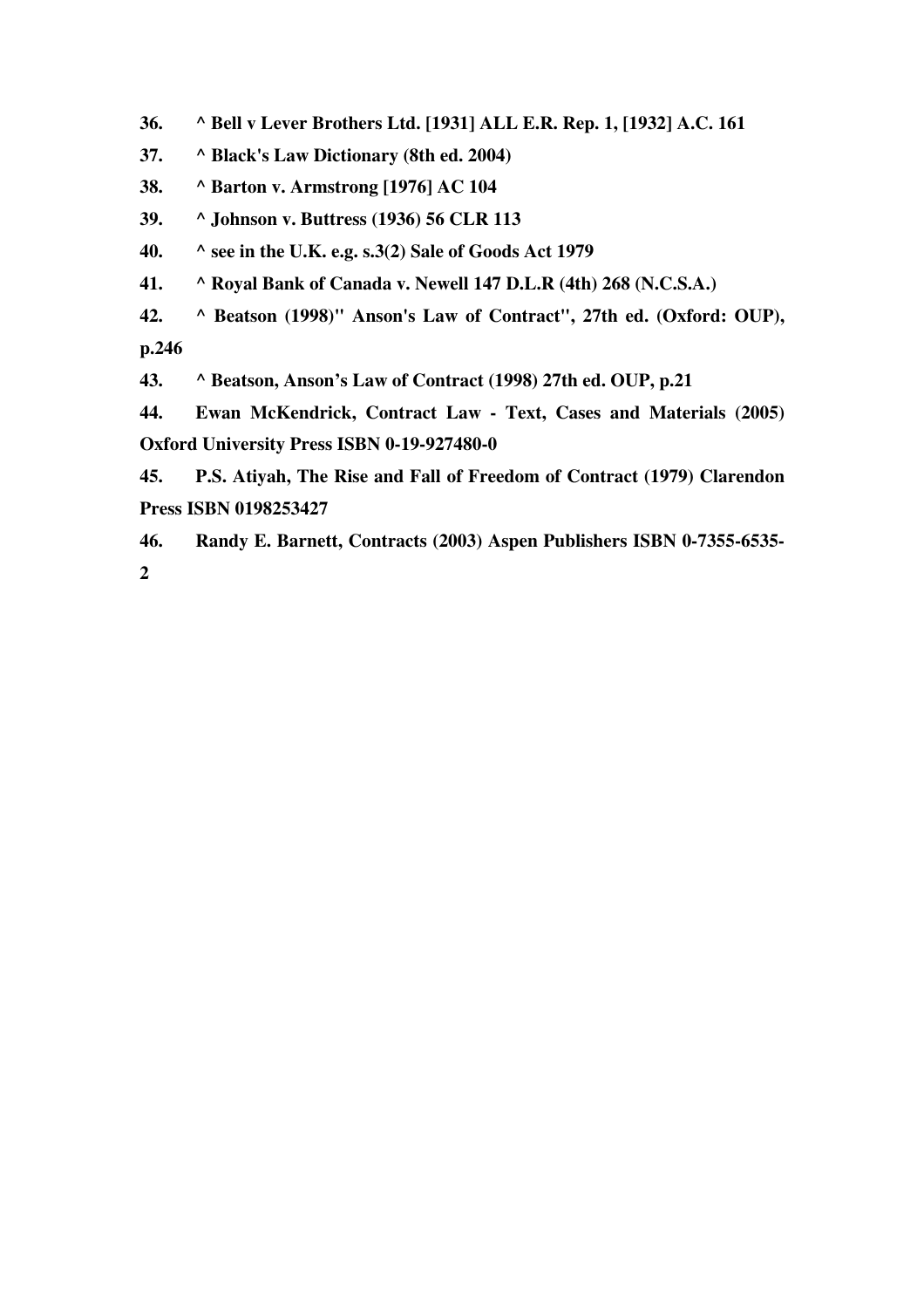36. **^ Bell v Lever Brothers Ltd. [1931] ALL E.R. Rep. 1, [1932] A.C. 161**

37. **^ Black's Law Dictionary (8th ed. 2004)**

38. **^ Barton v. Armstrong [1976] AC 104**

39. **^ Johnson v. Buttress (1936) 56 CLR 113**

40. **^ see in the U.K. e.g. s.3(2) Sale of Goods Act 1979**

41. **^ Royal Bank of Canada v. Newell 147 D.L.R (4th) 268 (N.C.S.A.)**

42. **^ Beatson (1998)" Anson's Law of Contract", 27th ed. (Oxford: OUP), p.246**

43. **^ Beatson, Anson's Law of Contract (1998) 27th ed. OUP, p.21**

44. **Ewan McKendrick, Contract Law - Text, Cases and Materials (2005) Oxford University Press ISBN 0-19-927480-0**

45. **P.S. Atiyah, The Rise and Fall of Freedom of Contract (1979) Clarendon Press ISBN 0198253427**

46. **Randy E. Barnett, Contracts (2003) Aspen Publishers ISBN 0-7355-6535-2**